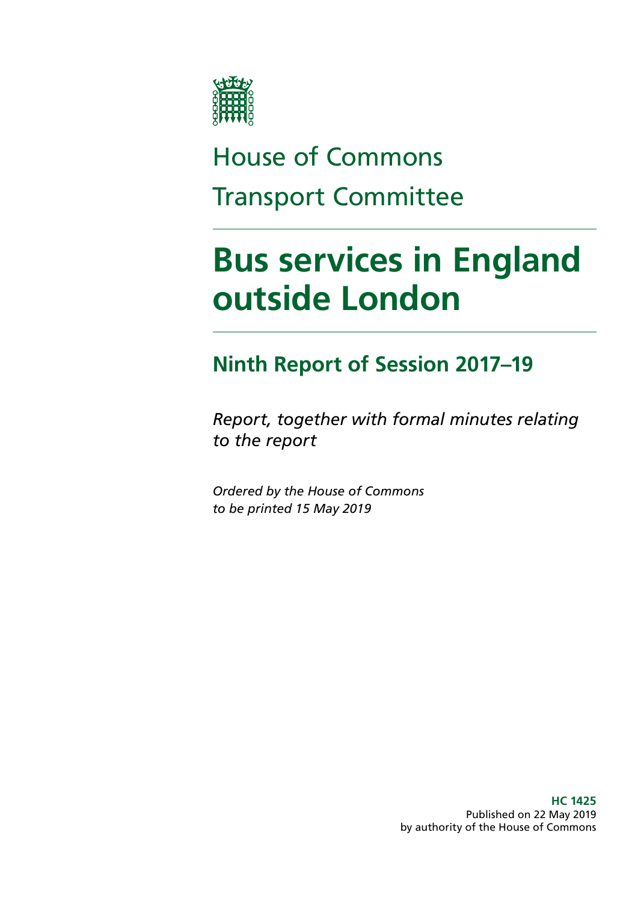House of Commons

Transport Committee

# Bus services in England outside London

## Ninth Report of Session 2017–19

*Report, together with formal minutes relating to the report*

*Ordered by the House of Commons to be printed 15 May 2019*

**HC 1425**
Published on 22 May 2019
by authority of the House of Commons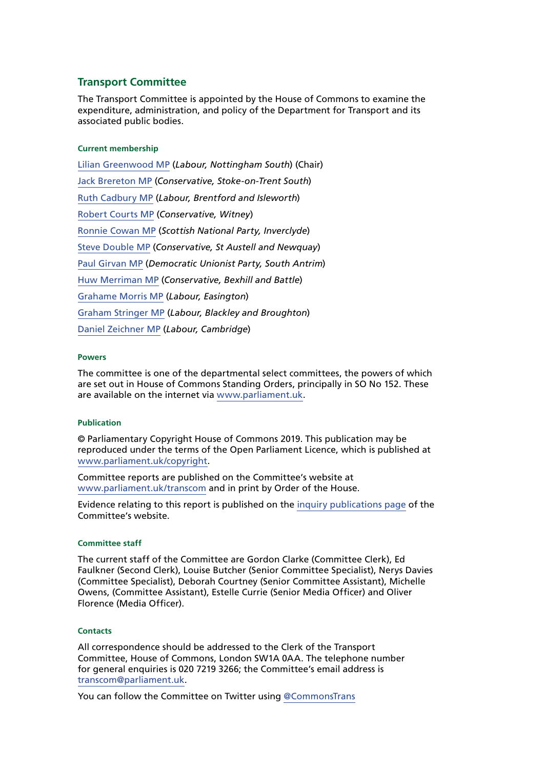## Transport Committee

The Transport Committee is appointed by the House of Commons to examine the expenditure, administration, and policy of the Department for Transport and its associated public bodies.

### Current membership

Lilian Greenwood MP (*Labour, Nottingham South*) (Chair)

Jack Brereton MP (*Conservative, Stoke-on-Trent South*)

Ruth Cadbury MP (*Labour, Brentford and Isleworth*)

Robert Courts MP (*Conservative, Witney*)

Ronnie Cowan MP (*Scottish National Party, Inverclyde*)

Steve Double MP (*Conservative, St Austell and Newquay*)

Paul Girvan MP (*Democratic Unionist Party, South Antrim*)

Huw Merriman MP (*Conservative, Bexhill and Battle*)

Grahame Morris MP (*Labour, Easington*)

Graham Stringer MP (*Labour, Blackley and Broughton*)

Daniel Zeichner MP (*Labour, Cambridge*)

### Powers

The committee is one of the departmental select committees, the powers of which are set out in House of Commons Standing Orders, principally in SO No 152. These are available on the internet via www.parliament.uk.

### Publication

© Parliamentary Copyright House of Commons 2019. This publication may be reproduced under the terms of the Open Parliament Licence, which is published at www.parliament.uk/copyright.

Committee reports are published on the Committee's website at www.parliament.uk/transcom and in print by Order of the House.

Evidence relating to this report is published on the inquiry publications page of the Committee's website.

### Committee staff

The current staff of the Committee are Gordon Clarke (Committee Clerk), Ed Faulkner (Second Clerk), Louise Butcher (Senior Committee Specialist), Nerys Davies (Committee Specialist), Deborah Courtney (Senior Committee Assistant), Michelle Owens, (Committee Assistant), Estelle Currie (Senior Media Officer) and Oliver Florence (Media Officer).

### Contacts

All correspondence should be addressed to the Clerk of the Transport Committee, House of Commons, London SW1A 0AA. The telephone number for general enquiries is 020 7219 3266; the Committee's email address is transcom@parliament.uk.

You can follow the Committee on Twitter using @CommonsTrans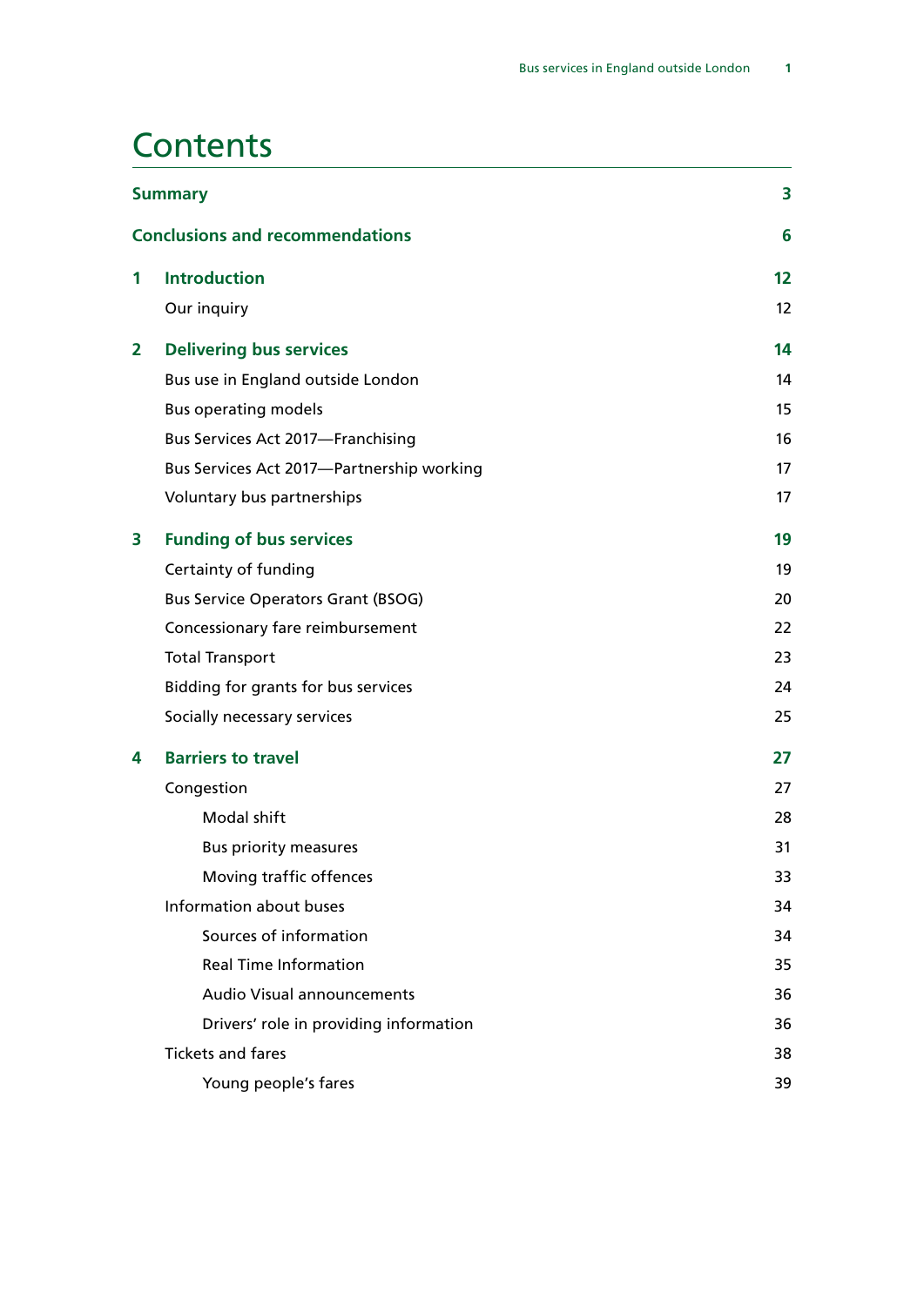# Contents

| | | |
|---|---|---|
| **Summary** | | **3** |
| **Conclusions and recommendations** | | **6** |
| **1** | **Introduction** | **12** |
| | Our inquiry | 12 |
| **2** | **Delivering bus services** | **14** |
| | Bus use in England outside London | 14 |
| | Bus operating models | 15 |
| | Bus Services Act 2017—Franchising | 16 |
| | Bus Services Act 2017—Partnership working | 17 |
| | Voluntary bus partnerships | 17 |
| **3** | **Funding of bus services** | **19** |
| | Certainty of funding | 19 |
| | Bus Service Operators Grant (BSOG) | 20 |
| | Concessionary fare reimbursement | 22 |
| | Total Transport | 23 |
| | Bidding for grants for bus services | 24 |
| | Socially necessary services | 25 |
| **4** | **Barriers to travel** | **27** |
| | Congestion | 27 |
| | Modal shift | 28 |
| | Bus priority measures | 31 |
| | Moving traffic offences | 33 |
| | Information about buses | 34 |
| | Sources of information | 34 |
| | Real Time Information | 35 |
| | Audio Visual announcements | 36 |
| | Drivers' role in providing information | 36 |
| | Tickets and fares | 38 |
| | Young people's fares | 39 |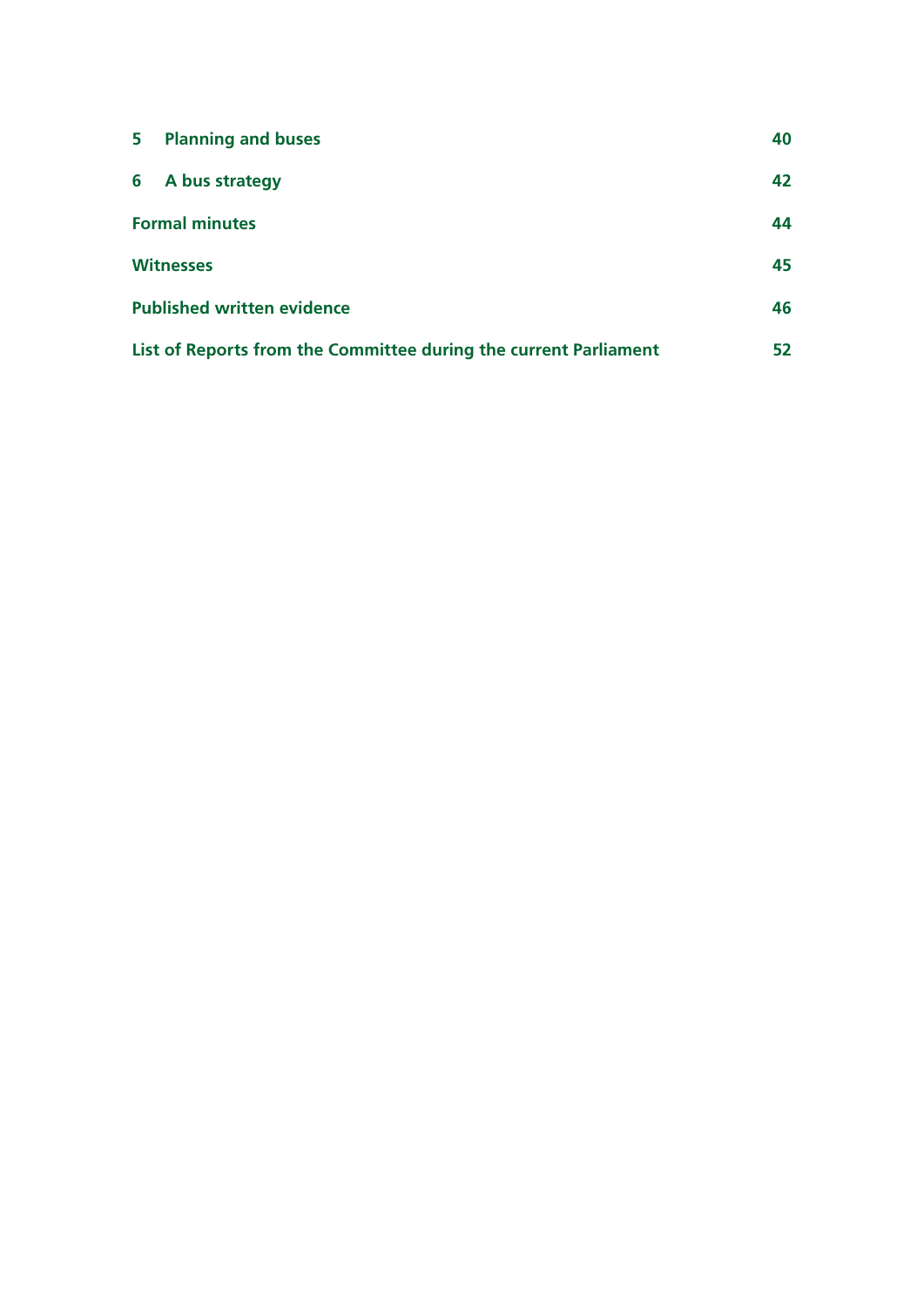| | |
|---|---|
| **5 Planning and buses** | **40** |
| **6 A bus strategy** | **42** |
| **Formal minutes** | **44** |
| **Witnesses** | **45** |
| **Published written evidence** | **46** |
| **List of Reports from the Committee during the current Parliament** | **52** |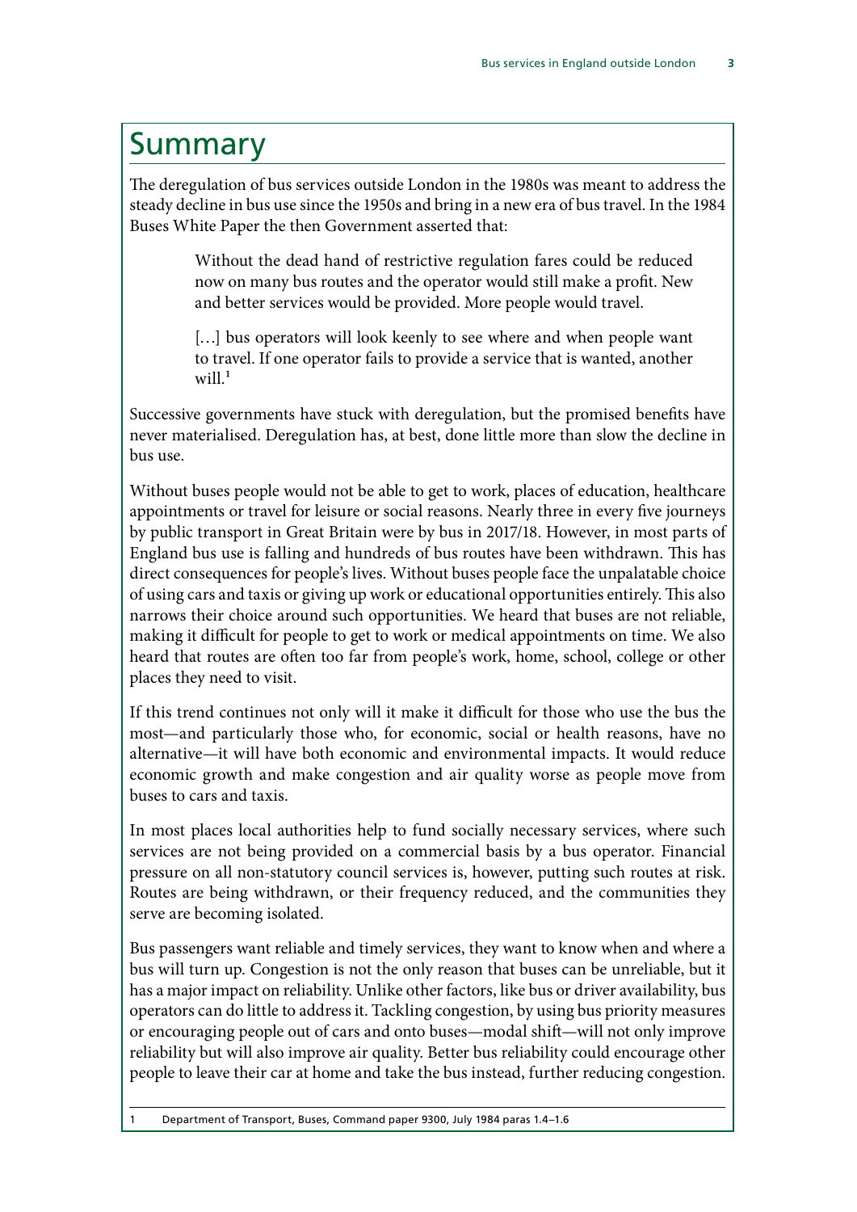# Summary

The deregulation of bus services outside London in the 1980s was meant to address the steady decline in bus use since the 1950s and bring in a new era of bus travel. In the 1984 Buses White Paper the then Government asserted that:

> Without the dead hand of restrictive regulation fares could be reduced now on many bus routes and the operator would still make a profit. New and better services would be provided. More people would travel.
>
> […] bus operators will look keenly to see where and when people want to travel. If one operator fails to provide a service that is wanted, another will.[1]

Successive governments have stuck with deregulation, but the promised benefits have never materialised. Deregulation has, at best, done little more than slow the decline in bus use.

Without buses people would not be able to get to work, places of education, healthcare appointments or travel for leisure or social reasons. Nearly three in every five journeys by public transport in Great Britain were by bus in 2017/18. However, in most parts of England bus use is falling and hundreds of bus routes have been withdrawn. This has direct consequences for people's lives. Without buses people face the unpalatable choice of using cars and taxis or giving up work or educational opportunities entirely. This also narrows their choice around such opportunities. We heard that buses are not reliable, making it difficult for people to get to work or medical appointments on time. We also heard that routes are often too far from people's work, home, school, college or other places they need to visit.

If this trend continues not only will it make it difficult for those who use the bus the most—and particularly those who, for economic, social or health reasons, have no alternative—it will have both economic and environmental impacts. It would reduce economic growth and make congestion and air quality worse as people move from buses to cars and taxis.

In most places local authorities help to fund socially necessary services, where such services are not being provided on a commercial basis by a bus operator. Financial pressure on all non-statutory council services is, however, putting such routes at risk. Routes are being withdrawn, or their frequency reduced, and the communities they serve are becoming isolated.

Bus passengers want reliable and timely services, they want to know when and where a bus will turn up. Congestion is not the only reason that buses can be unreliable, but it has a major impact on reliability. Unlike other factors, like bus or driver availability, bus operators can do little to address it. Tackling congestion, by using bus priority measures or encouraging people out of cars and onto buses—modal shift—will not only improve reliability but will also improve air quality. Better bus reliability could encourage other people to leave their car at home and take the bus instead, further reducing congestion.

1 Department of Transport, Buses, Command paper 9300, July 1984 paras 1.4–1.6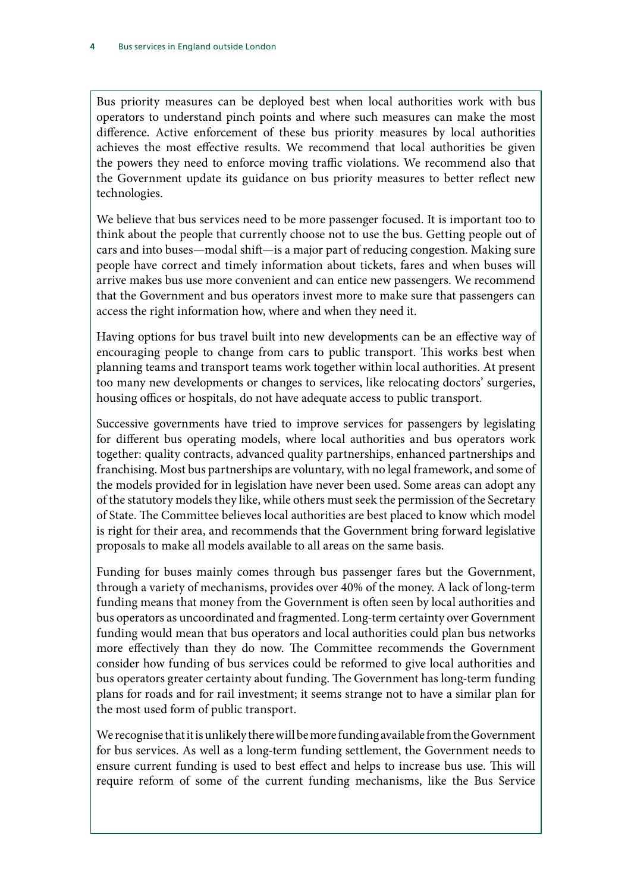Bus priority measures can be deployed best when local authorities work with bus operators to understand pinch points and where such measures can make the most difference. Active enforcement of these bus priority measures by local authorities achieves the most effective results. We recommend that local authorities be given the powers they need to enforce moving traffic violations. We recommend also that the Government update its guidance on bus priority measures to better reflect new technologies.

We believe that bus services need to be more passenger focused. It is important too to think about the people that currently choose not to use the bus. Getting people out of cars and into buses—modal shift—is a major part of reducing congestion. Making sure people have correct and timely information about tickets, fares and when buses will arrive makes bus use more convenient and can entice new passengers. We recommend that the Government and bus operators invest more to make sure that passengers can access the right information how, where and when they need it.

Having options for bus travel built into new developments can be an effective way of encouraging people to change from cars to public transport. This works best when planning teams and transport teams work together within local authorities. At present too many new developments or changes to services, like relocating doctors' surgeries, housing offices or hospitals, do not have adequate access to public transport.

Successive governments have tried to improve services for passengers by legislating for different bus operating models, where local authorities and bus operators work together: quality contracts, advanced quality partnerships, enhanced partnerships and franchising. Most bus partnerships are voluntary, with no legal framework, and some of the models provided for in legislation have never been used. Some areas can adopt any of the statutory models they like, while others must seek the permission of the Secretary of State. The Committee believes local authorities are best placed to know which model is right for their area, and recommends that the Government bring forward legislative proposals to make all models available to all areas on the same basis.

Funding for buses mainly comes through bus passenger fares but the Government, through a variety of mechanisms, provides over 40% of the money. A lack of long-term funding means that money from the Government is often seen by local authorities and bus operators as uncoordinated and fragmented. Long-term certainty over Government funding would mean that bus operators and local authorities could plan bus networks more effectively than they do now. The Committee recommends the Government consider how funding of bus services could be reformed to give local authorities and bus operators greater certainty about funding. The Government has long-term funding plans for roads and for rail investment; it seems strange not to have a similar plan for the most used form of public transport.

We recognise that it is unlikely there will be more funding available from the Government for bus services. As well as a long-term funding settlement, the Government needs to ensure current funding is used to best effect and helps to increase bus use. This will require reform of some of the current funding mechanisms, like the Bus Service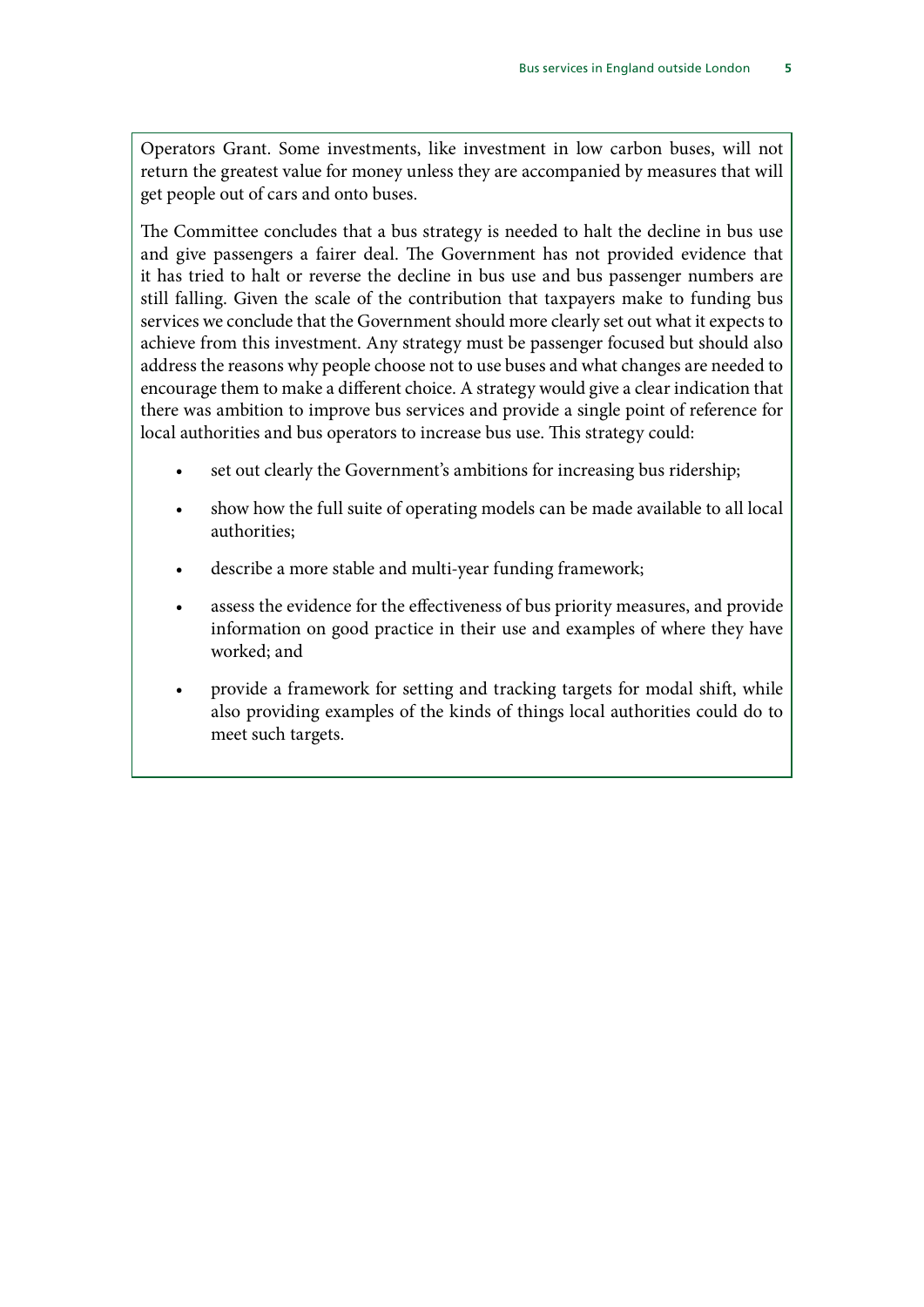Operators Grant. Some investments, like investment in low carbon buses, will not return the greatest value for money unless they are accompanied by measures that will get people out of cars and onto buses.

The Committee concludes that a bus strategy is needed to halt the decline in bus use and give passengers a fairer deal. The Government has not provided evidence that it has tried to halt or reverse the decline in bus use and bus passenger numbers are still falling. Given the scale of the contribution that taxpayers make to funding bus services we conclude that the Government should more clearly set out what it expects to achieve from this investment. Any strategy must be passenger focused but should also address the reasons why people choose not to use buses and what changes are needed to encourage them to make a different choice. A strategy would give a clear indication that there was ambition to improve bus services and provide a single point of reference for local authorities and bus operators to increase bus use. This strategy could:

- set out clearly the Government's ambitions for increasing bus ridership;
- show how the full suite of operating models can be made available to all local authorities;
- describe a more stable and multi-year funding framework;
- assess the evidence for the effectiveness of bus priority measures, and provide information on good practice in their use and examples of where they have worked; and
- provide a framework for setting and tracking targets for modal shift, while also providing examples of the kinds of things local authorities could do to meet such targets.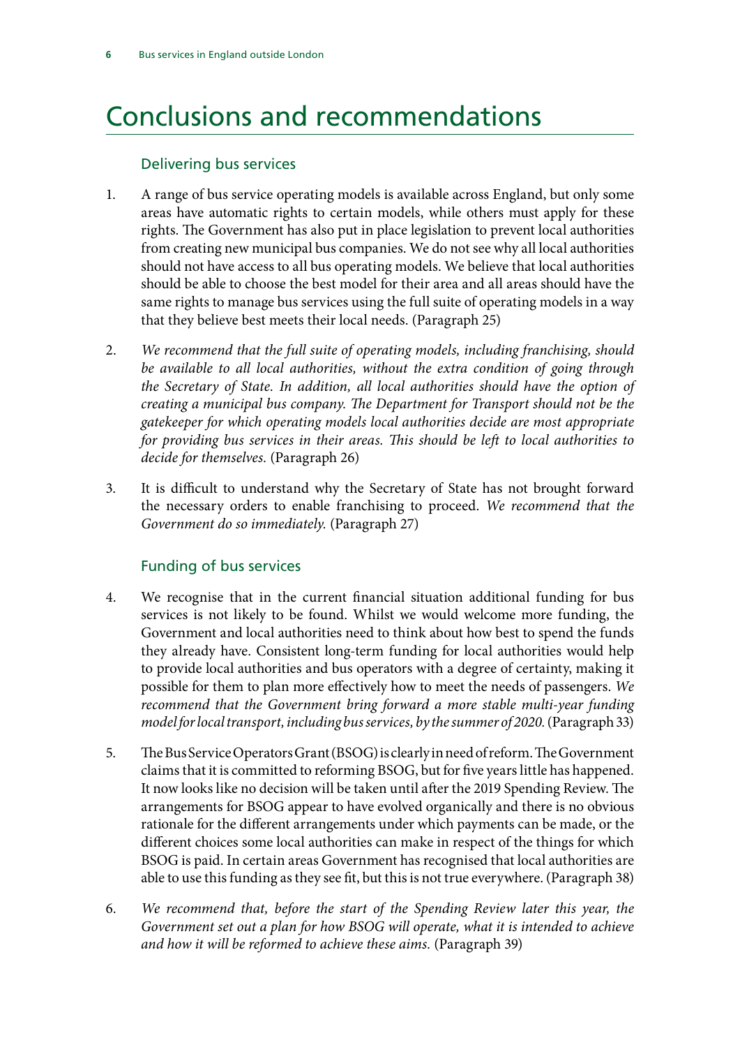# Conclusions and recommendations

## Delivering bus services

1. A range of bus service operating models is available across England, but only some areas have automatic rights to certain models, while others must apply for these rights. The Government has also put in place legislation to prevent local authorities from creating new municipal bus companies. We do not see why all local authorities should not have access to all bus operating models. We believe that local authorities should be able to choose the best model for their area and all areas should have the same rights to manage bus services using the full suite of operating models in a way that they believe best meets their local needs. (Paragraph 25)

2. *We recommend that the full suite of operating models, including franchising, should be available to all local authorities, without the extra condition of going through the Secretary of State. In addition, all local authorities should have the option of creating a municipal bus company. The Department for Transport should not be the gatekeeper for which operating models local authorities decide are most appropriate for providing bus services in their areas. This should be left to local authorities to decide for themselves.* (Paragraph 26)

3. It is difficult to understand why the Secretary of State has not brought forward the necessary orders to enable franchising to proceed. *We recommend that the Government do so immediately.* (Paragraph 27)

## Funding of bus services

4. We recognise that in the current financial situation additional funding for bus services is not likely to be found. Whilst we would welcome more funding, the Government and local authorities need to think about how best to spend the funds they already have. Consistent long-term funding for local authorities would help to provide local authorities and bus operators with a degree of certainty, making it possible for them to plan more effectively how to meet the needs of passengers. *We recommend that the Government bring forward a more stable multi-year funding model for local transport, including bus services, by the summer of 2020.* (Paragraph 33)

5. The Bus Service Operators Grant (BSOG) is clearly in need of reform. The Government claims that it is committed to reforming BSOG, but for five years little has happened. It now looks like no decision will be taken until after the 2019 Spending Review. The arrangements for BSOG appear to have evolved organically and there is no obvious rationale for the different arrangements under which payments can be made, or the different choices some local authorities can make in respect of the things for which BSOG is paid. In certain areas Government has recognised that local authorities are able to use this funding as they see fit, but this is not true everywhere. (Paragraph 38)

6. *We recommend that, before the start of the Spending Review later this year, the Government set out a plan for how BSOG will operate, what it is intended to achieve and how it will be reformed to achieve these aims.* (Paragraph 39)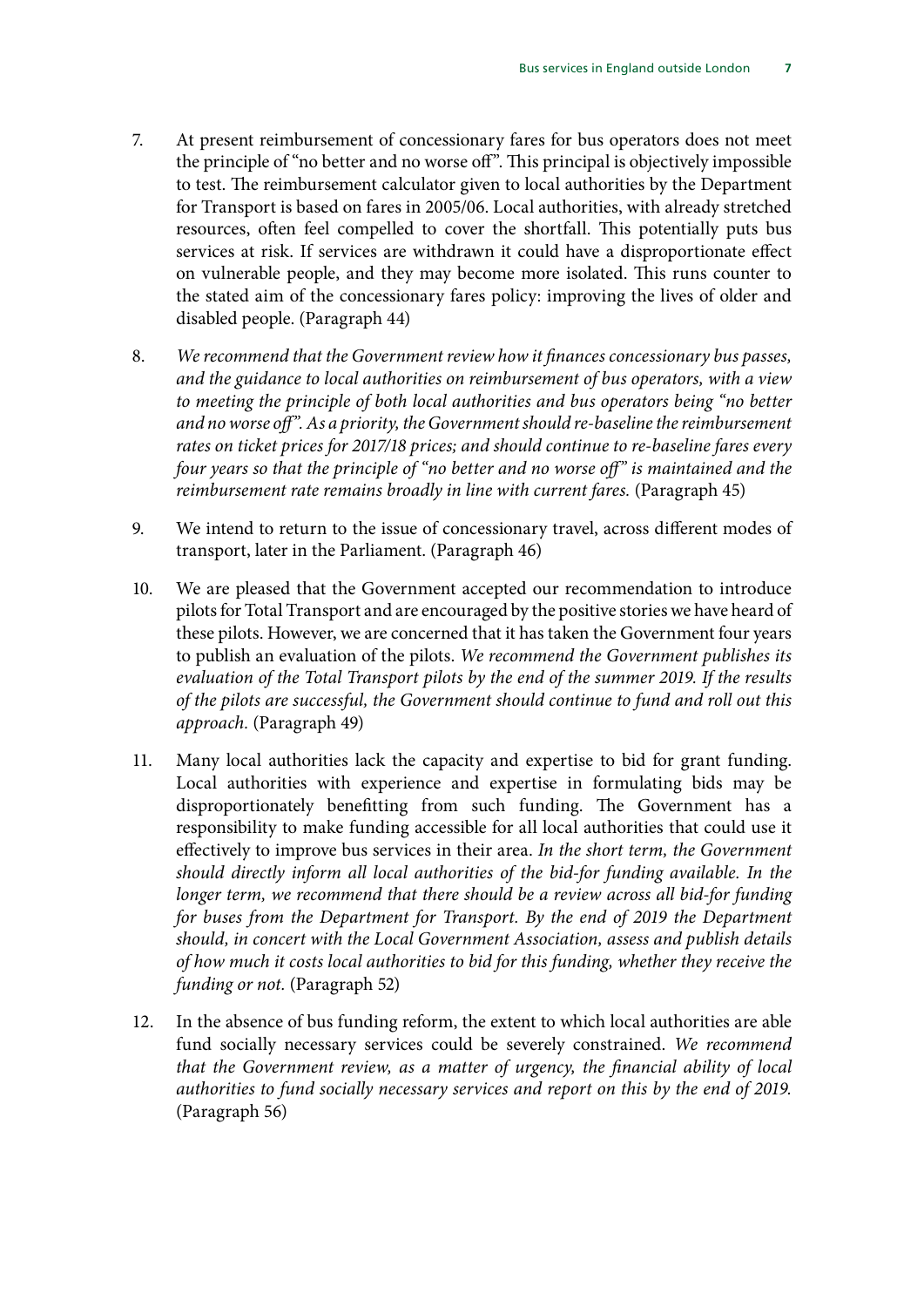7. At present reimbursement of concessionary fares for bus operators does not meet the principle of "no better and no worse off". This principal is objectively impossible to test. The reimbursement calculator given to local authorities by the Department for Transport is based on fares in 2005/06. Local authorities, with already stretched resources, often feel compelled to cover the shortfall. This potentially puts bus services at risk. If services are withdrawn it could have a disproportionate effect on vulnerable people, and they may become more isolated. This runs counter to the stated aim of the concessionary fares policy: improving the lives of older and disabled people. (Paragraph 44)

8. *We recommend that the Government review how it finances concessionary bus passes, and the guidance to local authorities on reimbursement of bus operators, with a view to meeting the principle of both local authorities and bus operators being "no better and no worse off". As a priority, the Government should re-baseline the reimbursement rates on ticket prices for 2017/18 prices; and should continue to re-baseline fares every four years so that the principle of "no better and no worse off" is maintained and the reimbursement rate remains broadly in line with current fares.* (Paragraph 45)

9. We intend to return to the issue of concessionary travel, across different modes of transport, later in the Parliament. (Paragraph 46)

10. We are pleased that the Government accepted our recommendation to introduce pilots for Total Transport and are encouraged by the positive stories we have heard of these pilots. However, we are concerned that it has taken the Government four years to publish an evaluation of the pilots. *We recommend the Government publishes its evaluation of the Total Transport pilots by the end of the summer 2019. If the results of the pilots are successful, the Government should continue to fund and roll out this approach.* (Paragraph 49)

11. Many local authorities lack the capacity and expertise to bid for grant funding. Local authorities with experience and expertise in formulating bids may be disproportionately benefitting from such funding. The Government has a responsibility to make funding accessible for all local authorities that could use it effectively to improve bus services in their area. *In the short term, the Government should directly inform all local authorities of the bid-for funding available. In the longer term, we recommend that there should be a review across all bid-for funding for buses from the Department for Transport. By the end of 2019 the Department should, in concert with the Local Government Association, assess and publish details of how much it costs local authorities to bid for this funding, whether they receive the funding or not.* (Paragraph 52)

12. In the absence of bus funding reform, the extent to which local authorities are able fund socially necessary services could be severely constrained. *We recommend that the Government review, as a matter of urgency, the financial ability of local authorities to fund socially necessary services and report on this by the end of 2019.* (Paragraph 56)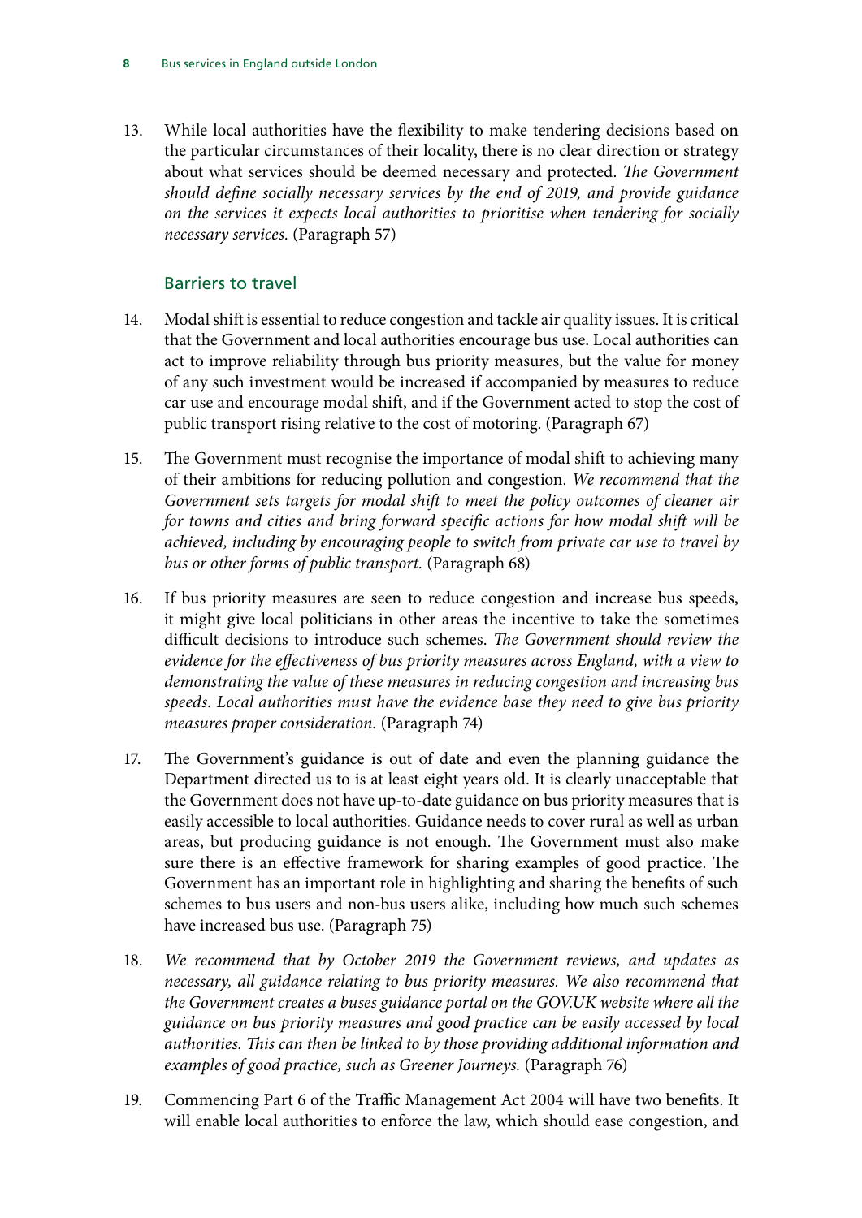13. While local authorities have the flexibility to make tendering decisions based on the particular circumstances of their locality, there is no clear direction or strategy about what services should be deemed necessary and protected. *The Government should define socially necessary services by the end of 2019, and provide guidance on the services it expects local authorities to prioritise when tendering for socially necessary services.* (Paragraph 57)

### Barriers to travel

14. Modal shift is essential to reduce congestion and tackle air quality issues. It is critical that the Government and local authorities encourage bus use. Local authorities can act to improve reliability through bus priority measures, but the value for money of any such investment would be increased if accompanied by measures to reduce car use and encourage modal shift, and if the Government acted to stop the cost of public transport rising relative to the cost of motoring. (Paragraph 67)

15. The Government must recognise the importance of modal shift to achieving many of their ambitions for reducing pollution and congestion. *We recommend that the Government sets targets for modal shift to meet the policy outcomes of cleaner air for towns and cities and bring forward specific actions for how modal shift will be achieved, including by encouraging people to switch from private car use to travel by bus or other forms of public transport.* (Paragraph 68)

16. If bus priority measures are seen to reduce congestion and increase bus speeds, it might give local politicians in other areas the incentive to take the sometimes difficult decisions to introduce such schemes. *The Government should review the evidence for the effectiveness of bus priority measures across England, with a view to demonstrating the value of these measures in reducing congestion and increasing bus speeds. Local authorities must have the evidence base they need to give bus priority measures proper consideration.* (Paragraph 74)

17. The Government's guidance is out of date and even the planning guidance the Department directed us to is at least eight years old. It is clearly unacceptable that the Government does not have up-to-date guidance on bus priority measures that is easily accessible to local authorities. Guidance needs to cover rural as well as urban areas, but producing guidance is not enough. The Government must also make sure there is an effective framework for sharing examples of good practice. The Government has an important role in highlighting and sharing the benefits of such schemes to bus users and non-bus users alike, including how much such schemes have increased bus use. (Paragraph 75)

18. *We recommend that by October 2019 the Government reviews, and updates as necessary, all guidance relating to bus priority measures. We also recommend that the Government creates a buses guidance portal on the GOV.UK website where all the guidance on bus priority measures and good practice can be easily accessed by local authorities. This can then be linked to by those providing additional information and examples of good practice, such as Greener Journeys.* (Paragraph 76)

19. Commencing Part 6 of the Traffic Management Act 2004 will have two benefits. It will enable local authorities to enforce the law, which should ease congestion, and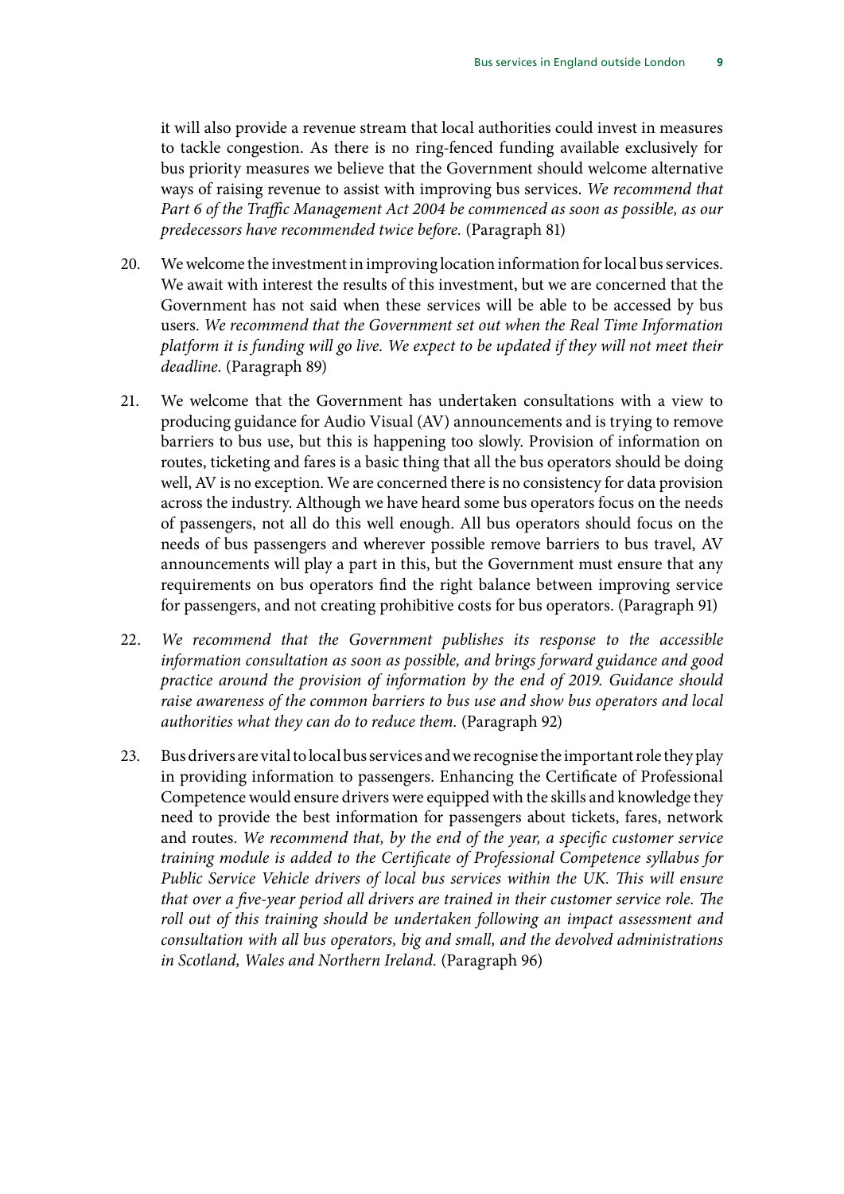it will also provide a revenue stream that local authorities could invest in measures to tackle congestion. As there is no ring-fenced funding available exclusively for bus priority measures we believe that the Government should welcome alternative ways of raising revenue to assist with improving bus services. *We recommend that Part 6 of the Traffic Management Act 2004 be commenced as soon as possible, as our predecessors have recommended twice before.* (Paragraph 81)

20. We welcome the investment in improving location information for local bus services. We await with interest the results of this investment, but we are concerned that the Government has not said when these services will be able to be accessed by bus users. *We recommend that the Government set out when the Real Time Information platform it is funding will go live. We expect to be updated if they will not meet their deadline.* (Paragraph 89)

21. We welcome that the Government has undertaken consultations with a view to producing guidance for Audio Visual (AV) announcements and is trying to remove barriers to bus use, but this is happening too slowly. Provision of information on routes, ticketing and fares is a basic thing that all the bus operators should be doing well, AV is no exception. We are concerned there is no consistency for data provision across the industry. Although we have heard some bus operators focus on the needs of passengers, not all do this well enough. All bus operators should focus on the needs of bus passengers and wherever possible remove barriers to bus travel, AV announcements will play a part in this, but the Government must ensure that any requirements on bus operators find the right balance between improving service for passengers, and not creating prohibitive costs for bus operators. (Paragraph 91)

22. *We recommend that the Government publishes its response to the accessible information consultation as soon as possible, and brings forward guidance and good practice around the provision of information by the end of 2019. Guidance should raise awareness of the common barriers to bus use and show bus operators and local authorities what they can do to reduce them.* (Paragraph 92)

23. Bus drivers are vital to local bus services and we recognise the important role they play in providing information to passengers. Enhancing the Certificate of Professional Competence would ensure drivers were equipped with the skills and knowledge they need to provide the best information for passengers about tickets, fares, network and routes. *We recommend that, by the end of the year, a specific customer service training module is added to the Certificate of Professional Competence syllabus for Public Service Vehicle drivers of local bus services within the UK. This will ensure that over a five-year period all drivers are trained in their customer service role. The roll out of this training should be undertaken following an impact assessment and consultation with all bus operators, big and small, and the devolved administrations in Scotland, Wales and Northern Ireland.* (Paragraph 96)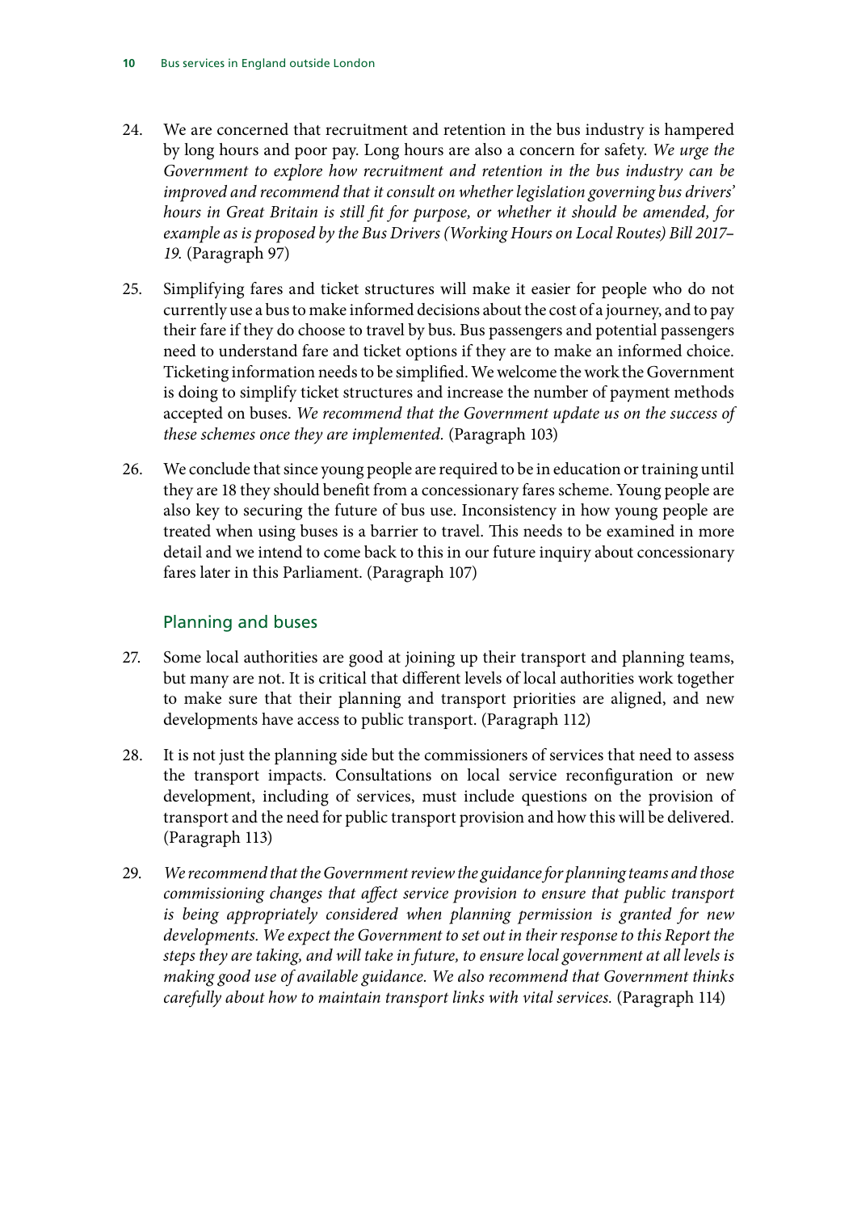24. We are concerned that recruitment and retention in the bus industry is hampered by long hours and poor pay. Long hours are also a concern for safety. *We urge the Government to explore how recruitment and retention in the bus industry can be improved and recommend that it consult on whether legislation governing bus drivers' hours in Great Britain is still fit for purpose, or whether it should be amended, for example as is proposed by the Bus Drivers (Working Hours on Local Routes) Bill 2017–19.* (Paragraph 97)

25. Simplifying fares and ticket structures will make it easier for people who do not currently use a bus to make informed decisions about the cost of a journey, and to pay their fare if they do choose to travel by bus. Bus passengers and potential passengers need to understand fare and ticket options if they are to make an informed choice. Ticketing information needs to be simplified. We welcome the work the Government is doing to simplify ticket structures and increase the number of payment methods accepted on buses. *We recommend that the Government update us on the success of these schemes once they are implemented.* (Paragraph 103)

26. We conclude that since young people are required to be in education or training until they are 18 they should benefit from a concessionary fares scheme. Young people are also key to securing the future of bus use. Inconsistency in how young people are treated when using buses is a barrier to travel. This needs to be examined in more detail and we intend to come back to this in our future inquiry about concessionary fares later in this Parliament. (Paragraph 107)

### Planning and buses

27. Some local authorities are good at joining up their transport and planning teams, but many are not. It is critical that different levels of local authorities work together to make sure that their planning and transport priorities are aligned, and new developments have access to public transport. (Paragraph 112)

28. It is not just the planning side but the commissioners of services that need to assess the transport impacts. Consultations on local service reconfiguration or new development, including of services, must include questions on the provision of transport and the need for public transport provision and how this will be delivered. (Paragraph 113)

29. *We recommend that the Government review the guidance for planning teams and those commissioning changes that affect service provision to ensure that public transport is being appropriately considered when planning permission is granted for new developments. We expect the Government to set out in their response to this Report the steps they are taking, and will take in future, to ensure local government at all levels is making good use of available guidance. We also recommend that Government thinks carefully about how to maintain transport links with vital services.* (Paragraph 114)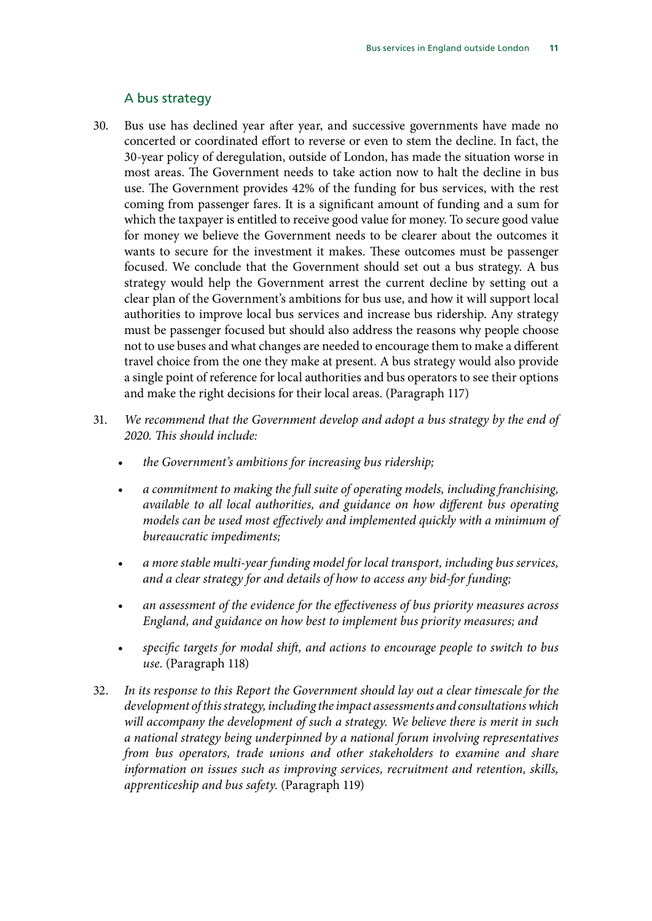## A bus strategy

30. Bus use has declined year after year, and successive governments have made no concerted or coordinated effort to reverse or even to stem the decline. In fact, the 30-year policy of deregulation, outside of London, has made the situation worse in most areas. The Government needs to take action now to halt the decline in bus use. The Government provides 42% of the funding for bus services, with the rest coming from passenger fares. It is a significant amount of funding and a sum for which the taxpayer is entitled to receive good value for money. To secure good value for money we believe the Government needs to be clearer about the outcomes it wants to secure for the investment it makes. These outcomes must be passenger focused. We conclude that the Government should set out a bus strategy. A bus strategy would help the Government arrest the current decline by setting out a clear plan of the Government's ambitions for bus use, and how it will support local authorities to improve local bus services and increase bus ridership. Any strategy must be passenger focused but should also address the reasons why people choose not to use buses and what changes are needed to encourage them to make a different travel choice from the one they make at present. A bus strategy would also provide a single point of reference for local authorities and bus operators to see their options and make the right decisions for their local areas. (Paragraph 117)

31. *We recommend that the Government develop and adopt a bus strategy by the end of 2020. This should include:*

    - *the Government's ambitions for increasing bus ridership;*
    - *a commitment to making the full suite of operating models, including franchising, available to all local authorities, and guidance on how different bus operating models can be used most effectively and implemented quickly with a minimum of bureaucratic impediments;*
    - *a more stable multi-year funding model for local transport, including bus services, and a clear strategy for and details of how to access any bid-for funding;*
    - *an assessment of the evidence for the effectiveness of bus priority measures across England, and guidance on how best to implement bus priority measures; and*
    - *specific targets for modal shift, and actions to encourage people to switch to bus use.* (Paragraph 118)

32. *In its response to this Report the Government should lay out a clear timescale for the development of this strategy, including the impact assessments and consultations which will accompany the development of such a strategy. We believe there is merit in such a national strategy being underpinned by a national forum involving representatives from bus operators, trade unions and other stakeholders to examine and share information on issues such as improving services, recruitment and retention, skills, apprenticeship and bus safety.* (Paragraph 119)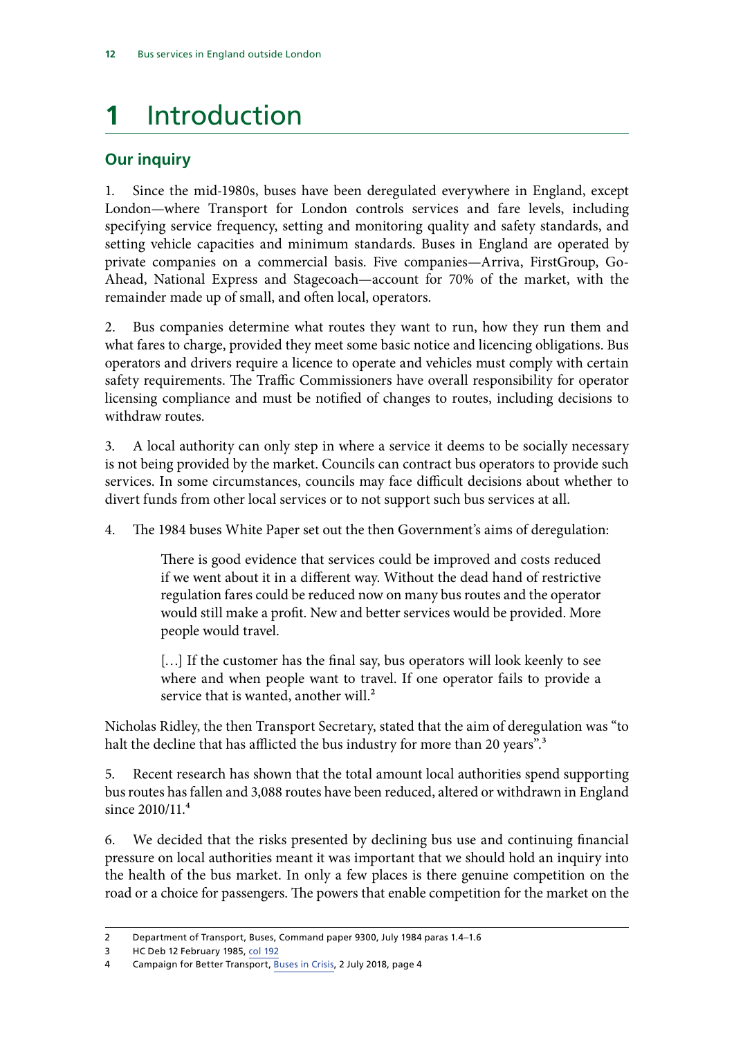# 1 Introduction

## Our inquiry

1. Since the mid-1980s, buses have been deregulated everywhere in England, except London—where Transport for London controls services and fare levels, including specifying service frequency, setting and monitoring quality and safety standards, and setting vehicle capacities and minimum standards. Buses in England are operated by private companies on a commercial basis. Five companies—Arriva, FirstGroup, Go-Ahead, National Express and Stagecoach—account for 70% of the market, with the remainder made up of small, and often local, operators.

2. Bus companies determine what routes they want to run, how they run them and what fares to charge, provided they meet some basic notice and licencing obligations. Bus operators and drivers require a licence to operate and vehicles must comply with certain safety requirements. The Traffic Commissioners have overall responsibility for operator licensing compliance and must be notified of changes to routes, including decisions to withdraw routes.

3. A local authority can only step in where a service it deems to be socially necessary is not being provided by the market. Councils can contract bus operators to provide such services. In some circumstances, councils may face difficult decisions about whether to divert funds from other local services or to not support such bus services at all.

4. The 1984 buses White Paper set out the then Government's aims of deregulation:

> There is good evidence that services could be improved and costs reduced if we went about it in a different way. Without the dead hand of restrictive regulation fares could be reduced now on many bus routes and the operator would still make a profit. New and better services would be provided. More people would travel.
>
> […] If the customer has the final say, bus operators will look keenly to see where and when people want to travel. If one operator fails to provide a service that is wanted, another will.[2]

Nicholas Ridley, the then Transport Secretary, stated that the aim of deregulation was "to halt the decline that has afflicted the bus industry for more than 20 years".[3]

5. Recent research has shown that the total amount local authorities spend supporting bus routes has fallen and 3,088 routes have been reduced, altered or withdrawn in England since 2010/11.[4]

6. We decided that the risks presented by declining bus use and continuing financial pressure on local authorities meant it was important that we should hold an inquiry into the health of the bus market. In only a few places is there genuine competition on the road or a choice for passengers. The powers that enable competition for the market on the

---

2 Department of Transport, Buses, Command paper 9300, July 1984 paras 1.4–1.6

3 HC Deb 12 February 1985, col 192

4 Campaign for Better Transport, Buses in Crisis, 2 July 2018, page 4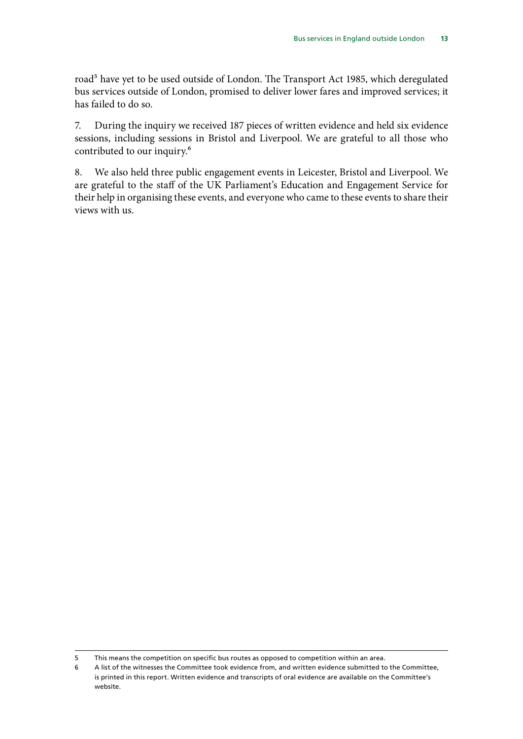road[5] have yet to be used outside of London. The Transport Act 1985, which deregulated bus services outside of London, promised to deliver lower fares and improved services; it has failed to do so.

7. During the inquiry we received 187 pieces of written evidence and held six evidence sessions, including sessions in Bristol and Liverpool. We are grateful to all those who contributed to our inquiry.[6]

8. We also held three public engagement events in Leicester, Bristol and Liverpool. We are grateful to the staff of the UK Parliament's Education and Engagement Service for their help in organising these events, and everyone who came to these events to share their views with us.

---

5 This means the competition on specific bus routes as opposed to competition within an area.

6 A list of the witnesses the Committee took evidence from, and written evidence submitted to the Committee, is printed in this report. Written evidence and transcripts of oral evidence are available on the Committee's website.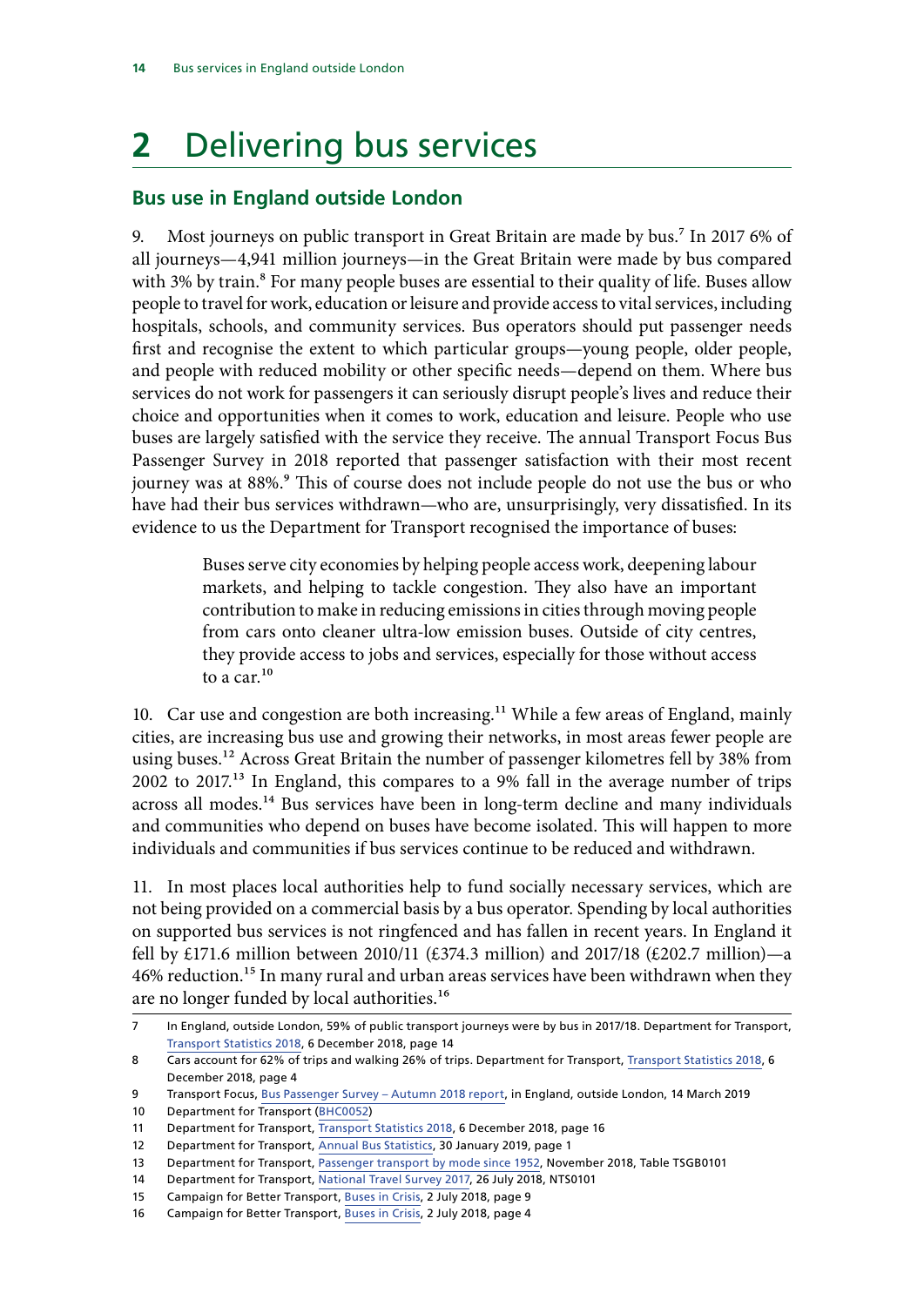# 2 Delivering bus services

## Bus use in England outside London

9. Most journeys on public transport in Great Britain are made by bus.[7] In 2017 6% of all journeys—4,941 million journeys—in the Great Britain were made by bus compared with 3% by train.[8] For many people buses are essential to their quality of life. Buses allow people to travel for work, education or leisure and provide access to vital services, including hospitals, schools, and community services. Bus operators should put passenger needs first and recognise the extent to which particular groups—young people, older people, and people with reduced mobility or other specific needs—depend on them. Where bus services do not work for passengers it can seriously disrupt people's lives and reduce their choice and opportunities when it comes to work, education and leisure. People who use buses are largely satisfied with the service they receive. The annual Transport Focus Bus Passenger Survey in 2018 reported that passenger satisfaction with their most recent journey was at 88%.[9] This of course does not include people do not use the bus or who have had their bus services withdrawn—who are, unsurprisingly, very dissatisfied. In its evidence to us the Department for Transport recognised the importance of buses:

> Buses serve city economies by helping people access work, deepening labour markets, and helping to tackle congestion. They also have an important contribution to make in reducing emissions in cities through moving people from cars onto cleaner ultra-low emission buses. Outside of city centres, they provide access to jobs and services, especially for those without access to a car.[10]

10. Car use and congestion are both increasing.[11] While a few areas of England, mainly cities, are increasing bus use and growing their networks, in most areas fewer people are using buses.[12] Across Great Britain the number of passenger kilometres fell by 38% from 2002 to 2017.[13] In England, this compares to a 9% fall in the average number of trips across all modes.[14] Bus services have been in long-term decline and many individuals and communities who depend on buses have become isolated. This will happen to more individuals and communities if bus services continue to be reduced and withdrawn.

11. In most places local authorities help to fund socially necessary services, which are not being provided on a commercial basis by a bus operator. Spending by local authorities on supported bus services is not ringfenced and has fallen in recent years. In England it fell by £171.6 million between 2010/11 (£374.3 million) and 2017/18 (£202.7 million)—a 46% reduction.[15] In many rural and urban areas services have been withdrawn when they are no longer funded by local authorities.[16]

---

7 In England, outside London, 59% of public transport journeys were by bus in 2017/18. Department for Transport, Transport Statistics 2018, 6 December 2018, page 14

8 Cars account for 62% of trips and walking 26% of trips. Department for Transport, Transport Statistics 2018, 6 December 2018, page 4

9 Transport Focus, Bus Passenger Survey – Autumn 2018 report, in England, outside London, 14 March 2019

10 Department for Transport (BHC0052)

11 Department for Transport, Transport Statistics 2018, 6 December 2018, page 16

12 Department for Transport, Annual Bus Statistics, 30 January 2019, page 1

13 Department for Transport, Passenger transport by mode since 1952, November 2018, Table TSGB0101

14 Department for Transport, National Travel Survey 2017, 26 July 2018, NTS0101

15 Campaign for Better Transport, Buses in Crisis, 2 July 2018, page 9

16 Campaign for Better Transport, Buses in Crisis, 2 July 2018, page 4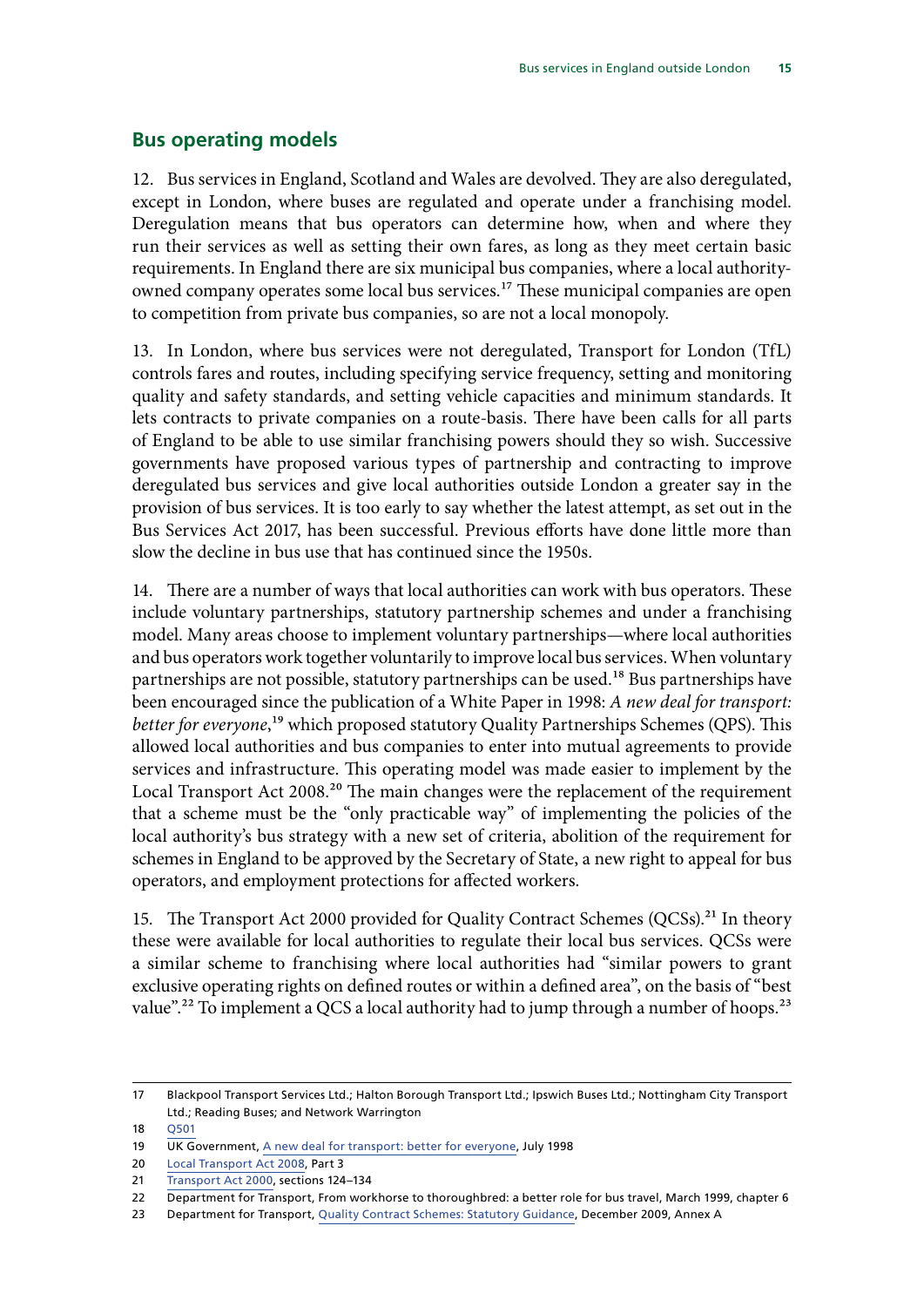## Bus operating models

12. Bus services in England, Scotland and Wales are devolved. They are also deregulated, except in London, where buses are regulated and operate under a franchising model. Deregulation means that bus operators can determine how, when and where they run their services as well as setting their own fares, as long as they meet certain basic requirements. In England there are six municipal bus companies, where a local authority-owned company operates some local bus services.[17] These municipal companies are open to competition from private bus companies, so are not a local monopoly.

13. In London, where bus services were not deregulated, Transport for London (TfL) controls fares and routes, including specifying service frequency, setting and monitoring quality and safety standards, and setting vehicle capacities and minimum standards. It lets contracts to private companies on a route-basis. There have been calls for all parts of England to be able to use similar franchising powers should they so wish. Successive governments have proposed various types of partnership and contracting to improve deregulated bus services and give local authorities outside London a greater say in the provision of bus services. It is too early to say whether the latest attempt, as set out in the Bus Services Act 2017, has been successful. Previous efforts have done little more than slow the decline in bus use that has continued since the 1950s.

14. There are a number of ways that local authorities can work with bus operators. These include voluntary partnerships, statutory partnership schemes and under a franchising model. Many areas choose to implement voluntary partnerships—where local authorities and bus operators work together voluntarily to improve local bus services. When voluntary partnerships are not possible, statutory partnerships can be used.[18] Bus partnerships have been encouraged since the publication of a White Paper in 1998: *A new deal for transport: better for everyone*,[19] which proposed statutory Quality Partnerships Schemes (QPS). This allowed local authorities and bus companies to enter into mutual agreements to provide services and infrastructure. This operating model was made easier to implement by the Local Transport Act 2008.[20] The main changes were the replacement of the requirement that a scheme must be the "only practicable way" of implementing the policies of the local authority's bus strategy with a new set of criteria, abolition of the requirement for schemes in England to be approved by the Secretary of State, a new right to appeal for bus operators, and employment protections for affected workers.

15. The Transport Act 2000 provided for Quality Contract Schemes (QCSs).[21] In theory these were available for local authorities to regulate their local bus services. QCSs were a similar scheme to franchising where local authorities had "similar powers to grant exclusive operating rights on defined routes or within a defined area", on the basis of "best value".[22] To implement a QCS a local authority had to jump through a number of hoops.[23]

---

17 Blackpool Transport Services Ltd.; Halton Borough Transport Ltd.; Ipswich Buses Ltd.; Nottingham City Transport Ltd.; Reading Buses; and Network Warrington

18 Q501

19 UK Government, A new deal for transport: better for everyone, July 1998

20 Local Transport Act 2008, Part 3

21 Transport Act 2000, sections 124–134

22 Department for Transport, From workhorse to thoroughbred: a better role for bus travel, March 1999, chapter 6

23 Department for Transport, Quality Contract Schemes: Statutory Guidance, December 2009, Annex A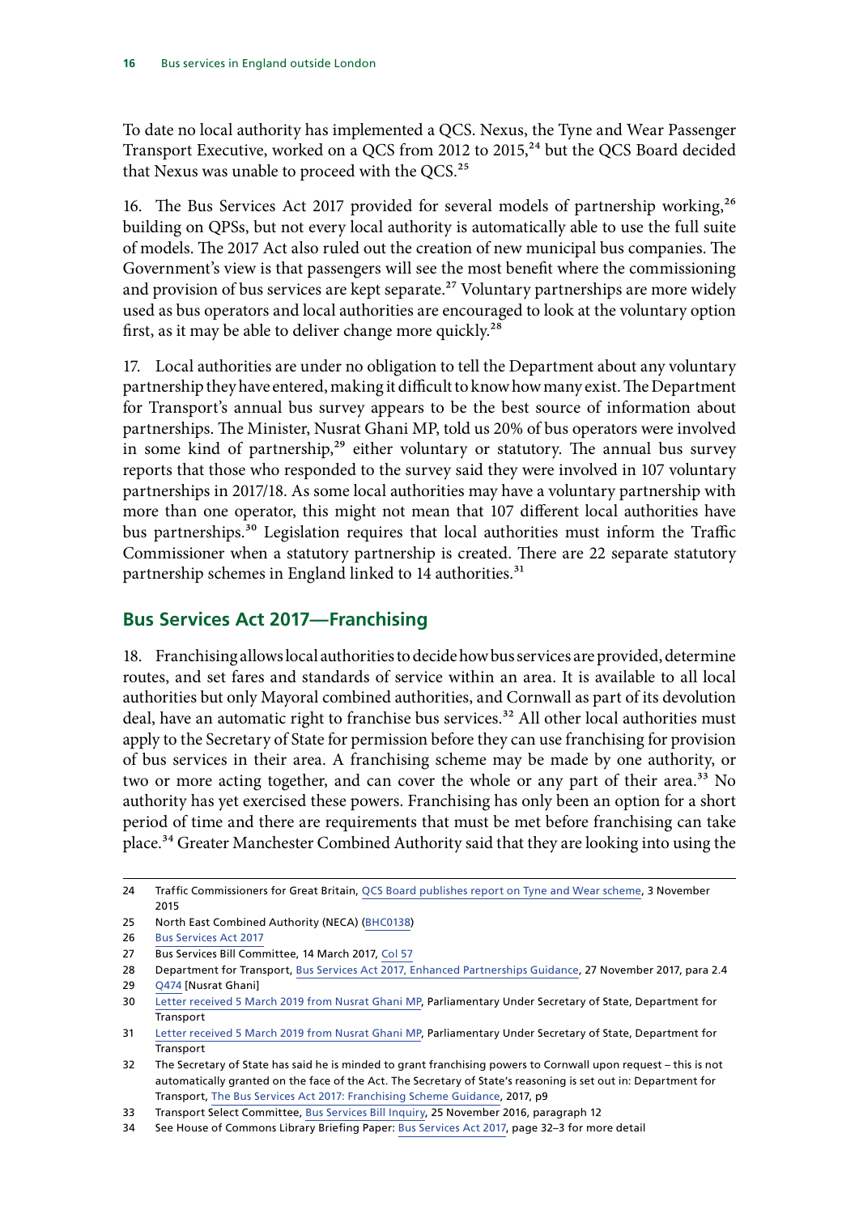To date no local authority has implemented a QCS. Nexus, the Tyne and Wear Passenger Transport Executive, worked on a QCS from 2012 to 2015,[24] but the QCS Board decided that Nexus was unable to proceed with the QCS.[25]

16. The Bus Services Act 2017 provided for several models of partnership working,[26] building on QPSs, but not every local authority is automatically able to use the full suite of models. The 2017 Act also ruled out the creation of new municipal bus companies. The Government's view is that passengers will see the most benefit where the commissioning and provision of bus services are kept separate.[27] Voluntary partnerships are more widely used as bus operators and local authorities are encouraged to look at the voluntary option first, as it may be able to deliver change more quickly.[28]

17. Local authorities are under no obligation to tell the Department about any voluntary partnership they have entered, making it difficult to know how many exist. The Department for Transport's annual bus survey appears to be the best source of information about partnerships. The Minister, Nusrat Ghani MP, told us 20% of bus operators were involved in some kind of partnership,[29] either voluntary or statutory. The annual bus survey reports that those who responded to the survey said they were involved in 107 voluntary partnerships in 2017/18. As some local authorities may have a voluntary partnership with more than one operator, this might not mean that 107 different local authorities have bus partnerships.[30] Legislation requires that local authorities must inform the Traffic Commissioner when a statutory partnership is created. There are 22 separate statutory partnership schemes in England linked to 14 authorities.[31]

## Bus Services Act 2017—Franchising

18. Franchising allows local authorities to decide how bus services are provided, determine routes, and set fares and standards of service within an area. It is available to all local authorities but only Mayoral combined authorities, and Cornwall as part of its devolution deal, have an automatic right to franchise bus services.[32] All other local authorities must apply to the Secretary of State for permission before they can use franchising for provision of bus services in their area. A franchising scheme may be made by one authority, or two or more acting together, and can cover the whole or any part of their area.[33] No authority has yet exercised these powers. Franchising has only been an option for a short period of time and there are requirements that must be met before franchising can take place.[34] Greater Manchester Combined Authority said that they are looking into using the

---

24 Traffic Commissioners for Great Britain, QCS Board publishes report on Tyne and Wear scheme, 3 November 2015

25 North East Combined Authority (NECA) (BHC0138)

26 Bus Services Act 2017

27 Bus Services Bill Committee, 14 March 2017, Col 57

28 Department for Transport, Bus Services Act 2017, Enhanced Partnerships Guidance, 27 November 2017, para 2.4

29 Q474 [Nusrat Ghani]

30 Letter received 5 March 2019 from Nusrat Ghani MP, Parliamentary Under Secretary of State, Department for Transport

31 Letter received 5 March 2019 from Nusrat Ghani MP, Parliamentary Under Secretary of State, Department for Transport

32 The Secretary of State has said he is minded to grant franchising powers to Cornwall upon request – this is not automatically granted on the face of the Act. The Secretary of State's reasoning is set out in: Department for Transport, The Bus Services Act 2017: Franchising Scheme Guidance, 2017, p9

33 Transport Select Committee, Bus Services Bill Inquiry, 25 November 2016, paragraph 12

34 See House of Commons Library Briefing Paper: Bus Services Act 2017, page 32–3 for more detail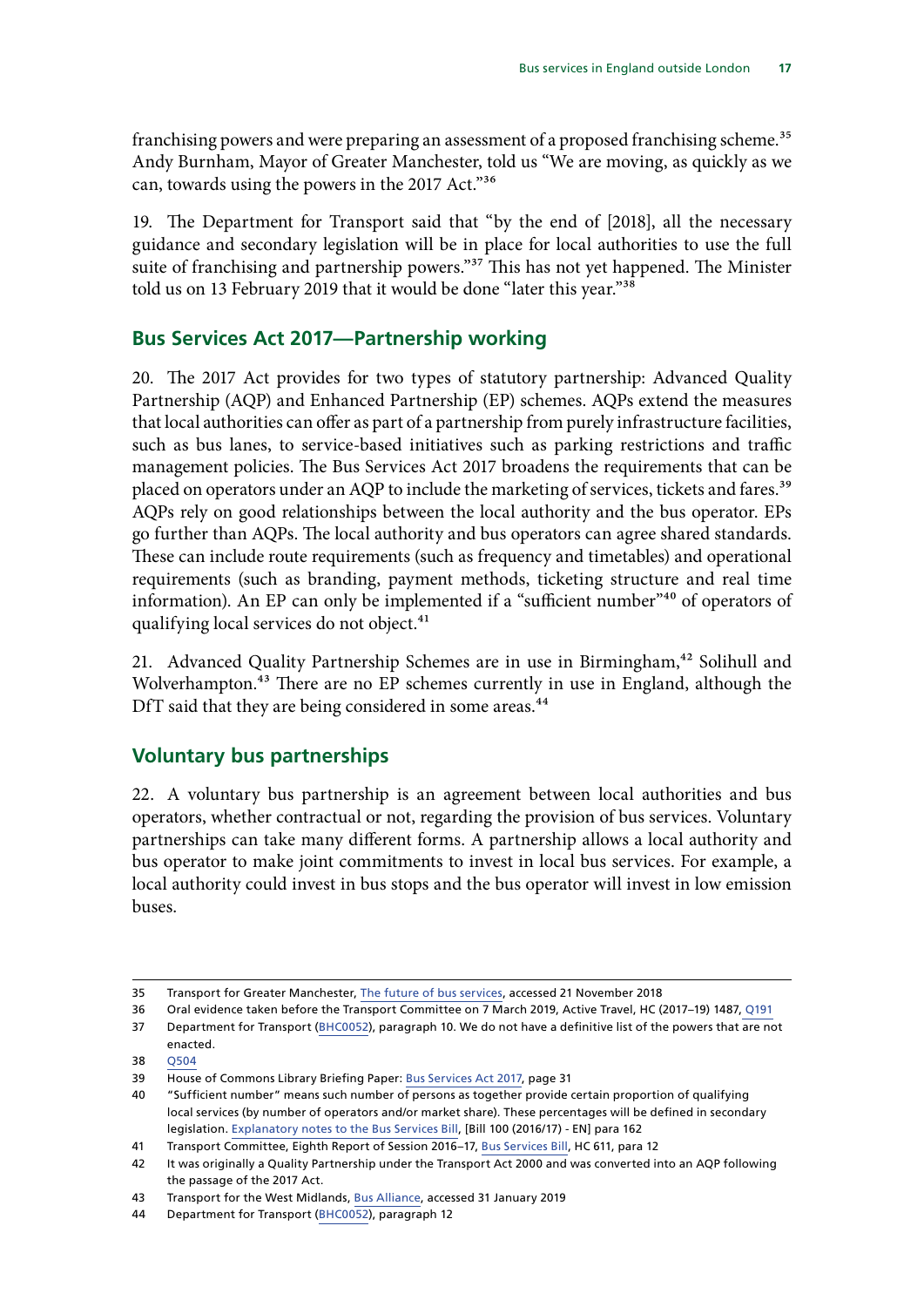franchising powers and were preparing an assessment of a proposed franchising scheme.[35] Andy Burnham, Mayor of Greater Manchester, told us "We are moving, as quickly as we can, towards using the powers in the 2017 Act."[36]

19. The Department for Transport said that "by the end of [2018], all the necessary guidance and secondary legislation will be in place for local authorities to use the full suite of franchising and partnership powers."[37] This has not yet happened. The Minister told us on 13 February 2019 that it would be done "later this year."[38]

## Bus Services Act 2017—Partnership working

20. The 2017 Act provides for two types of statutory partnership: Advanced Quality Partnership (AQP) and Enhanced Partnership (EP) schemes. AQPs extend the measures that local authorities can offer as part of a partnership from purely infrastructure facilities, such as bus lanes, to service-based initiatives such as parking restrictions and traffic management policies. The Bus Services Act 2017 broadens the requirements that can be placed on operators under an AQP to include the marketing of services, tickets and fares.[39] AQPs rely on good relationships between the local authority and the bus operator. EPs go further than AQPs. The local authority and bus operators can agree shared standards. These can include route requirements (such as frequency and timetables) and operational requirements (such as branding, payment methods, ticketing structure and real time information). An EP can only be implemented if a "sufficient number"[40] of operators of qualifying local services do not object.[41]

21. Advanced Quality Partnership Schemes are in use in Birmingham,[42] Solihull and Wolverhampton.[43] There are no EP schemes currently in use in England, although the DfT said that they are being considered in some areas.[44]

## Voluntary bus partnerships

22. A voluntary bus partnership is an agreement between local authorities and bus operators, whether contractual or not, regarding the provision of bus services. Voluntary partnerships can take many different forms. A partnership allows a local authority and bus operator to make joint commitments to invest in local bus services. For example, a local authority could invest in bus stops and the bus operator will invest in low emission buses.

---

35 Transport for Greater Manchester, The future of bus services, accessed 21 November 2018

36 Oral evidence taken before the Transport Committee on 7 March 2019, Active Travel, HC (2017–19) 1487, Q191

37 Department for Transport (BHC0052), paragraph 10. We do not have a definitive list of the powers that are not enacted.

38 Q504

39 House of Commons Library Briefing Paper: Bus Services Act 2017, page 31

40 "Sufficient number" means such number of persons as together provide certain proportion of qualifying local services (by number of operators and/or market share). These percentages will be defined in secondary legislation. Explanatory notes to the Bus Services Bill, [Bill 100 (2016/17) - EN] para 162

41 Transport Committee, Eighth Report of Session 2016–17, Bus Services Bill, HC 611, para 12

42 It was originally a Quality Partnership under the Transport Act 2000 and was converted into an AQP following the passage of the 2017 Act.

43 Transport for the West Midlands, Bus Alliance, accessed 31 January 2019

44 Department for Transport (BHC0052), paragraph 12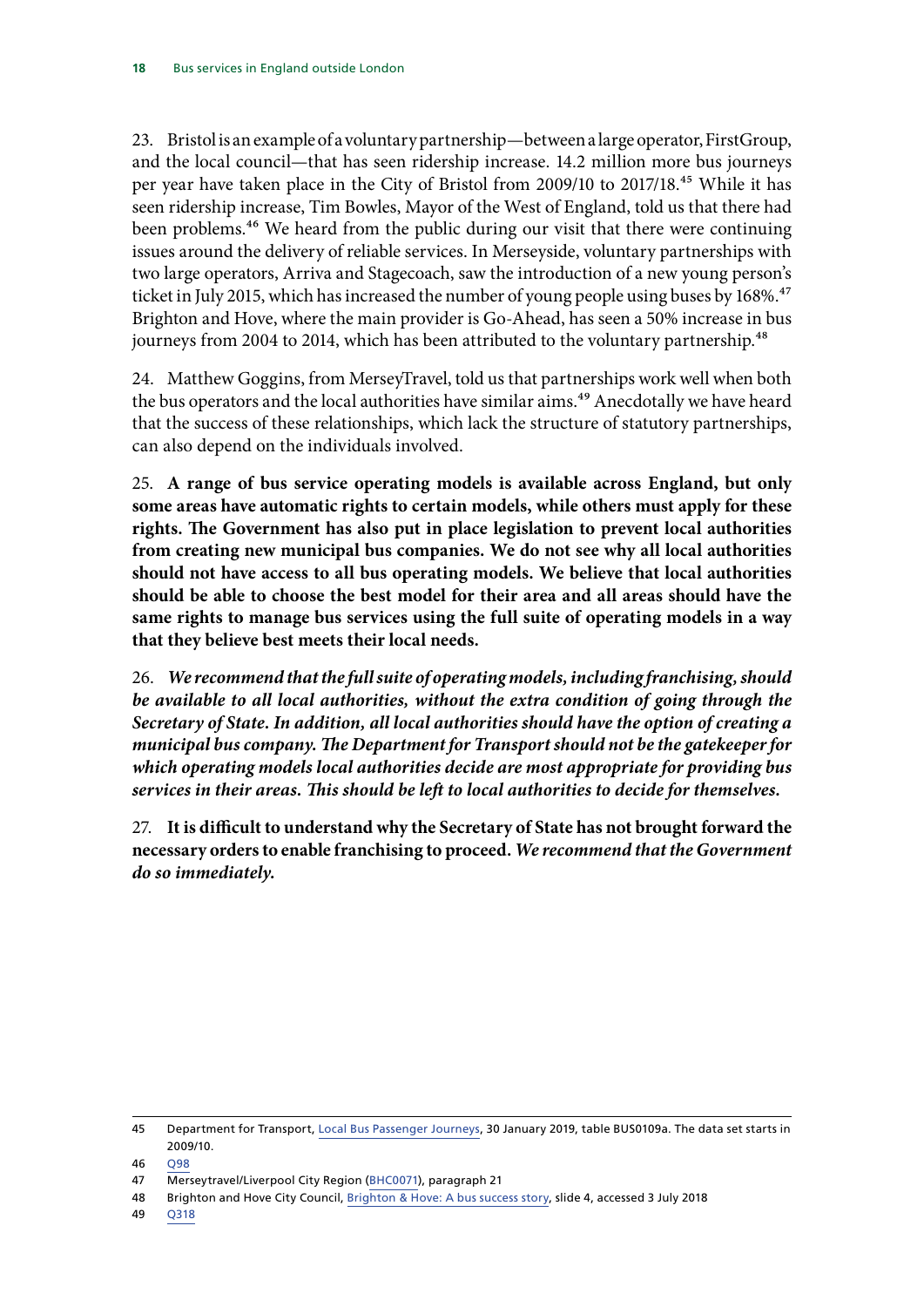23. Bristol is an example of a voluntary partnership—between a large operator, FirstGroup, and the local council—that has seen ridership increase. 14.2 million more bus journeys per year have taken place in the City of Bristol from 2009/10 to 2017/18.[45] While it has seen ridership increase, Tim Bowles, Mayor of the West of England, told us that there had been problems.[46] We heard from the public during our visit that there were continuing issues around the delivery of reliable services. In Merseyside, voluntary partnerships with two large operators, Arriva and Stagecoach, saw the introduction of a new young person's ticket in July 2015, which has increased the number of young people using buses by 168%.[47] Brighton and Hove, where the main provider is Go-Ahead, has seen a 50% increase in bus journeys from 2004 to 2014, which has been attributed to the voluntary partnership.[48]

24. Matthew Goggins, from MerseyTravel, told us that partnerships work well when both the bus operators and the local authorities have similar aims.[49] Anecdotally we have heard that the success of these relationships, which lack the structure of statutory partnerships, can also depend on the individuals involved.

25. **A range of bus service operating models is available across England, but only some areas have automatic rights to certain models, while others must apply for these rights. The Government has also put in place legislation to prevent local authorities from creating new municipal bus companies. We do not see why all local authorities should not have access to all bus operating models. We believe that local authorities should be able to choose the best model for their area and all areas should have the same rights to manage bus services using the full suite of operating models in a way that they believe best meets their local needs.**

26. ***We recommend that the full suite of operating models, including franchising, should be available to all local authorities, without the extra condition of going through the Secretary of State. In addition, all local authorities should have the option of creating a municipal bus company. The Department for Transport should not be the gatekeeper for which operating models local authorities decide are most appropriate for providing bus services in their areas. This should be left to local authorities to decide for themselves.***

27. **It is difficult to understand why the Secretary of State has not brought forward the necessary orders to enable franchising to proceed.** ***We recommend that the Government do so immediately.***

---

45 Department for Transport, Local Bus Passenger Journeys, 30 January 2019, table BUS0109a. The data set starts in 2009/10.

46 Q98

47 Merseytravel/Liverpool City Region (BHC0071), paragraph 21

48 Brighton and Hove City Council, Brighton & Hove: A bus success story, slide 4, accessed 3 July 2018

49 Q318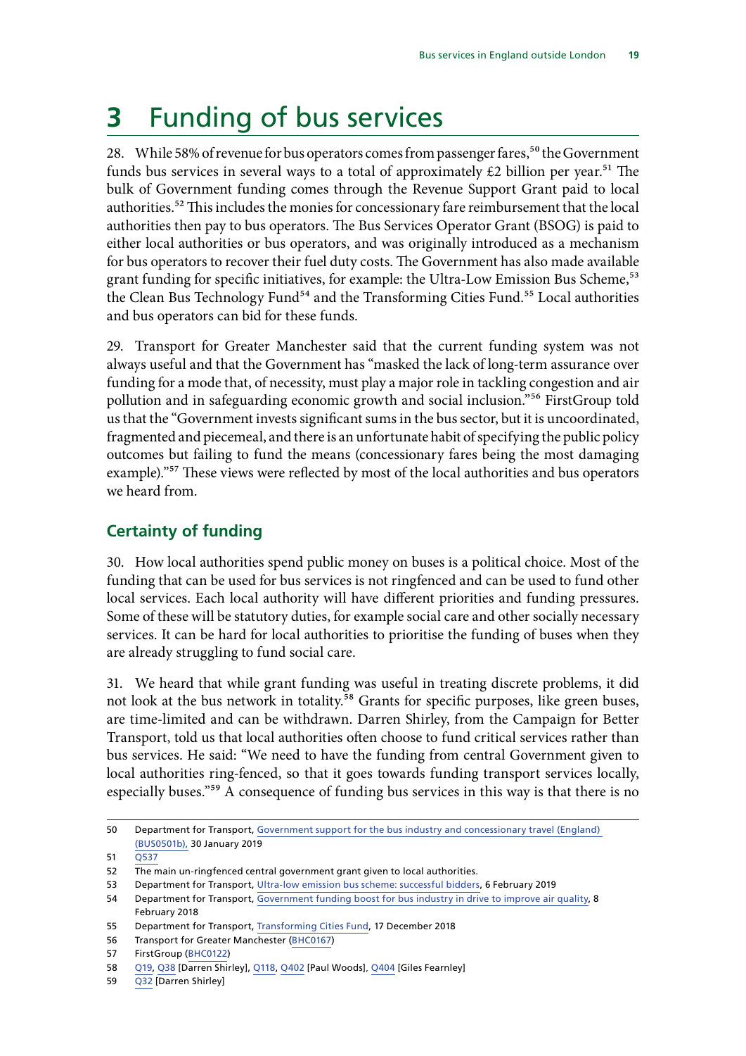# 3 Funding of bus services

28. While 58% of revenue for bus operators comes from passenger fares,[50] the Government funds bus services in several ways to a total of approximately £2 billion per year.[51] The bulk of Government funding comes through the Revenue Support Grant paid to local authorities.[52] This includes the monies for concessionary fare reimbursement that the local authorities then pay to bus operators. The Bus Services Operator Grant (BSOG) is paid to either local authorities or bus operators, and was originally introduced as a mechanism for bus operators to recover their fuel duty costs. The Government has also made available grant funding for specific initiatives, for example: the Ultra-Low Emission Bus Scheme,[53] the Clean Bus Technology Fund[54] and the Transforming Cities Fund.[55] Local authorities and bus operators can bid for these funds.

29. Transport for Greater Manchester said that the current funding system was not always useful and that the Government has "masked the lack of long-term assurance over funding for a mode that, of necessity, must play a major role in tackling congestion and air pollution and in safeguarding economic growth and social inclusion."[56] FirstGroup told us that the "Government invests significant sums in the bus sector, but it is uncoordinated, fragmented and piecemeal, and there is an unfortunate habit of specifying the public policy outcomes but failing to fund the means (concessionary fares being the most damaging example)."[57] These views were reflected by most of the local authorities and bus operators we heard from.

## Certainty of funding

30. How local authorities spend public money on buses is a political choice. Most of the funding that can be used for bus services is not ringfenced and can be used to fund other local services. Each local authority will have different priorities and funding pressures. Some of these will be statutory duties, for example social care and other socially necessary services. It can be hard for local authorities to prioritise the funding of buses when they are already struggling to fund social care.

31. We heard that while grant funding was useful in treating discrete problems, it did not look at the bus network in totality.[58] Grants for specific purposes, like green buses, are time-limited and can be withdrawn. Darren Shirley, from the Campaign for Better Transport, told us that local authorities often choose to fund critical services rather than bus services. He said: "We need to have the funding from central Government given to local authorities ring-fenced, so that it goes towards funding transport services locally, especially buses."[59] A consequence of funding bus services in this way is that there is no

---

50 Department for Transport, Government support for the bus industry and concessionary travel (England) (BUS0501b), 30 January 2019

51 Q537

52 The main un-ringfenced central government grant given to local authorities.

53 Department for Transport, Ultra-low emission bus scheme: successful bidders, 6 February 2019

54 Department for Transport, Government funding boost for bus industry in drive to improve air quality, 8 February 2018

55 Department for Transport, Transforming Cities Fund, 17 December 2018

56 Transport for Greater Manchester (BHC0167)

57 FirstGroup (BHC0122)

58 Q19, Q38 [Darren Shirley], Q118, Q402 [Paul Woods], Q404 [Giles Fearnley]

59 Q32 [Darren Shirley]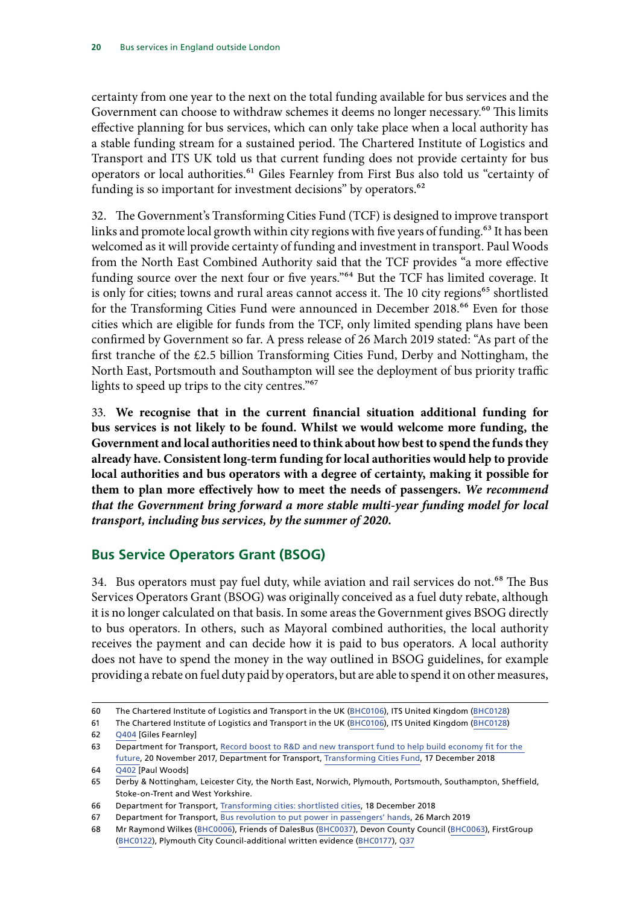certainty from one year to the next on the total funding available for bus services and the Government can choose to withdraw schemes it deems no longer necessary.[60] This limits effective planning for bus services, which can only take place when a local authority has a stable funding stream for a sustained period. The Chartered Institute of Logistics and Transport and ITS UK told us that current funding does not provide certainty for bus operators or local authorities.[61] Giles Fearnley from First Bus also told us "certainty of funding is so important for investment decisions" by operators.[62]

32. The Government's Transforming Cities Fund (TCF) is designed to improve transport links and promote local growth within city regions with five years of funding.[63] It has been welcomed as it will provide certainty of funding and investment in transport. Paul Woods from the North East Combined Authority said that the TCF provides "a more effective funding source over the next four or five years."[64] But the TCF has limited coverage. It is only for cities; towns and rural areas cannot access it. The 10 city regions[65] shortlisted for the Transforming Cities Fund were announced in December 2018.[66] Even for those cities which are eligible for funds from the TCF, only limited spending plans have been confirmed by Government so far. A press release of 26 March 2019 stated: "As part of the first tranche of the £2.5 billion Transforming Cities Fund, Derby and Nottingham, the North East, Portsmouth and Southampton will see the deployment of bus priority traffic lights to speed up trips to the city centres."[67]

33. **We recognise that in the current financial situation additional funding for bus services is not likely to be found. Whilst we would welcome more funding, the Government and local authorities need to think about how best to spend the funds they already have. Consistent long-term funding for local authorities would help to provide local authorities and bus operators with a degree of certainty, making it possible for them to plan more effectively how to meet the needs of passengers.** ***We recommend that the Government bring forward a more stable multi-year funding model for local transport, including bus services, by the summer of 2020.***

## Bus Service Operators Grant (BSOG)

34. Bus operators must pay fuel duty, while aviation and rail services do not.[68] The Bus Services Operators Grant (BSOG) was originally conceived as a fuel duty rebate, although it is no longer calculated on that basis. In some areas the Government gives BSOG directly to bus operators. In others, such as Mayoral combined authorities, the local authority receives the payment and can decide how it is paid to bus operators. A local authority does not have to spend the money in the way outlined in BSOG guidelines, for example providing a rebate on fuel duty paid by operators, but are able to spend it on other measures,

---

60 The Chartered Institute of Logistics and Transport in the UK (BHC0106), ITS United Kingdom (BHC0128)

61 The Chartered Institute of Logistics and Transport in the UK (BHC0106), ITS United Kingdom (BHC0128)

62 Q404 [Giles Fearnley]

63 Department for Transport, Record boost to R&D and new transport fund to help build economy fit for the future, 20 November 2017, Department for Transport, Transforming Cities Fund, 17 December 2018

64 Q402 [Paul Woods]

65 Derby & Nottingham, Leicester City, the North East, Norwich, Plymouth, Portsmouth, Southampton, Sheffield, Stoke-on-Trent and West Yorkshire.

66 Department for Transport, Transforming cities: shortlisted cities, 18 December 2018

67 Department for Transport, Bus revolution to put power in passengers' hands, 26 March 2019

68 Mr Raymond Wilkes (BHC0006), Friends of DalesBus (BHC0037), Devon County Council (BHC0063), FirstGroup (BHC0122), Plymouth City Council-additional written evidence (BHC0177), Q37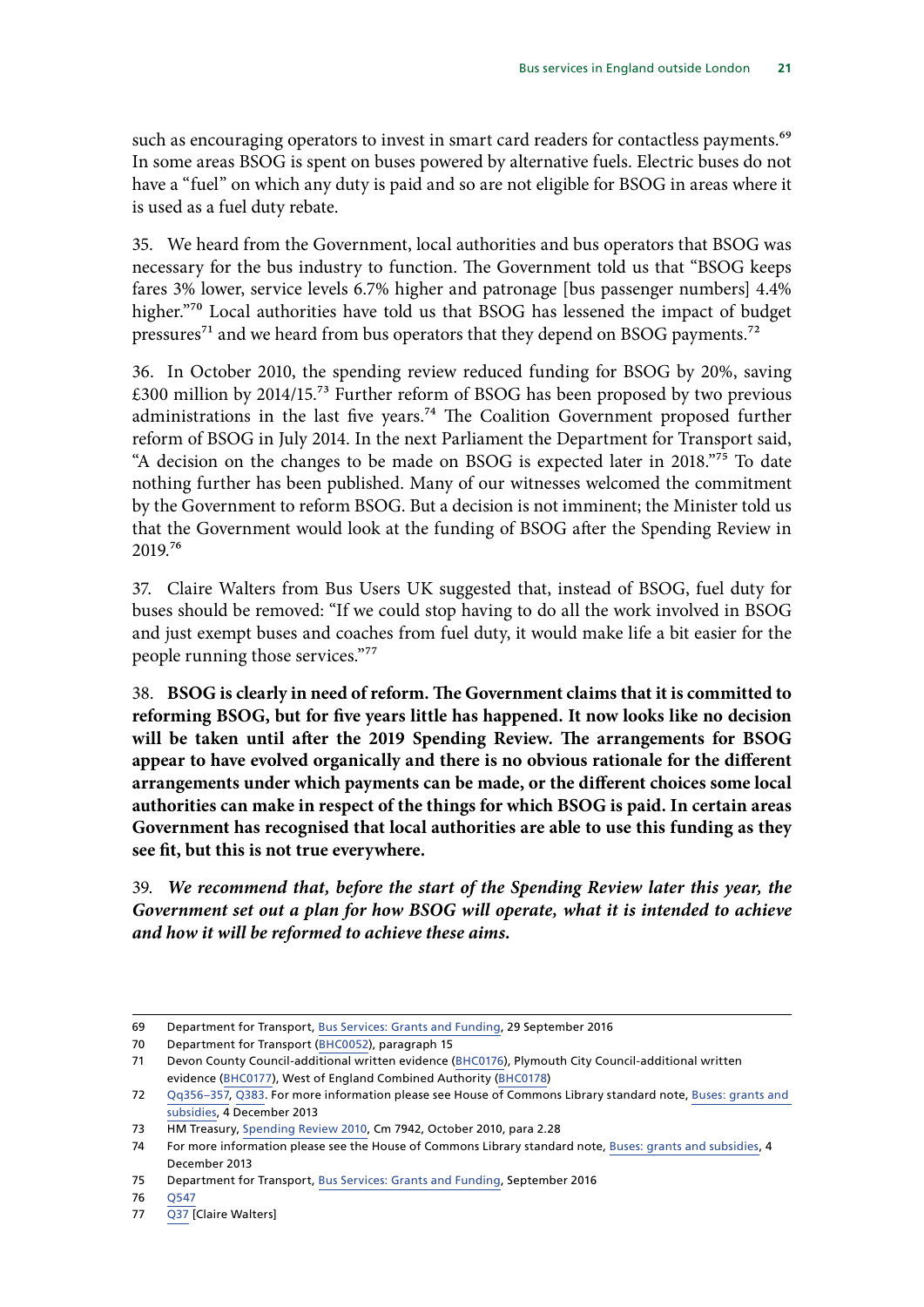such as encouraging operators to invest in smart card readers for contactless payments.[69] In some areas BSOG is spent on buses powered by alternative fuels. Electric buses do not have a "fuel" on which any duty is paid and so are not eligible for BSOG in areas where it is used as a fuel duty rebate.

35. We heard from the Government, local authorities and bus operators that BSOG was necessary for the bus industry to function. The Government told us that "BSOG keeps fares 3% lower, service levels 6.7% higher and patronage [bus passenger numbers] 4.4% higher."[70] Local authorities have told us that BSOG has lessened the impact of budget pressures[71] and we heard from bus operators that they depend on BSOG payments.[72]

36. In October 2010, the spending review reduced funding for BSOG by 20%, saving £300 million by 2014/15.[73] Further reform of BSOG has been proposed by two previous administrations in the last five years.[74] The Coalition Government proposed further reform of BSOG in July 2014. In the next Parliament the Department for Transport said, "A decision on the changes to be made on BSOG is expected later in 2018."[75] To date nothing further has been published. Many of our witnesses welcomed the commitment by the Government to reform BSOG. But a decision is not imminent; the Minister told us that the Government would look at the funding of BSOG after the Spending Review in 2019.[76]

37. Claire Walters from Bus Users UK suggested that, instead of BSOG, fuel duty for buses should be removed: "If we could stop having to do all the work involved in BSOG and just exempt buses and coaches from fuel duty, it would make life a bit easier for the people running those services."[77]

38. **BSOG is clearly in need of reform. The Government claims that it is committed to reforming BSOG, but for five years little has happened. It now looks like no decision will be taken until after the 2019 Spending Review. The arrangements for BSOG appear to have evolved organically and there is no obvious rationale for the different arrangements under which payments can be made, or the different choices some local authorities can make in respect of the things for which BSOG is paid. In certain areas Government has recognised that local authorities are able to use this funding as they see fit, but this is not true everywhere.**

39. ***We recommend that, before the start of the Spending Review later this year, the Government set out a plan for how BSOG will operate, what it is intended to achieve and how it will be reformed to achieve these aims.***

---

69 Department for Transport, Bus Services: Grants and Funding, 29 September 2016

70 Department for Transport (BHC0052), paragraph 15

71 Devon County Council-additional written evidence (BHC0176), Plymouth City Council-additional written evidence (BHC0177), West of England Combined Authority (BHC0178)

72 Qq356–357, Q383. For more information please see House of Commons Library standard note, Buses: grants and subsidies, 4 December 2013

73 HM Treasury, Spending Review 2010, Cm 7942, October 2010, para 2.28

74 For more information please see the House of Commons Library standard note, Buses: grants and subsidies, 4 December 2013

75 Department for Transport, Bus Services: Grants and Funding, September 2016

76 Q547

77 Q37 [Claire Walters]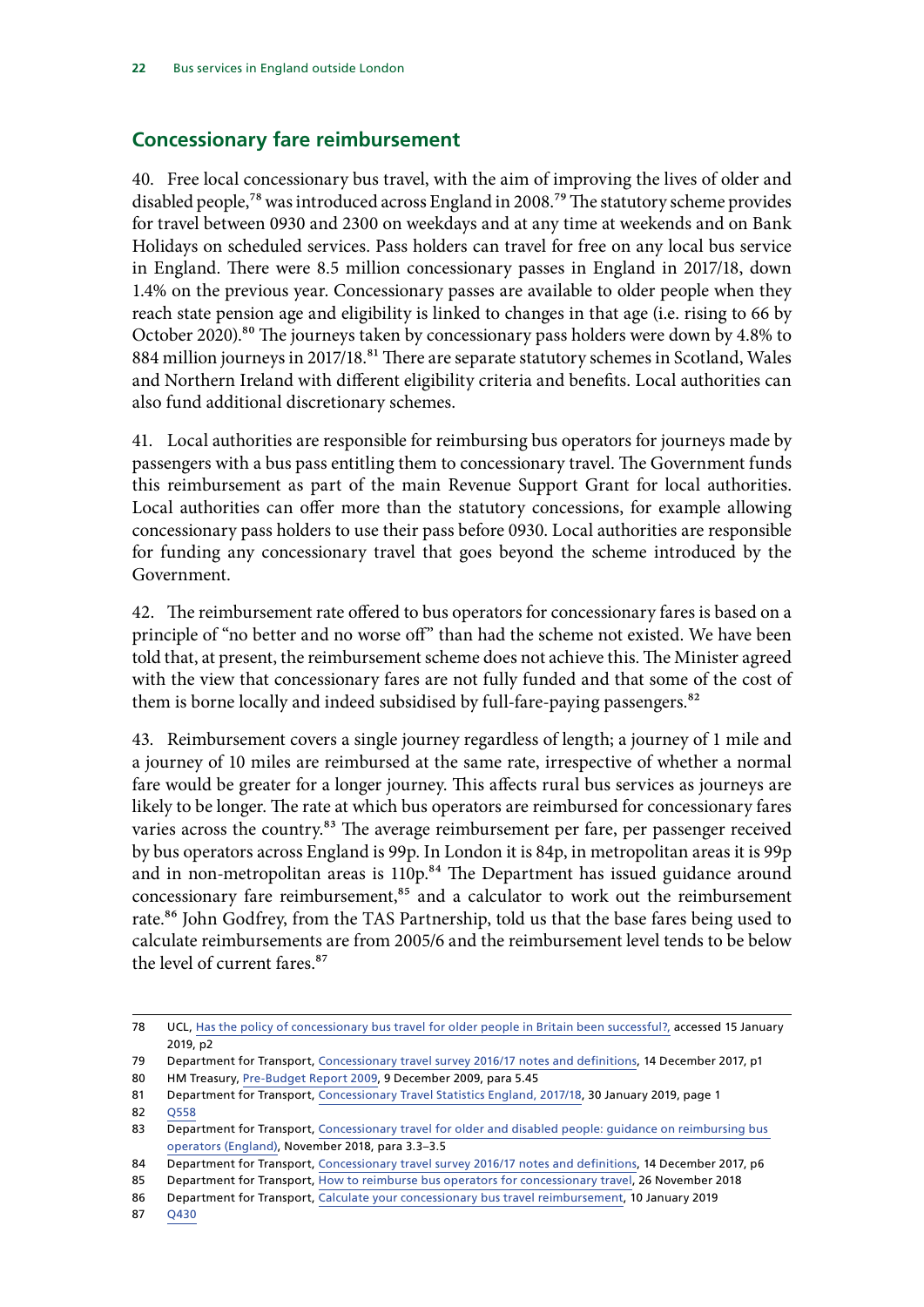## Concessionary fare reimbursement

40. Free local concessionary bus travel, with the aim of improving the lives of older and disabled people,[78] was introduced across England in 2008.[79] The statutory scheme provides for travel between 0930 and 2300 on weekdays and at any time at weekends and on Bank Holidays on scheduled services. Pass holders can travel for free on any local bus service in England. There were 8.5 million concessionary passes in England in 2017/18, down 1.4% on the previous year. Concessionary passes are available to older people when they reach state pension age and eligibility is linked to changes in that age (i.e. rising to 66 by October 2020).[80] The journeys taken by concessionary pass holders were down by 4.8% to 884 million journeys in 2017/18.[81] There are separate statutory schemes in Scotland, Wales and Northern Ireland with different eligibility criteria and benefits. Local authorities can also fund additional discretionary schemes.

41. Local authorities are responsible for reimbursing bus operators for journeys made by passengers with a bus pass entitling them to concessionary travel. The Government funds this reimbursement as part of the main Revenue Support Grant for local authorities. Local authorities can offer more than the statutory concessions, for example allowing concessionary pass holders to use their pass before 0930. Local authorities are responsible for funding any concessionary travel that goes beyond the scheme introduced by the Government.

42. The reimbursement rate offered to bus operators for concessionary fares is based on a principle of "no better and no worse off" than had the scheme not existed. We have been told that, at present, the reimbursement scheme does not achieve this. The Minister agreed with the view that concessionary fares are not fully funded and that some of the cost of them is borne locally and indeed subsidised by full-fare-paying passengers.[82]

43. Reimbursement covers a single journey regardless of length; a journey of 1 mile and a journey of 10 miles are reimbursed at the same rate, irrespective of whether a normal fare would be greater for a longer journey. This affects rural bus services as journeys are likely to be longer. The rate at which bus operators are reimbursed for concessionary fares varies across the country.[83] The average reimbursement per fare, per passenger received by bus operators across England is 99p. In London it is 84p, in metropolitan areas it is 99p and in non-metropolitan areas is 110p.[84] The Department has issued guidance around concessionary fare reimbursement,[85] and a calculator to work out the reimbursement rate.[86] John Godfrey, from the TAS Partnership, told us that the base fares being used to calculate reimbursements are from 2005/6 and the reimbursement level tends to be below the level of current fares.[87]

---

78 UCL, Has the policy of concessionary bus travel for older people in Britain been successful?, accessed 15 January 2019, p2

79 Department for Transport, Concessionary travel survey 2016/17 notes and definitions, 14 December 2017, p1

80 HM Treasury, Pre-Budget Report 2009, 9 December 2009, para 5.45

81 Department for Transport, Concessionary Travel Statistics England, 2017/18, 30 January 2019, page 1

82 Q558

83 Department for Transport, Concessionary travel for older and disabled people: guidance on reimbursing bus operators (England), November 2018, para 3.3–3.5

84 Department for Transport, Concessionary travel survey 2016/17 notes and definitions, 14 December 2017, p6

85 Department for Transport, How to reimburse bus operators for concessionary travel, 26 November 2018

86 Department for Transport, Calculate your concessionary bus travel reimbursement, 10 January 2019

87 Q430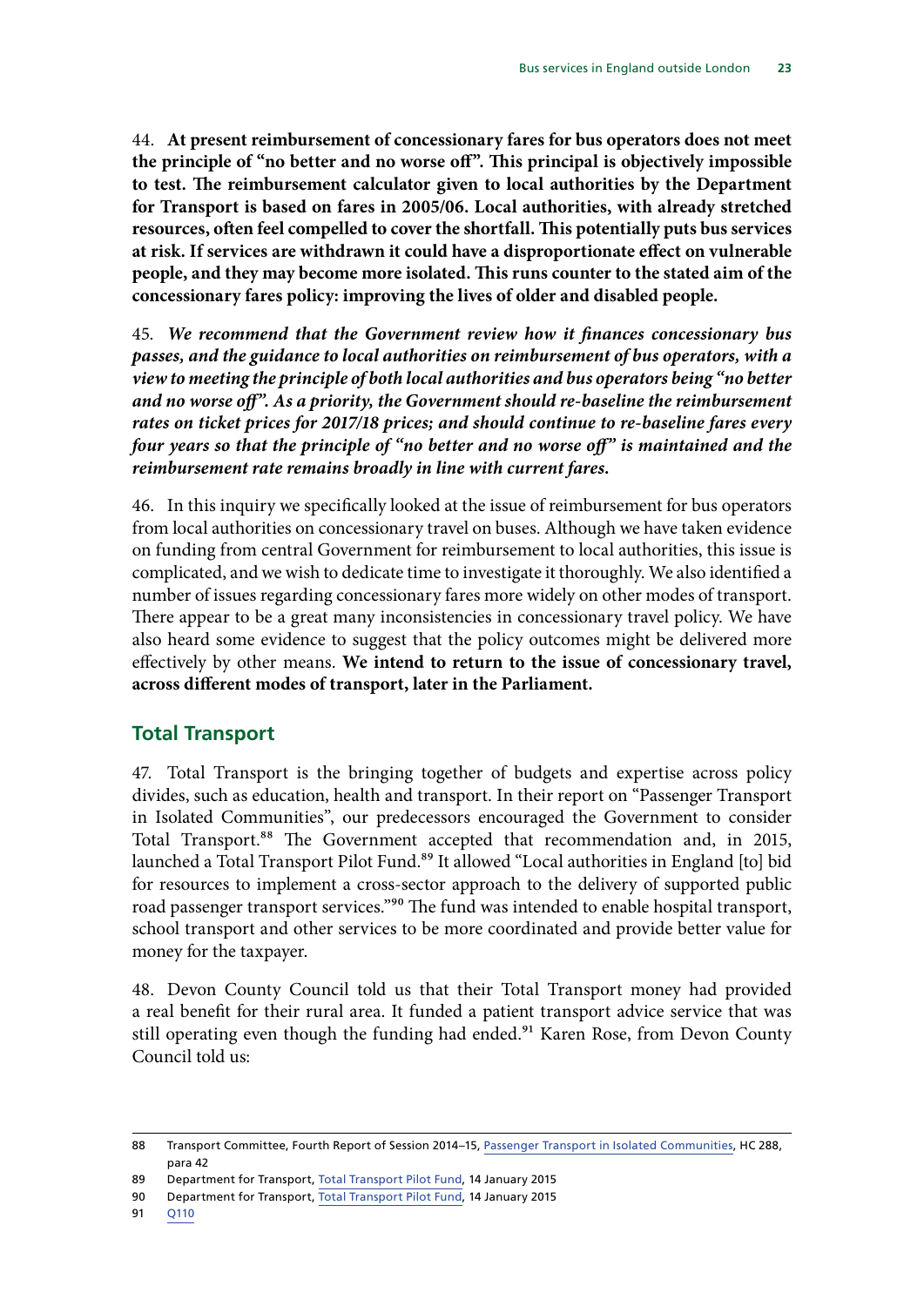44. **At present reimbursement of concessionary fares for bus operators does not meet the principle of "no better and no worse off". This principal is objectively impossible to test. The reimbursement calculator given to local authorities by the Department for Transport is based on fares in 2005/06. Local authorities, with already stretched resources, often feel compelled to cover the shortfall. This potentially puts bus services at risk. If services are withdrawn it could have a disproportionate effect on vulnerable people, and they may become more isolated. This runs counter to the stated aim of the concessionary fares policy: improving the lives of older and disabled people.**

45. ***We recommend that the Government review how it finances concessionary bus passes, and the guidance to local authorities on reimbursement of bus operators, with a view to meeting the principle of both local authorities and bus operators being "no better and no worse off". As a priority, the Government should re-baseline the reimbursement rates on ticket prices for 2017/18 prices; and should continue to re-baseline fares every four years so that the principle of "no better and no worse off" is maintained and the reimbursement rate remains broadly in line with current fares.***

46. In this inquiry we specifically looked at the issue of reimbursement for bus operators from local authorities on concessionary travel on buses. Although we have taken evidence on funding from central Government for reimbursement to local authorities, this issue is complicated, and we wish to dedicate time to investigate it thoroughly. We also identified a number of issues regarding concessionary fares more widely on other modes of transport. There appear to be a great many inconsistencies in concessionary travel policy. We have also heard some evidence to suggest that the policy outcomes might be delivered more effectively by other means. **We intend to return to the issue of concessionary travel, across different modes of transport, later in the Parliament.**

## Total Transport

47. Total Transport is the bringing together of budgets and expertise across policy divides, such as education, health and transport. In their report on "Passenger Transport in Isolated Communities", our predecessors encouraged the Government to consider Total Transport.[88] The Government accepted that recommendation and, in 2015, launched a Total Transport Pilot Fund.[89] It allowed "Local authorities in England [to] bid for resources to implement a cross-sector approach to the delivery of supported public road passenger transport services."[90] The fund was intended to enable hospital transport, school transport and other services to be more coordinated and provide better value for money for the taxpayer.

48. Devon County Council told us that their Total Transport money had provided a real benefit for their rural area. It funded a patient transport advice service that was still operating even though the funding had ended.[91] Karen Rose, from Devon County Council told us:

---

88 Transport Committee, Fourth Report of Session 2014–15, Passenger Transport in Isolated Communities, HC 288, para 42

89 Department for Transport, Total Transport Pilot Fund, 14 January 2015

90 Department for Transport, Total Transport Pilot Fund, 14 January 2015

91 Q110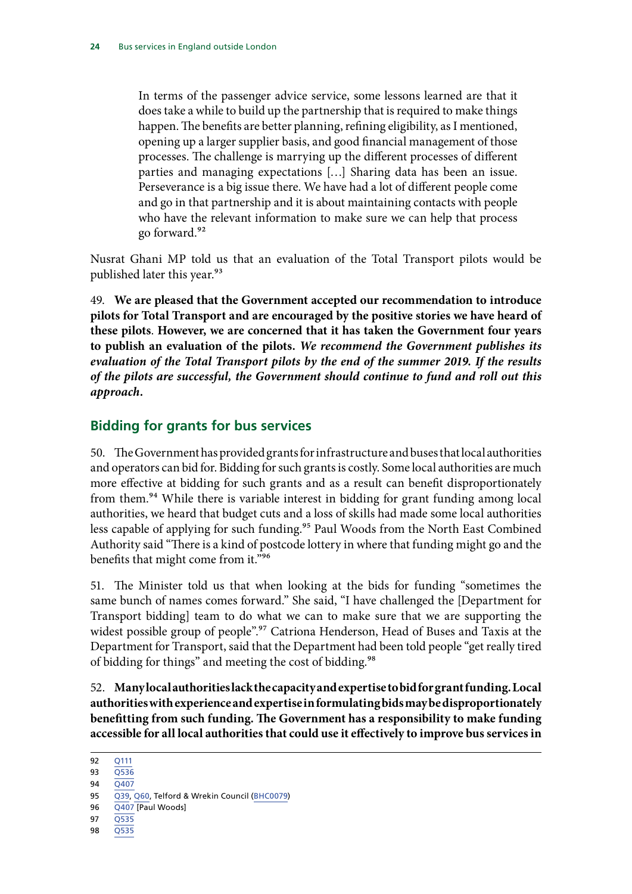> In terms of the passenger advice service, some lessons learned are that it does take a while to build up the partnership that is required to make things happen. The benefits are better planning, refining eligibility, as I mentioned, opening up a larger supplier basis, and good financial management of those processes. The challenge is marrying up the different processes of different parties and managing expectations […] Sharing data has been an issue. Perseverance is a big issue there. We have had a lot of different people come and go in that partnership and it is about maintaining contacts with people who have the relevant information to make sure we can help that process go forward.[92]

Nusrat Ghani MP told us that an evaluation of the Total Transport pilots would be published later this year.[93]

49. **We are pleased that the Government accepted our recommendation to introduce pilots for Total Transport and are encouraged by the positive stories we have heard of these pilots**. **However, we are concerned that it has taken the Government four years to publish an evaluation of the pilots.** ***We recommend the Government publishes its evaluation of the Total Transport pilots by the end of the summer 2019. If the results of the pilots are successful, the Government should continue to fund and roll out this approach.***

## Bidding for grants for bus services

50. The Government has provided grants for infrastructure and buses that local authorities and operators can bid for. Bidding for such grants is costly. Some local authorities are much more effective at bidding for such grants and as a result can benefit disproportionately from them.[94] While there is variable interest in bidding for grant funding among local authorities, we heard that budget cuts and a loss of skills had made some local authorities less capable of applying for such funding.[95] Paul Woods from the North East Combined Authority said "There is a kind of postcode lottery in where that funding might go and the benefits that might come from it."[96]

51. The Minister told us that when looking at the bids for funding "sometimes the same bunch of names comes forward." She said, "I have challenged the [Department for Transport bidding] team to do what we can to make sure that we are supporting the widest possible group of people".[97] Catriona Henderson, Head of Buses and Taxis at the Department for Transport, said that the Department had been told people "get really tired of bidding for things" and meeting the cost of bidding.[98]

52. **Many local authorities lack the capacity and expertise to bid for grant funding. Local authorities with experience and expertise in formulating bids may be disproportionately benefitting from such funding. The Government has a responsibility to make funding accessible for all local authorities that could use it effectively to improve bus services in**

---

92 Q111
93 Q536
94 Q407
95 Q39, Q60, Telford & Wrekin Council (BHC0079)
96 Q407 [Paul Woods]
97 Q535
98 Q535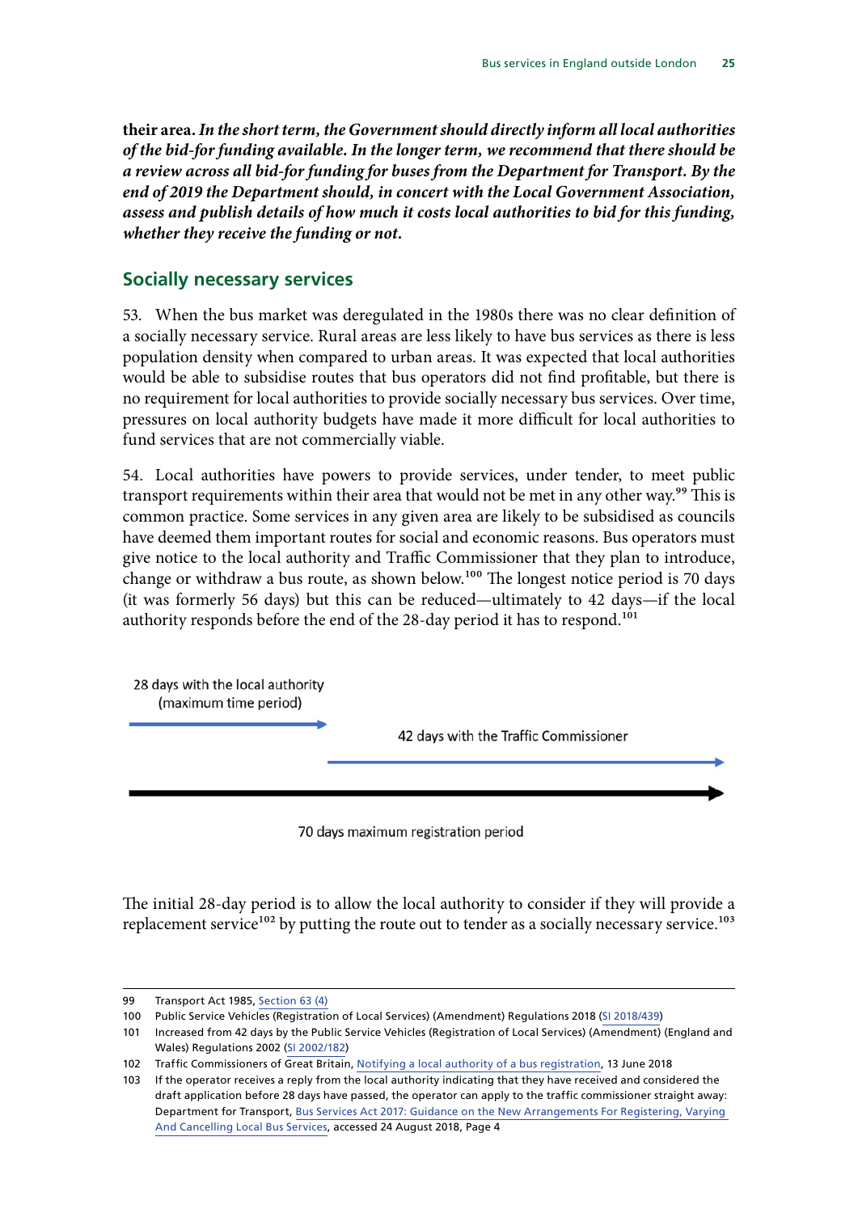**their area.** ***In the short term, the Government should directly inform all local authorities of the bid-for funding available. In the longer term, we recommend that there should be a review across all bid-for funding for buses from the Department for Transport. By the end of 2019 the Department should, in concert with the Local Government Association, assess and publish details of how much it costs local authorities to bid for this funding, whether they receive the funding or not.***

## Socially necessary services

53. When the bus market was deregulated in the 1980s there was no clear definition of a socially necessary service. Rural areas are less likely to have bus services as there is less population density when compared to urban areas. It was expected that local authorities would be able to subsidise routes that bus operators did not find profitable, but there is no requirement for local authorities to provide socially necessary bus services. Over time, pressures on local authority budgets have made it more difficult for local authorities to fund services that are not commercially viable.

54. Local authorities have powers to provide services, under tender, to meet public transport requirements within their area that would not be met in any other way.[99] This is common practice. Some services in any given area are likely to be subsidised as councils have deemed them important routes for social and economic reasons. Bus operators must give notice to the local authority and Traffic Commissioner that they plan to introduce, change or withdraw a bus route, as shown below.[100] The longest notice period is 70 days (it was formerly 56 days) but this can be reduced—ultimately to 42 days—if the local authority responds before the end of the 28-day period it has to respond.[101]

28 days with the local authority (maximum time period)

42 days with the Traffic Commissioner

70 days maximum registration period

The initial 28-day period is to allow the local authority to consider if they will provide a replacement service[102] by putting the route out to tender as a socially necessary service.[103]

---

99 Transport Act 1985, Section 63 (4)

100 Public Service Vehicles (Registration of Local Services) (Amendment) Regulations 2018 (SI 2018/439)

101 Increased from 42 days by the Public Service Vehicles (Registration of Local Services) (Amendment) (England and Wales) Regulations 2002 (SI 2002/182)

102 Traffic Commissioners of Great Britain, Notifying a local authority of a bus registration, 13 June 2018

103 If the operator receives a reply from the local authority indicating that they have received and considered the draft application before 28 days have passed, the operator can apply to the traffic commissioner straight away: Department for Transport, Bus Services Act 2017: Guidance on the New Arrangements For Registering, Varying And Cancelling Local Bus Services, accessed 24 August 2018, Page 4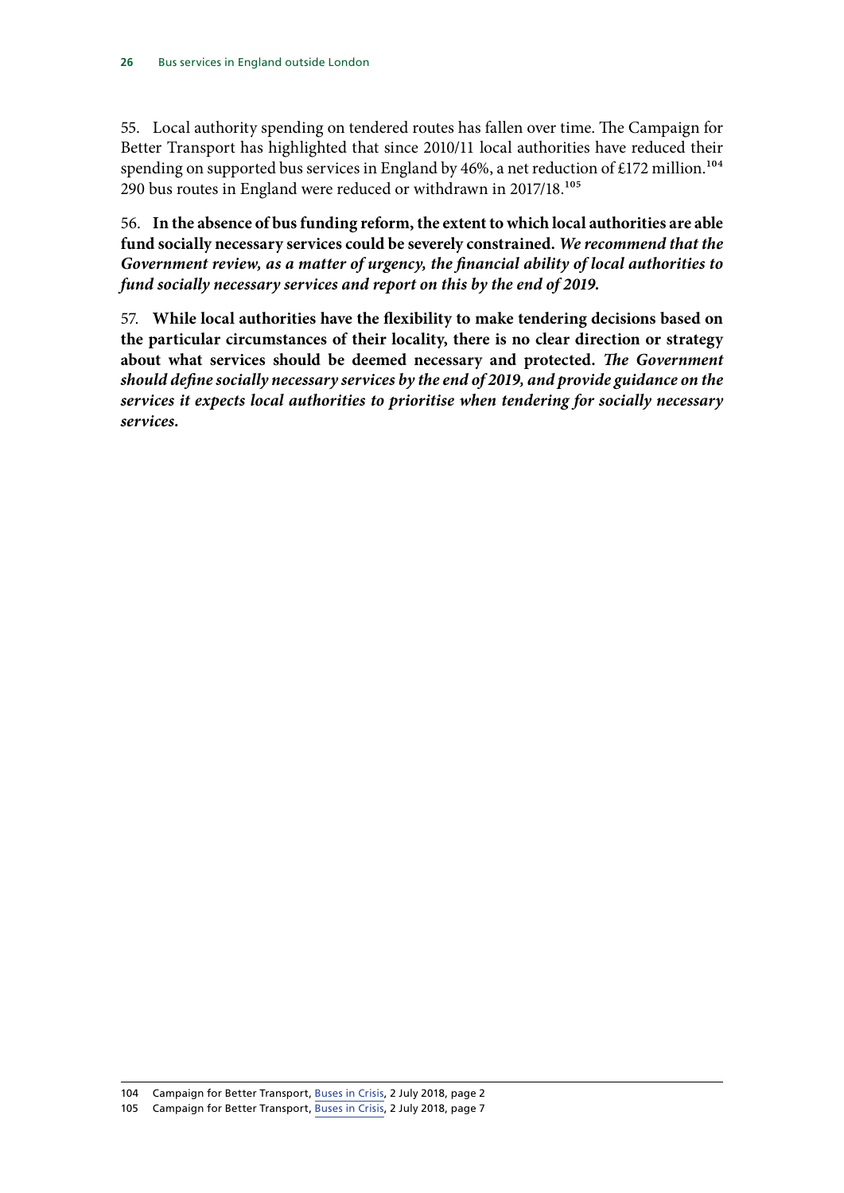55. Local authority spending on tendered routes has fallen over time. The Campaign for Better Transport has highlighted that since 2010/11 local authorities have reduced their spending on supported bus services in England by 46%, a net reduction of £172 million.[104] 290 bus routes in England were reduced or withdrawn in 2017/18.[105]

56. **In the absence of bus funding reform, the extent to which local authorities are able fund socially necessary services could be severely constrained.** ***We recommend that the Government review, as a matter of urgency, the financial ability of local authorities to fund socially necessary services and report on this by the end of 2019.***

57. **While local authorities have the flexibility to make tendering decisions based on the particular circumstances of their locality, there is no clear direction or strategy about what services should be deemed necessary and protected.** ***The Government should define socially necessary services by the end of 2019, and provide guidance on the services it expects local authorities to prioritise when tendering for socially necessary services.***

---

104 Campaign for Better Transport, Buses in Crisis, 2 July 2018, page 2

105 Campaign for Better Transport, Buses in Crisis, 2 July 2018, page 7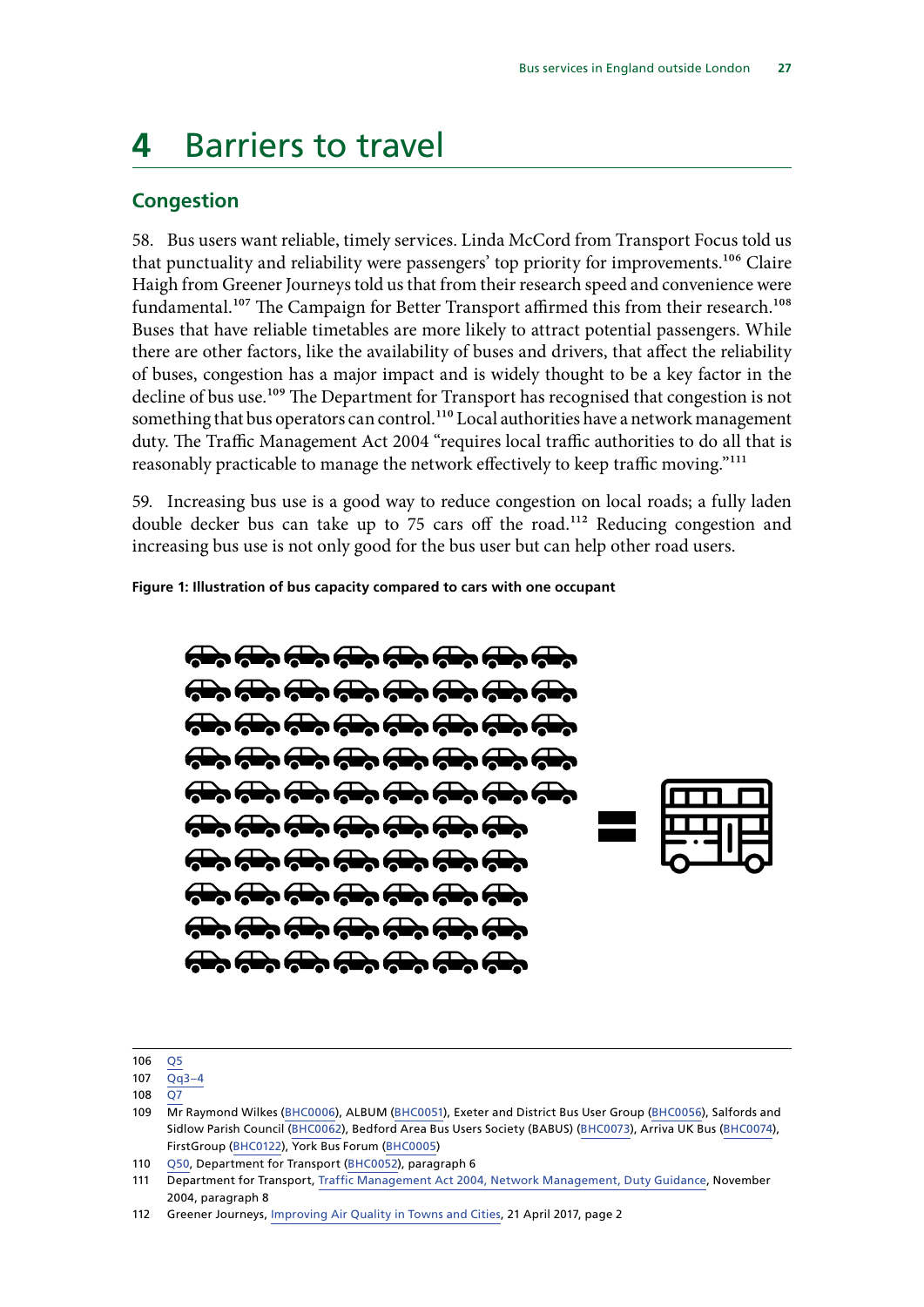# 4 Barriers to travel

## Congestion

58. Bus users want reliable, timely services. Linda McCord from Transport Focus told us that punctuality and reliability were passengers' top priority for improvements.[106] Claire Haigh from Greener Journeys told us that from their research speed and convenience were fundamental.[107] The Campaign for Better Transport affirmed this from their research.[108] Buses that have reliable timetables are more likely to attract potential passengers. While there are other factors, like the availability of buses and drivers, that affect the reliability of buses, congestion has a major impact and is widely thought to be a key factor in the decline of bus use.[109] The Department for Transport has recognised that congestion is not something that bus operators can control.[110] Local authorities have a network management duty. The Traffic Management Act 2004 "requires local traffic authorities to do all that is reasonably practicable to manage the network effectively to keep traffic moving."[111]

59. Increasing bus use is a good way to reduce congestion on local roads; a fully laden double decker bus can take up to 75 cars off the road.[112] Reducing congestion and increasing bus use is not only good for the bus user but can help other road users.

**Figure 1: Illustration of bus capacity compared to cars with one occupant**

106 Q5

107 Qq3–4

108 Q7

109 Mr Raymond Wilkes (BHC0006), ALBUM (BHC0051), Exeter and District Bus User Group (BHC0056), Salfords and Sidlow Parish Council (BHC0062), Bedford Area Bus Users Society (BABUS) (BHC0073), Arriva UK Bus (BHC0074), FirstGroup (BHC0122), York Bus Forum (BHC0005)

110 Q50, Department for Transport (BHC0052), paragraph 6

111 Department for Transport, Traffic Management Act 2004, Network Management, Duty Guidance, November 2004, paragraph 8

112 Greener Journeys, Improving Air Quality in Towns and Cities, 21 April 2017, page 2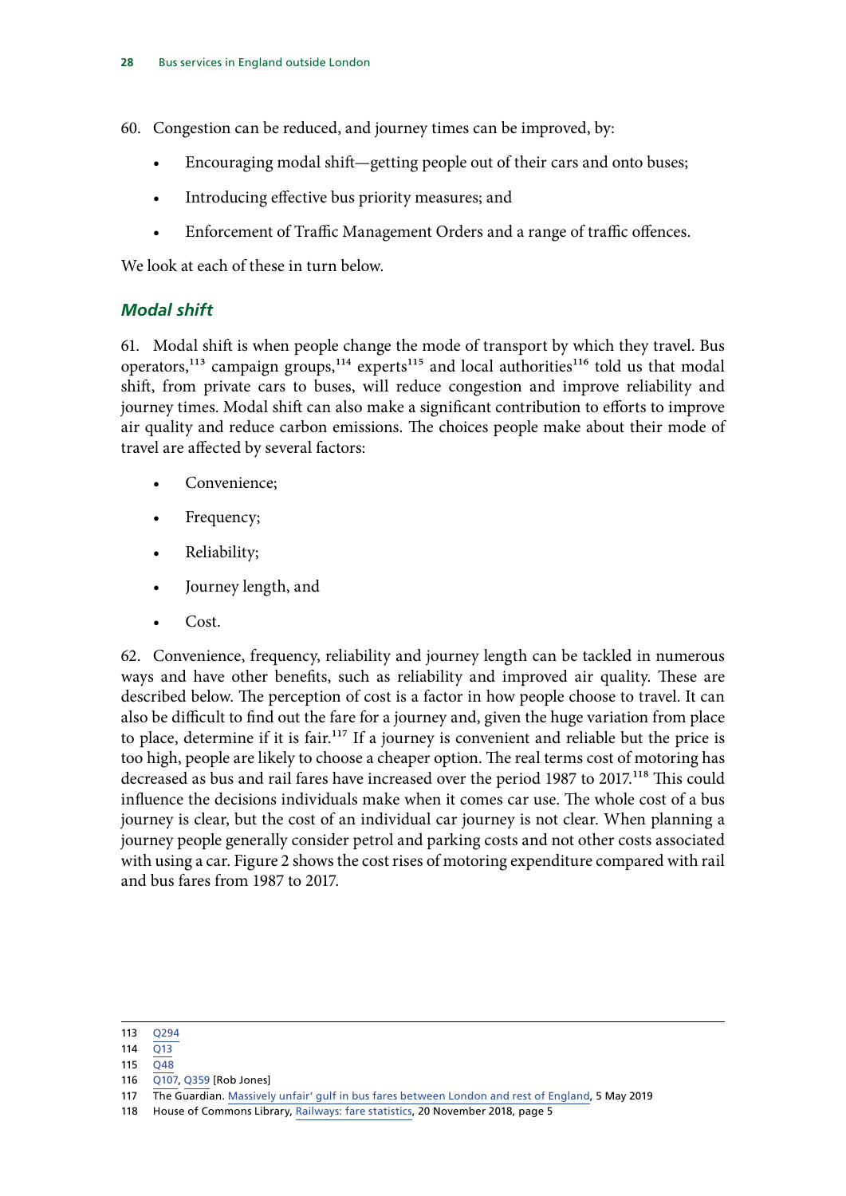60. Congestion can be reduced, and journey times can be improved, by:

- Encouraging modal shift—getting people out of their cars and onto buses;
- Introducing effective bus priority measures; and
- Enforcement of Traffic Management Orders and a range of traffic offences.

We look at each of these in turn below.

### *Modal shift*

61. Modal shift is when people change the mode of transport by which they travel. Bus operators,[113] campaign groups,[114] experts[115] and local authorities[116] told us that modal shift, from private cars to buses, will reduce congestion and improve reliability and journey times. Modal shift can also make a significant contribution to efforts to improve air quality and reduce carbon emissions. The choices people make about their mode of travel are affected by several factors:

- Convenience;
- Frequency;
- Reliability;
- Journey length, and
- Cost.

62. Convenience, frequency, reliability and journey length can be tackled in numerous ways and have other benefits, such as reliability and improved air quality. These are described below. The perception of cost is a factor in how people choose to travel. It can also be difficult to find out the fare for a journey and, given the huge variation from place to place, determine if it is fair.[117] If a journey is convenient and reliable but the price is too high, people are likely to choose a cheaper option. The real terms cost of motoring has decreased as bus and rail fares have increased over the period 1987 to 2017.[118] This could influence the decisions individuals make when it comes car use. The whole cost of a bus journey is clear, but the cost of an individual car journey is not clear. When planning a journey people generally consider petrol and parking costs and not other costs associated with using a car. Figure 2 shows the cost rises of motoring expenditure compared with rail and bus fares from 1987 to 2017.

---

113 Q294

114 Q13

115 Q48

116 Q107, Q359 [Rob Jones]

117 The Guardian. Massively unfair' gulf in bus fares between London and rest of England, 5 May 2019

118 House of Commons Library, Railways: fare statistics, 20 November 2018, page 5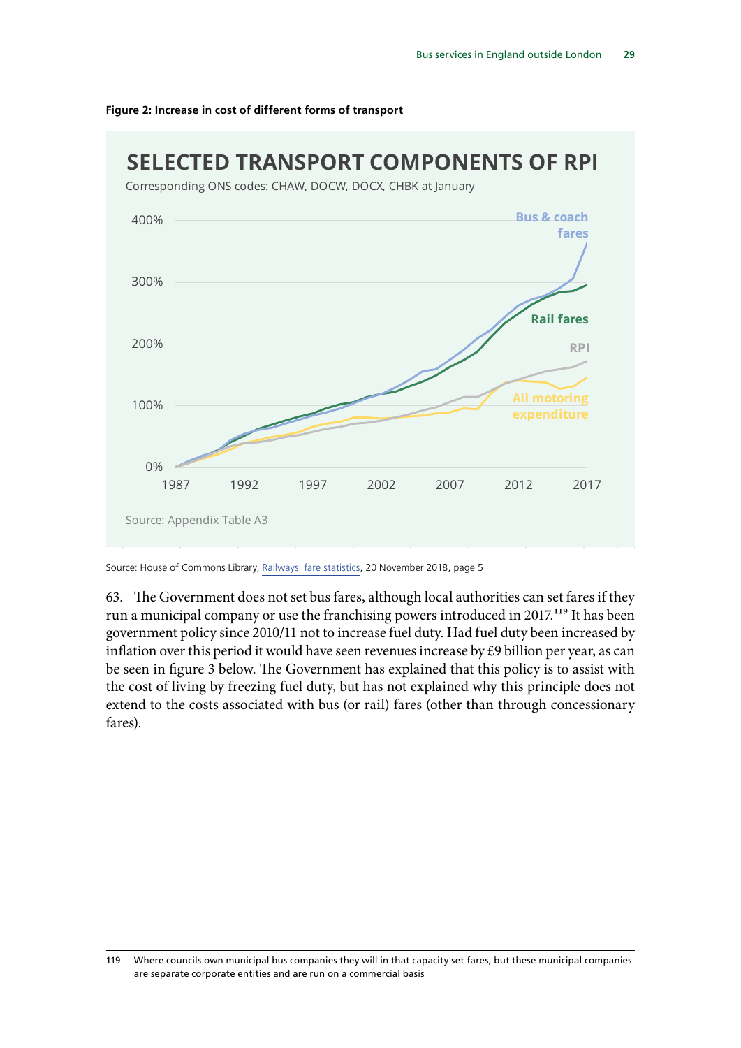**Figure 2: Increase in cost of different forms of transport**

SELECTED TRANSPORT COMPONENTS OF RPI

Corresponding ONS codes: CHAW, DOCW, DOCX, CHBK at January

Source: Appendix Table A3

Source: House of Commons Library, Railways: fare statistics, 20 November 2018, page 5

63. The Government does not set bus fares, although local authorities can set fares if they run a municipal company or use the franchising powers introduced in 2017.[119] It has been government policy since 2010/11 not to increase fuel duty. Had fuel duty been increased by inflation over this period it would have seen revenues increase by £9 billion per year, as can be seen in figure 3 below. The Government has explained that this policy is to assist with the cost of living by freezing fuel duty, but has not explained why this principle does not extend to the costs associated with bus (or rail) fares (other than through concessionary fares).

119 Where councils own municipal bus companies they will in that capacity set fares, but these municipal companies are separate corporate entities and are run on a commercial basis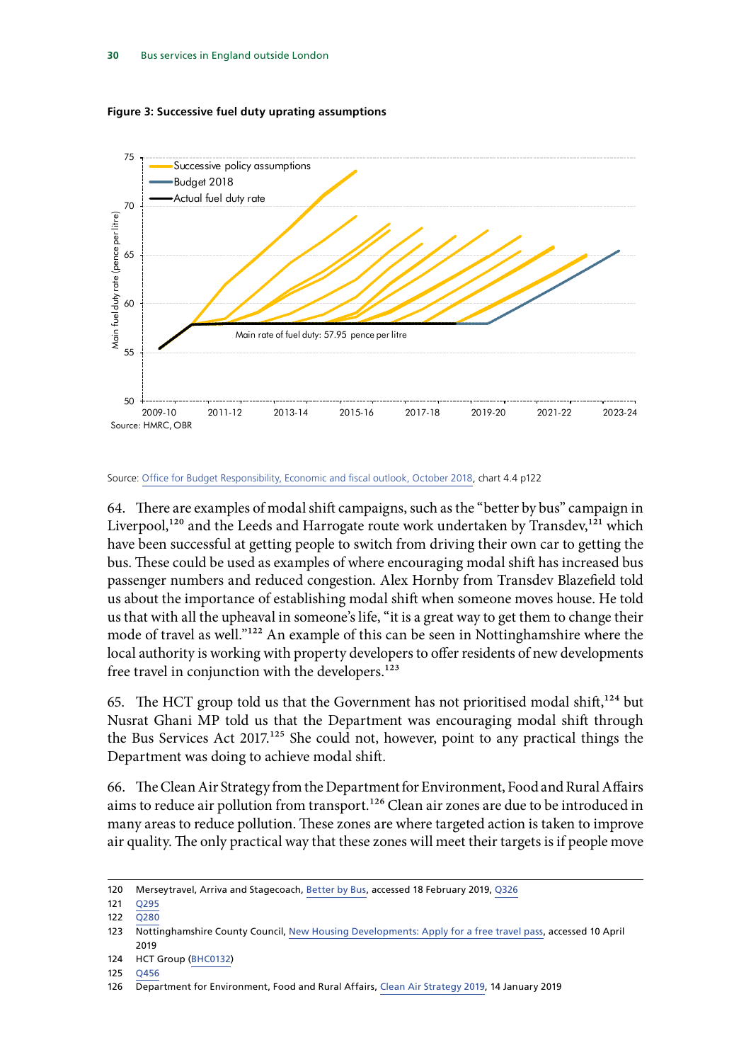**Figure 3: Successive fuel duty uprating assumptions**

Source: Office for Budget Responsibility, Economic and fiscal outlook, October 2018, chart 4.4 p122

64. There are examples of modal shift campaigns, such as the "better by bus" campaign in Liverpool,[120] and the Leeds and Harrogate route work undertaken by Transdev,[121] which have been successful at getting people to switch from driving their own car to getting the bus. These could be used as examples of where encouraging modal shift has increased bus passenger numbers and reduced congestion. Alex Hornby from Transdev Blazefield told us about the importance of establishing modal shift when someone moves house. He told us that with all the upheaval in someone's life, "it is a great way to get them to change their mode of travel as well."[122] An example of this can be seen in Nottinghamshire where the local authority is working with property developers to offer residents of new developments free travel in conjunction with the developers.[123]

65. The HCT group told us that the Government has not prioritised modal shift,[124] but Nusrat Ghani MP told us that the Department was encouraging modal shift through the Bus Services Act 2017.[125] She could not, however, point to any practical things the Department was doing to achieve modal shift.

66. The Clean Air Strategy from the Department for Environment, Food and Rural Affairs aims to reduce air pollution from transport.[126] Clean air zones are due to be introduced in many areas to reduce pollution. These zones are where targeted action is taken to improve air quality. The only practical way that these zones will meet their targets is if people move

---

120 Merseytravel, Arriva and Stagecoach, Better by Bus, accessed 18 February 2019, Q326

121 Q295

122 Q280

123 Nottinghamshire County Council, New Housing Developments: Apply for a free travel pass, accessed 10 April 2019

124 HCT Group (BHC0132)

125 Q456

126 Department for Environment, Food and Rural Affairs, Clean Air Strategy 2019, 14 January 2019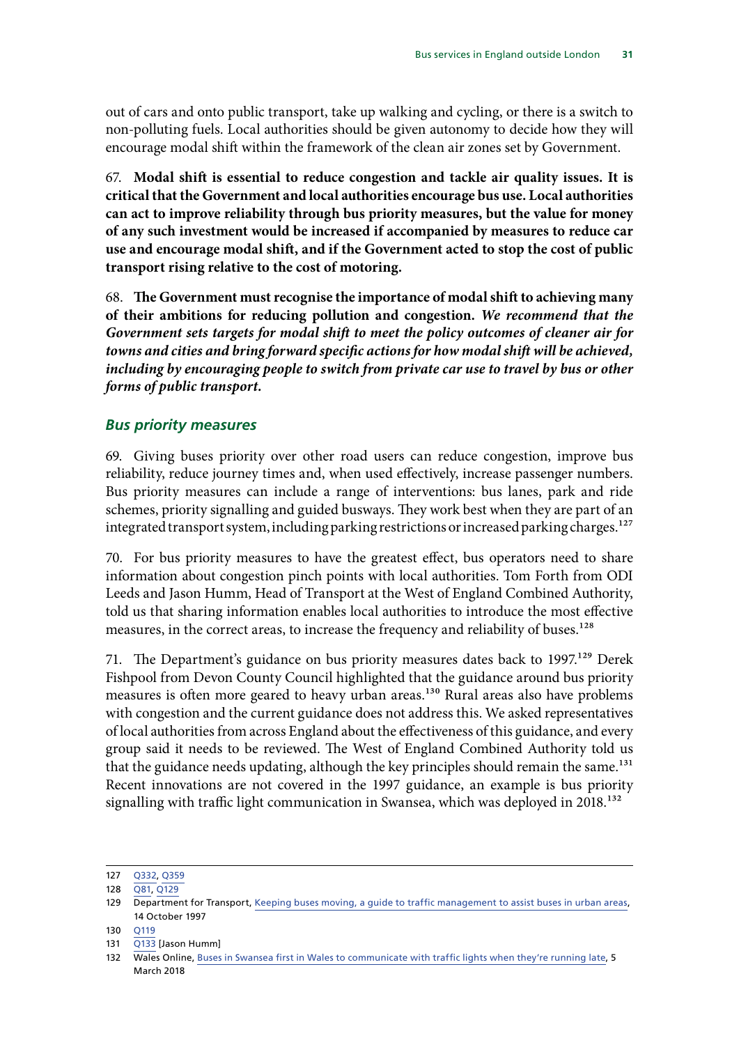out of cars and onto public transport, take up walking and cycling, or there is a switch to non-polluting fuels. Local authorities should be given autonomy to decide how they will encourage modal shift within the framework of the clean air zones set by Government.

67. **Modal shift is essential to reduce congestion and tackle air quality issues. It is critical that the Government and local authorities encourage bus use. Local authorities can act to improve reliability through bus priority measures, but the value for money of any such investment would be increased if accompanied by measures to reduce car use and encourage modal shift, and if the Government acted to stop the cost of public transport rising relative to the cost of motoring.**

68. **The Government must recognise the importance of modal shift to achieving many of their ambitions for reducing pollution and congestion.** ***We recommend that the Government sets targets for modal shift to meet the policy outcomes of cleaner air for towns and cities and bring forward specific actions for how modal shift will be achieved, including by encouraging people to switch from private car use to travel by bus or other forms of public transport.***

### *Bus priority measures*

69. Giving buses priority over other road users can reduce congestion, improve bus reliability, reduce journey times and, when used effectively, increase passenger numbers. Bus priority measures can include a range of interventions: bus lanes, park and ride schemes, priority signalling and guided busways. They work best when they are part of an integrated transport system, including parking restrictions or increased parking charges.[127]

70. For bus priority measures to have the greatest effect, bus operators need to share information about congestion pinch points with local authorities. Tom Forth from ODI Leeds and Jason Humm, Head of Transport at the West of England Combined Authority, told us that sharing information enables local authorities to introduce the most effective measures, in the correct areas, to increase the frequency and reliability of buses.[128]

71. The Department's guidance on bus priority measures dates back to 1997.[129] Derek Fishpool from Devon County Council highlighted that the guidance around bus priority measures is often more geared to heavy urban areas.[130] Rural areas also have problems with congestion and the current guidance does not address this. We asked representatives of local authorities from across England about the effectiveness of this guidance, and every group said it needs to be reviewed. The West of England Combined Authority told us that the guidance needs updating, although the key principles should remain the same.[131] Recent innovations are not covered in the 1997 guidance, an example is bus priority signalling with traffic light communication in Swansea, which was deployed in 2018.[132]

---

127 Q332, Q359

128 Q81, Q129

129 Department for Transport, Keeping buses moving, a guide to traffic management to assist buses in urban areas, 14 October 1997

130 Q119

131 Q133 [Jason Humm]

132 Wales Online, Buses in Swansea first in Wales to communicate with traffic lights when they're running late, 5 March 2018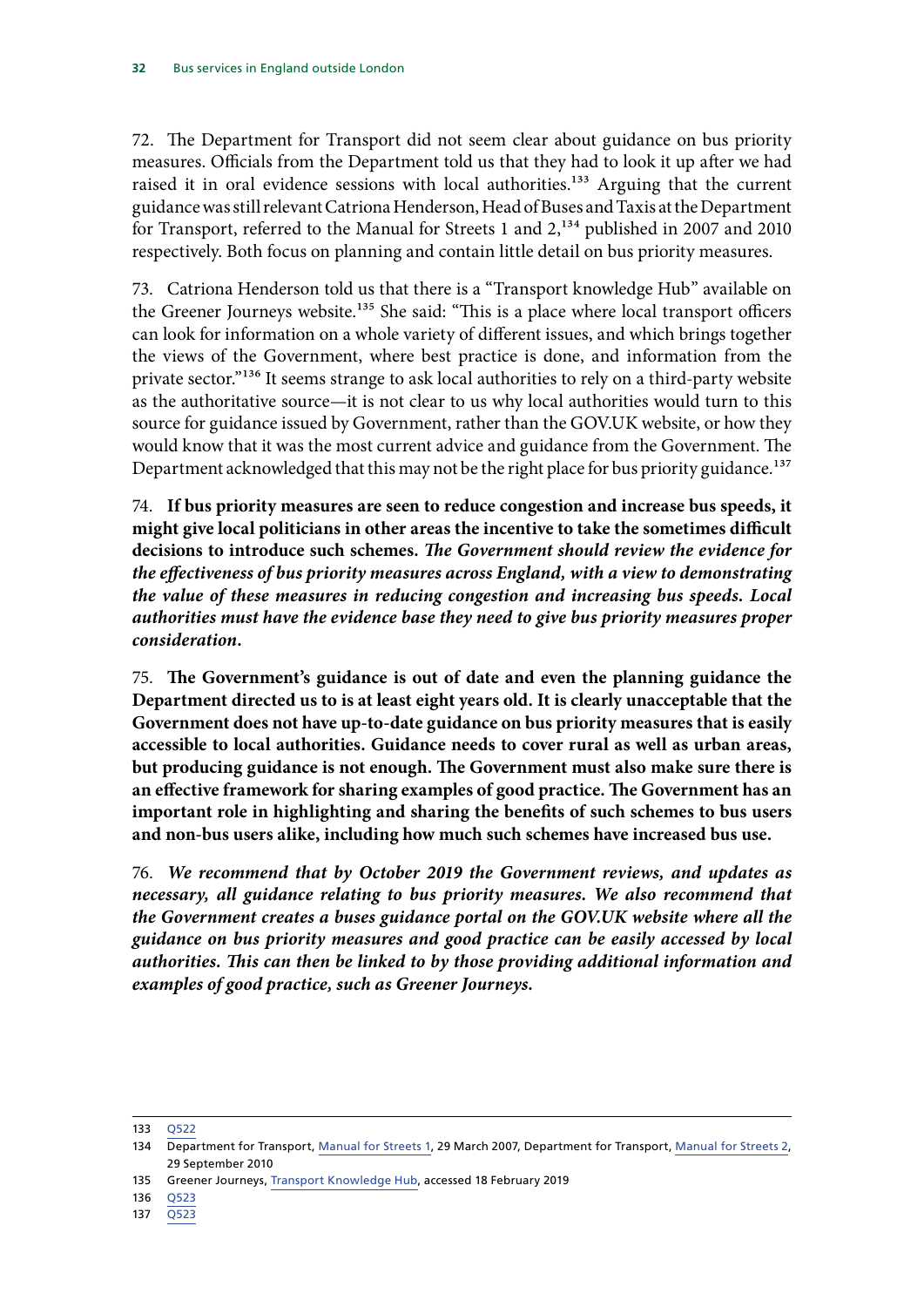72. The Department for Transport did not seem clear about guidance on bus priority measures. Officials from the Department told us that they had to look it up after we had raised it in oral evidence sessions with local authorities.[133] Arguing that the current guidance was still relevant Catriona Henderson, Head of Buses and Taxis at the Department for Transport, referred to the Manual for Streets 1 and 2,[134] published in 2007 and 2010 respectively. Both focus on planning and contain little detail on bus priority measures.

73. Catriona Henderson told us that there is a "Transport knowledge Hub" available on the Greener Journeys website.[135] She said: "This is a place where local transport officers can look for information on a whole variety of different issues, and which brings together the views of the Government, where best practice is done, and information from the private sector."[136] It seems strange to ask local authorities to rely on a third-party website as the authoritative source—it is not clear to us why local authorities would turn to this source for guidance issued by Government, rather than the GOV.UK website, or how they would know that it was the most current advice and guidance from the Government. The Department acknowledged that this may not be the right place for bus priority guidance.[137]

74. **If bus priority measures are seen to reduce congestion and increase bus speeds, it might give local politicians in other areas the incentive to take the sometimes difficult decisions to introduce such schemes. *The Government should review the evidence for the effectiveness of bus priority measures across England, with a view to demonstrating the value of these measures in reducing congestion and increasing bus speeds. Local authorities must have the evidence base they need to give bus priority measures proper consideration.***

75. **The Government's guidance is out of date and even the planning guidance the Department directed us to is at least eight years old. It is clearly unacceptable that the Government does not have up-to-date guidance on bus priority measures that is easily accessible to local authorities. Guidance needs to cover rural as well as urban areas, but producing guidance is not enough. The Government must also make sure there is an effective framework for sharing examples of good practice. The Government has an important role in highlighting and sharing the benefits of such schemes to bus users and non-bus users alike, including how much such schemes have increased bus use.**

76. ***We recommend that by October 2019 the Government reviews, and updates as necessary, all guidance relating to bus priority measures. We also recommend that the Government creates a buses guidance portal on the GOV.UK website where all the guidance on bus priority measures and good practice can be easily accessed by local authorities. This can then be linked to by those providing additional information and examples of good practice, such as Greener Journeys.***

---

133 Q522

134 Department for Transport, Manual for Streets 1, 29 March 2007, Department for Transport, Manual for Streets 2, 29 September 2010

135 Greener Journeys, Transport Knowledge Hub, accessed 18 February 2019

136 Q523

137 Q523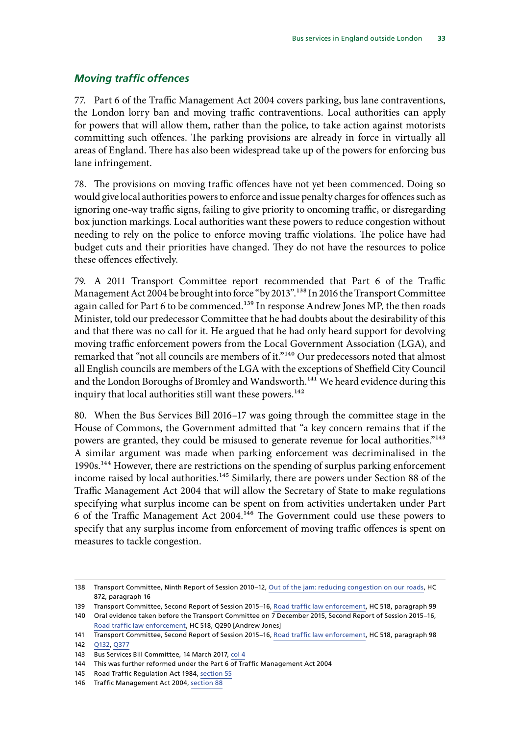### *Moving traffic offences*

77. Part 6 of the Traffic Management Act 2004 covers parking, bus lane contraventions, the London lorry ban and moving traffic contraventions. Local authorities can apply for powers that will allow them, rather than the police, to take action against motorists committing such offences. The parking provisions are already in force in virtually all areas of England. There has also been widespread take up of the powers for enforcing bus lane infringement.

78. The provisions on moving traffic offences have not yet been commenced. Doing so would give local authorities powers to enforce and issue penalty charges for offences such as ignoring one-way traffic signs, failing to give priority to oncoming traffic, or disregarding box junction markings. Local authorities want these powers to reduce congestion without needing to rely on the police to enforce moving traffic violations. The police have had budget cuts and their priorities have changed. They do not have the resources to police these offences effectively.

79. A 2011 Transport Committee report recommended that Part 6 of the Traffic Management Act 2004 be brought into force "by 2013".[138] In 2016 the Transport Committee again called for Part 6 to be commenced.[139] In response Andrew Jones MP, the then roads Minister, told our predecessor Committee that he had doubts about the desirability of this and that there was no call for it. He argued that he had only heard support for devolving moving traffic enforcement powers from the Local Government Association (LGA), and remarked that "not all councils are members of it."[140] Our predecessors noted that almost all English councils are members of the LGA with the exceptions of Sheffield City Council and the London Boroughs of Bromley and Wandsworth.[141] We heard evidence during this inquiry that local authorities still want these powers.[142]

80. When the Bus Services Bill 2016–17 was going through the committee stage in the House of Commons, the Government admitted that "a key concern remains that if the powers are granted, they could be misused to generate revenue for local authorities."[143] A similar argument was made when parking enforcement was decriminalised in the 1990s.[144] However, there are restrictions on the spending of surplus parking enforcement income raised by local authorities.[145] Similarly, there are powers under Section 88 of the Traffic Management Act 2004 that will allow the Secretary of State to make regulations specifying what surplus income can be spent on from activities undertaken under Part 6 of the Traffic Management Act 2004.[146] The Government could use these powers to specify that any surplus income from enforcement of moving traffic offences is spent on measures to tackle congestion.

---

138 Transport Committee, Ninth Report of Session 2010–12, Out of the jam: reducing congestion on our roads, HC 872, paragraph 16

139 Transport Committee, Second Report of Session 2015–16, Road traffic law enforcement, HC 518, paragraph 99

140 Oral evidence taken before the Transport Committee on 7 December 2015, Second Report of Session 2015–16, Road traffic law enforcement, HC 518, Q290 [Andrew Jones]

141 Transport Committee, Second Report of Session 2015–16, Road traffic law enforcement, HC 518, paragraph 98

142 Q132, Q377

143 Bus Services Bill Committee, 14 March 2017, col 4

144 This was further reformed under the Part 6 of Traffic Management Act 2004

145 Road Traffic Regulation Act 1984, section 55

146 Traffic Management Act 2004, section 88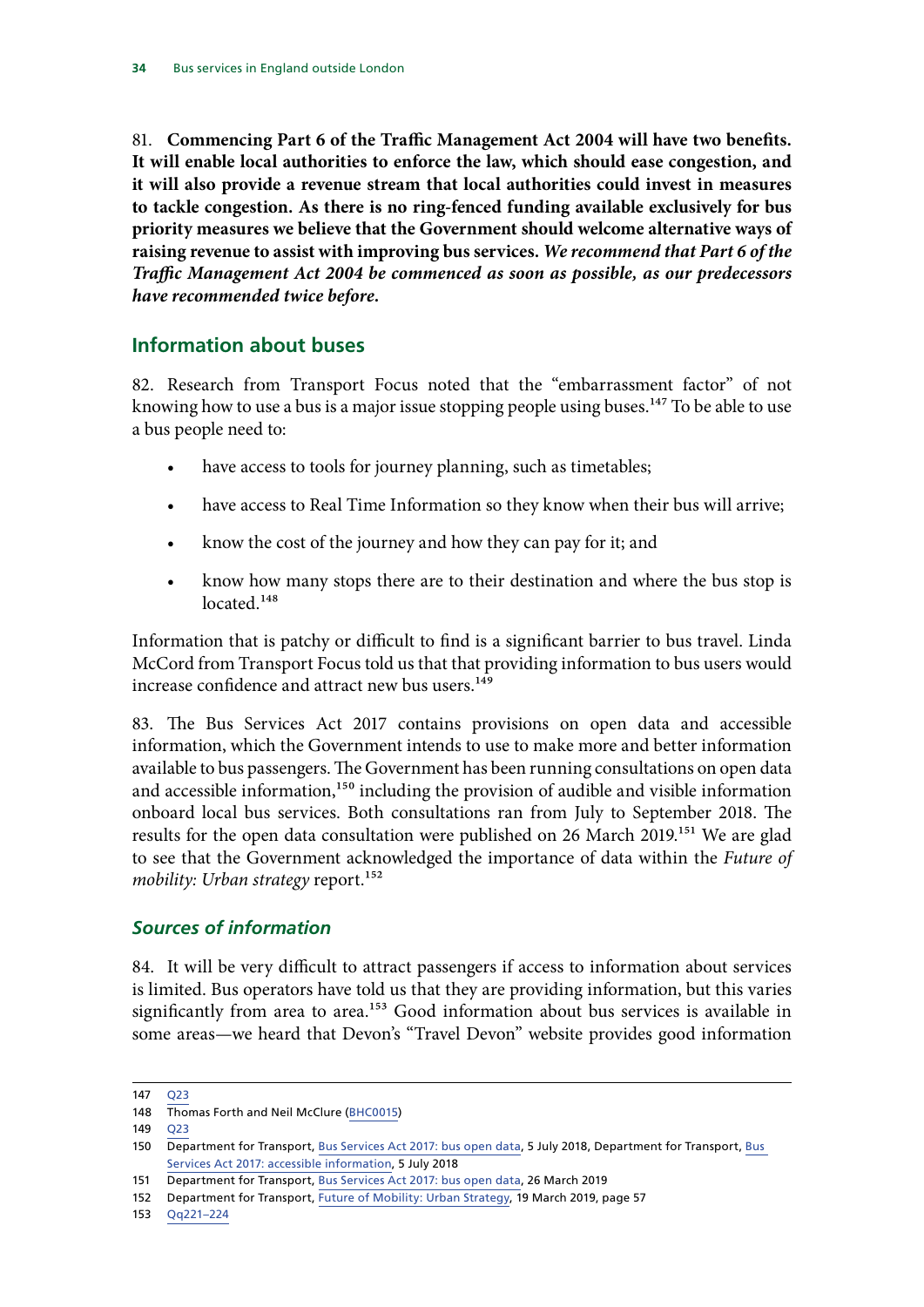81. **Commencing Part 6 of the Traffic Management Act 2004 will have two benefits. It will enable local authorities to enforce the law, which should ease congestion, and it will also provide a revenue stream that local authorities could invest in measures to tackle congestion. As there is no ring-fenced funding available exclusively for bus priority measures we believe that the Government should welcome alternative ways of raising revenue to assist with improving bus services.** ***We recommend that Part 6 of the Traffic Management Act 2004 be commenced as soon as possible, as our predecessors have recommended twice before.***

## Information about buses

82. Research from Transport Focus noted that the "embarrassment factor" of not knowing how to use a bus is a major issue stopping people using buses.[147] To be able to use a bus people need to:

- have access to tools for journey planning, such as timetables;
- have access to Real Time Information so they know when their bus will arrive;
- know the cost of the journey and how they can pay for it; and
- know how many stops there are to their destination and where the bus stop is located.[148]

Information that is patchy or difficult to find is a significant barrier to bus travel. Linda McCord from Transport Focus told us that that providing information to bus users would increase confidence and attract new bus users.[149]

83. The Bus Services Act 2017 contains provisions on open data and accessible information, which the Government intends to use to make more and better information available to bus passengers. The Government has been running consultations on open data and accessible information,[150] including the provision of audible and visible information onboard local bus services. Both consultations ran from July to September 2018. The results for the open data consultation were published on 26 March 2019.[151] We are glad to see that the Government acknowledged the importance of data within the *Future of mobility: Urban strategy* report.[152]

### *Sources of information*

84. It will be very difficult to attract passengers if access to information about services is limited. Bus operators have told us that they are providing information, but this varies significantly from area to area.[153] Good information about bus services is available in some areas—we heard that Devon's "Travel Devon" website provides good information

---

147 Q23

148 Thomas Forth and Neil McClure (BHC0015)

149 Q23

150 Department for Transport, Bus Services Act 2017: bus open data, 5 July 2018, Department for Transport, Bus Services Act 2017: accessible information, 5 July 2018

151 Department for Transport, Bus Services Act 2017: bus open data, 26 March 2019

152 Department for Transport, Future of Mobility: Urban Strategy, 19 March 2019, page 57

153 Qq221–224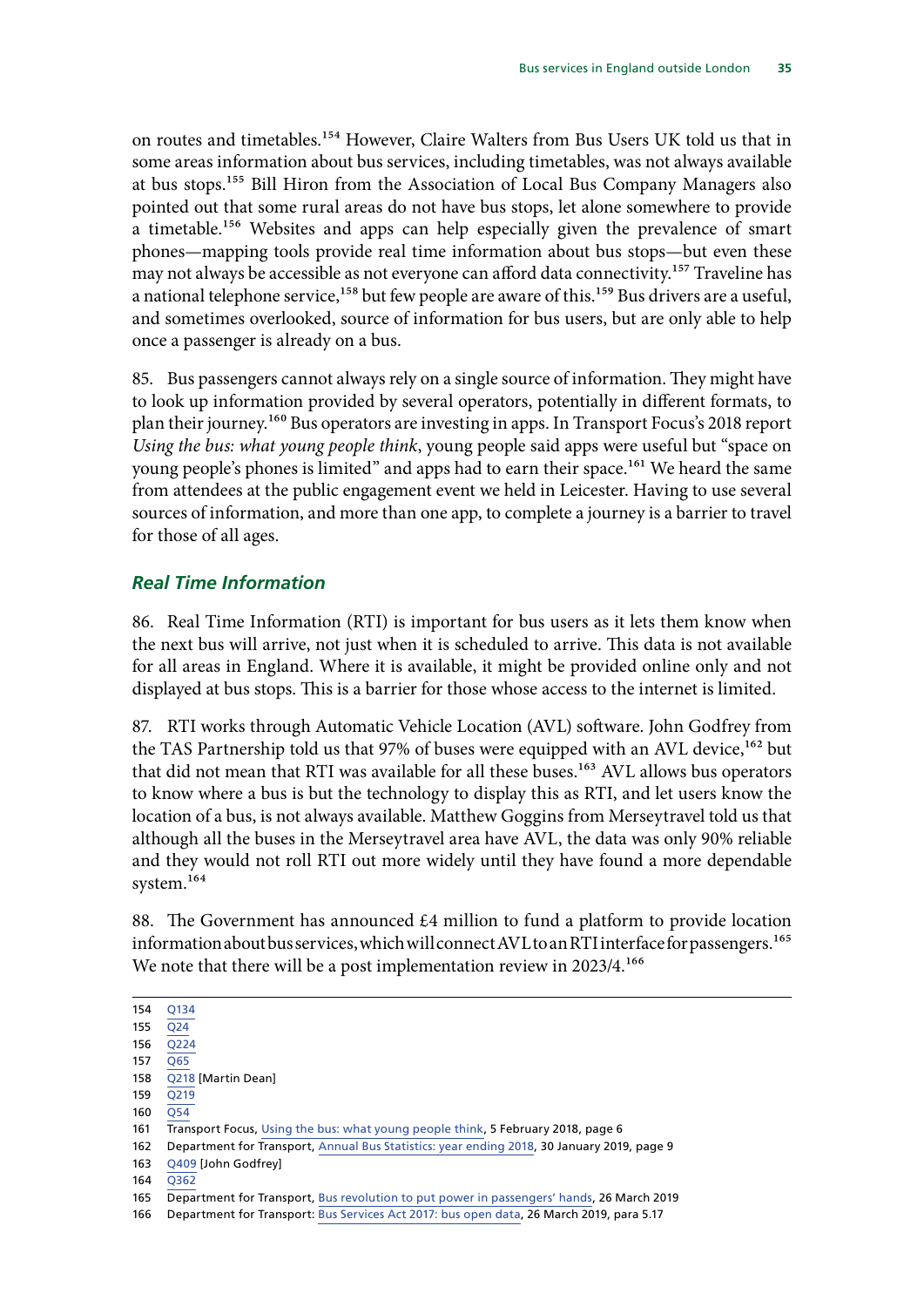on routes and timetables.[154] However, Claire Walters from Bus Users UK told us that in some areas information about bus services, including timetables, was not always available at bus stops.[155] Bill Hiron from the Association of Local Bus Company Managers also pointed out that some rural areas do not have bus stops, let alone somewhere to provide a timetable.[156] Websites and apps can help especially given the prevalence of smart phones—mapping tools provide real time information about bus stops—but even these may not always be accessible as not everyone can afford data connectivity.[157] Traveline has a national telephone service,[158] but few people are aware of this.[159] Bus drivers are a useful, and sometimes overlooked, source of information for bus users, but are only able to help once a passenger is already on a bus.

85. Bus passengers cannot always rely on a single source of information. They might have to look up information provided by several operators, potentially in different formats, to plan their journey.[160] Bus operators are investing in apps. In Transport Focus's 2018 report *Using the bus: what young people think*, young people said apps were useful but "space on young people's phones is limited" and apps had to earn their space.[161] We heard the same from attendees at the public engagement event we held in Leicester. Having to use several sources of information, and more than one app, to complete a journey is a barrier to travel for those of all ages.

### *Real Time Information*

86. Real Time Information (RTI) is important for bus users as it lets them know when the next bus will arrive, not just when it is scheduled to arrive. This data is not available for all areas in England. Where it is available, it might be provided online only and not displayed at bus stops. This is a barrier for those whose access to the internet is limited.

87. RTI works through Automatic Vehicle Location (AVL) software. John Godfrey from the TAS Partnership told us that 97% of buses were equipped with an AVL device,[162] but that did not mean that RTI was available for all these buses.[163] AVL allows bus operators to know where a bus is but the technology to display this as RTI, and let users know the location of a bus, is not always available. Matthew Goggins from Merseytravel told us that although all the buses in the Merseytravel area have AVL, the data was only 90% reliable and they would not roll RTI out more widely until they have found a more dependable system.[164]

88. The Government has announced £4 million to fund a platform to provide location information about bus services, which will connect AVL to an RTI interface for passengers.[165] We note that there will be a post implementation review in 2023/4.[166]

---

154 Q134

155 Q24

156 Q224

157 Q65

158 Q218 [Martin Dean]

159 Q219

160 Q54

161 Transport Focus, Using the bus: what young people think, 5 February 2018, page 6

162 Department for Transport, Annual Bus Statistics: year ending 2018, 30 January 2019, page 9

163 Q409 [John Godfrey]

164 Q362

165 Department for Transport, Bus revolution to put power in passengers' hands, 26 March 2019

166 Department for Transport: Bus Services Act 2017: bus open data, 26 March 2019, para 5.17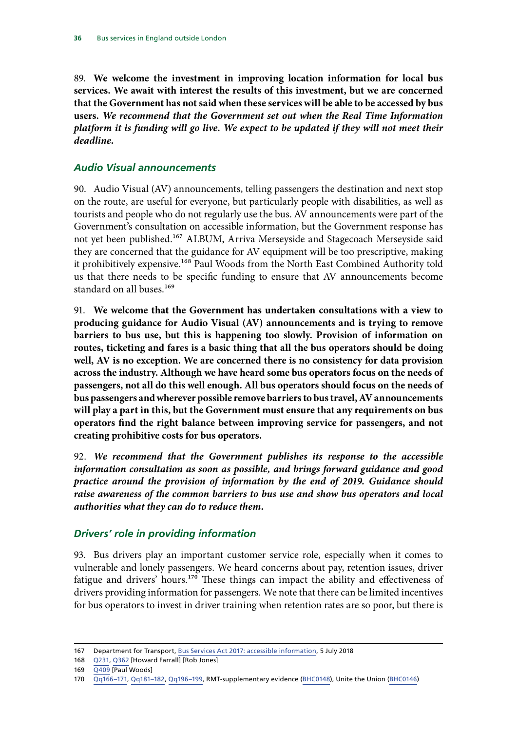89. **We welcome the investment in improving location information for local bus services. We await with interest the results of this investment, but we are concerned that the Government has not said when these services will be able to be accessed by bus users.** ***We recommend that the Government set out when the Real Time Information platform it is funding will go live. We expect to be updated if they will not meet their deadline.***

### *Audio Visual announcements*

90. Audio Visual (AV) announcements, telling passengers the destination and next stop on the route, are useful for everyone, but particularly people with disabilities, as well as tourists and people who do not regularly use the bus. AV announcements were part of the Government's consultation on accessible information, but the Government response has not yet been published.[167] ALBUM, Arriva Merseyside and Stagecoach Merseyside said they are concerned that the guidance for AV equipment will be too prescriptive, making it prohibitively expensive.[168] Paul Woods from the North East Combined Authority told us that there needs to be specific funding to ensure that AV announcements become standard on all buses.[169]

91. **We welcome that the Government has undertaken consultations with a view to producing guidance for Audio Visual (AV) announcements and is trying to remove barriers to bus use, but this is happening too slowly. Provision of information on routes, ticketing and fares is a basic thing that all the bus operators should be doing well, AV is no exception. We are concerned there is no consistency for data provision across the industry. Although we have heard some bus operators focus on the needs of passengers, not all do this well enough. All bus operators should focus on the needs of bus passengers and wherever possible remove barriers to bus travel, AV announcements will play a part in this, but the Government must ensure that any requirements on bus operators find the right balance between improving service for passengers, and not creating prohibitive costs for bus operators.**

92. ***We recommend that the Government publishes its response to the accessible information consultation as soon as possible, and brings forward guidance and good practice around the provision of information by the end of 2019. Guidance should raise awareness of the common barriers to bus use and show bus operators and local authorities what they can do to reduce them.***

### *Drivers' role in providing information*

93. Bus drivers play an important customer service role, especially when it comes to vulnerable and lonely passengers. We heard concerns about pay, retention issues, driver fatigue and drivers' hours.[170] These things can impact the ability and effectiveness of drivers providing information for passengers. We note that there can be limited incentives for bus operators to invest in driver training when retention rates are so poor, but there is

---

167 Department for Transport, Bus Services Act 2017: accessible information, 5 July 2018

168 Q231, Q362 [Howard Farrall] [Rob Jones]

169 Q409 [Paul Woods]

170 Qq166–171, Qq181–182, Qq196–199, RMT-supplementary evidence (BHC0148), Unite the Union (BHC0146)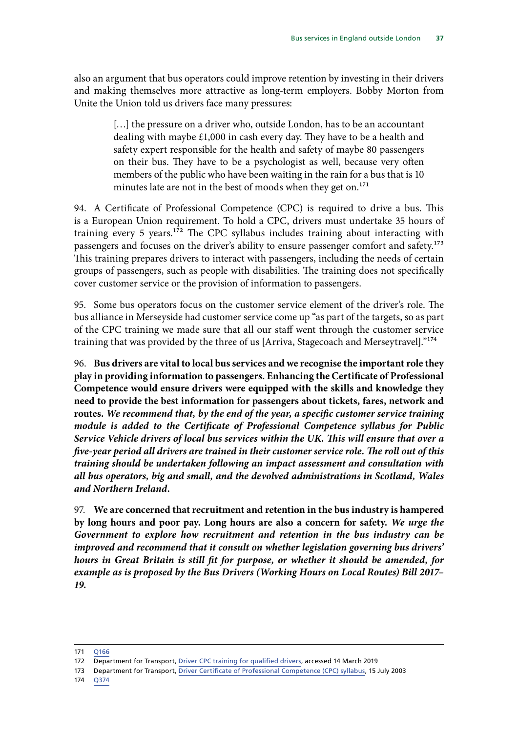also an argument that bus operators could improve retention by investing in their drivers and making themselves more attractive as long-term employers. Bobby Morton from Unite the Union told us drivers face many pressures:

> […] the pressure on a driver who, outside London, has to be an accountant dealing with maybe £1,000 in cash every day. They have to be a health and safety expert responsible for the health and safety of maybe 80 passengers on their bus. They have to be a psychologist as well, because very often members of the public who have been waiting in the rain for a bus that is 10 minutes late are not in the best of moods when they get on.[171]

94. A Certificate of Professional Competence (CPC) is required to drive a bus. This is a European Union requirement. To hold a CPC, drivers must undertake 35 hours of training every 5 years.[172] The CPC syllabus includes training about interacting with passengers and focuses on the driver's ability to ensure passenger comfort and safety.[173] This training prepares drivers to interact with passengers, including the needs of certain groups of passengers, such as people with disabilities. The training does not specifically cover customer service or the provision of information to passengers.

95. Some bus operators focus on the customer service element of the driver's role. The bus alliance in Merseyside had customer service come up "as part of the targets, so as part of the CPC training we made sure that all our staff went through the customer service training that was provided by the three of us [Arriva, Stagecoach and Merseytravel]."[174]

96. **Bus drivers are vital to local bus services and we recognise the important role they play in providing information to passengers. Enhancing the Certificate of Professional Competence would ensure drivers were equipped with the skills and knowledge they need to provide the best information for passengers about tickets, fares, network and routes.** ***We recommend that, by the end of the year, a specific customer service training module is added to the Certificate of Professional Competence syllabus for Public Service Vehicle drivers of local bus services within the UK. This will ensure that over a five-year period all drivers are trained in their customer service role. The roll out of this training should be undertaken following an impact assessment and consultation with all bus operators, big and small, and the devolved administrations in Scotland, Wales and Northern Ireland.***

97. **We are concerned that recruitment and retention in the bus industry is hampered by long hours and poor pay. Long hours are also a concern for safety.** ***We urge the Government to explore how recruitment and retention in the bus industry can be improved and recommend that it consult on whether legislation governing bus drivers' hours in Great Britain is still fit for purpose, or whether it should be amended, for example as is proposed by the Bus Drivers (Working Hours on Local Routes) Bill 2017–19.***

---

171 Q166

172 Department for Transport, Driver CPC training for qualified drivers, accessed 14 March 2019

173 Department for Transport, Driver Certificate of Professional Competence (CPC) syllabus, 15 July 2003

174 Q374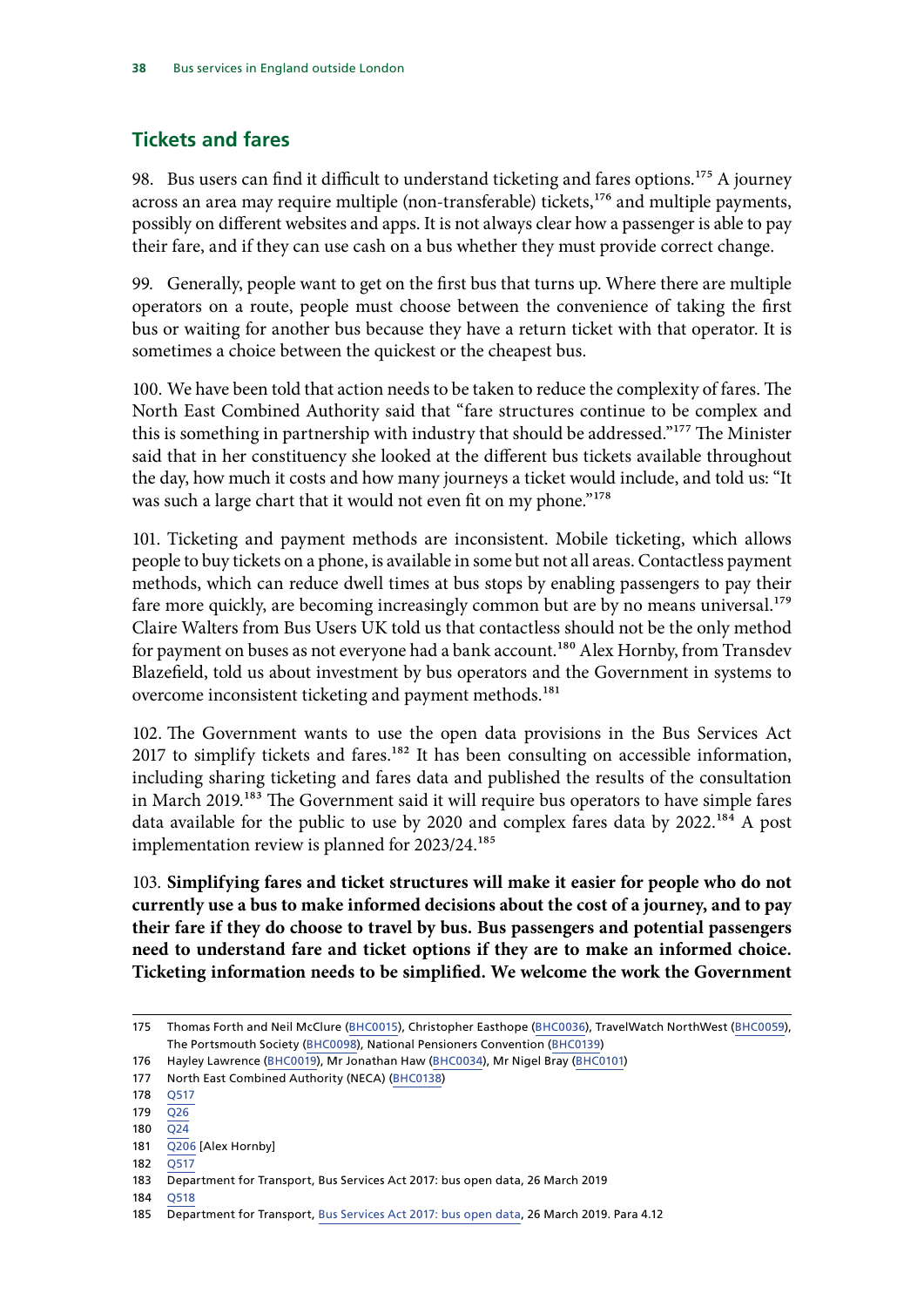## Tickets and fares

98. Bus users can find it difficult to understand ticketing and fares options.[175] A journey across an area may require multiple (non-transferable) tickets,[176] and multiple payments, possibly on different websites and apps. It is not always clear how a passenger is able to pay their fare, and if they can use cash on a bus whether they must provide correct change.

99. Generally, people want to get on the first bus that turns up. Where there are multiple operators on a route, people must choose between the convenience of taking the first bus or waiting for another bus because they have a return ticket with that operator. It is sometimes a choice between the quickest or the cheapest bus.

100. We have been told that action needs to be taken to reduce the complexity of fares. The North East Combined Authority said that "fare structures continue to be complex and this is something in partnership with industry that should be addressed."[177] The Minister said that in her constituency she looked at the different bus tickets available throughout the day, how much it costs and how many journeys a ticket would include, and told us: "It was such a large chart that it would not even fit on my phone."[178]

101. Ticketing and payment methods are inconsistent. Mobile ticketing, which allows people to buy tickets on a phone, is available in some but not all areas. Contactless payment methods, which can reduce dwell times at bus stops by enabling passengers to pay their fare more quickly, are becoming increasingly common but are by no means universal.[179] Claire Walters from Bus Users UK told us that contactless should not be the only method for payment on buses as not everyone had a bank account.[180] Alex Hornby, from Transdev Blazefield, told us about investment by bus operators and the Government in systems to overcome inconsistent ticketing and payment methods.[181]

102. The Government wants to use the open data provisions in the Bus Services Act 2017 to simplify tickets and fares.[182] It has been consulting on accessible information, including sharing ticketing and fares data and published the results of the consultation in March 2019.[183] The Government said it will require bus operators to have simple fares data available for the public to use by 2020 and complex fares data by 2022.[184] A post implementation review is planned for 2023/24.[185]

103. **Simplifying fares and ticket structures will make it easier for people who do not currently use a bus to make informed decisions about the cost of a journey, and to pay their fare if they do choose to travel by bus. Bus passengers and potential passengers need to understand fare and ticket options if they are to make an informed choice. Ticketing information needs to be simplified. We welcome the work the Government**

---

175 Thomas Forth and Neil McClure (BHC0015), Christopher Easthope (BHC0036), TravelWatch NorthWest (BHC0059), The Portsmouth Society (BHC0098), National Pensioners Convention (BHC0139)

176 Hayley Lawrence (BHC0019), Mr Jonathan Haw (BHC0034), Mr Nigel Bray (BHC0101)

177 North East Combined Authority (NECA) (BHC0138)

178 Q517

179 Q26

180 Q24

181 Q206 [Alex Hornby]

182 Q517

183 Department for Transport, Bus Services Act 2017: bus open data, 26 March 2019

184 Q518

185 Department for Transport, Bus Services Act 2017: bus open data, 26 March 2019. Para 4.12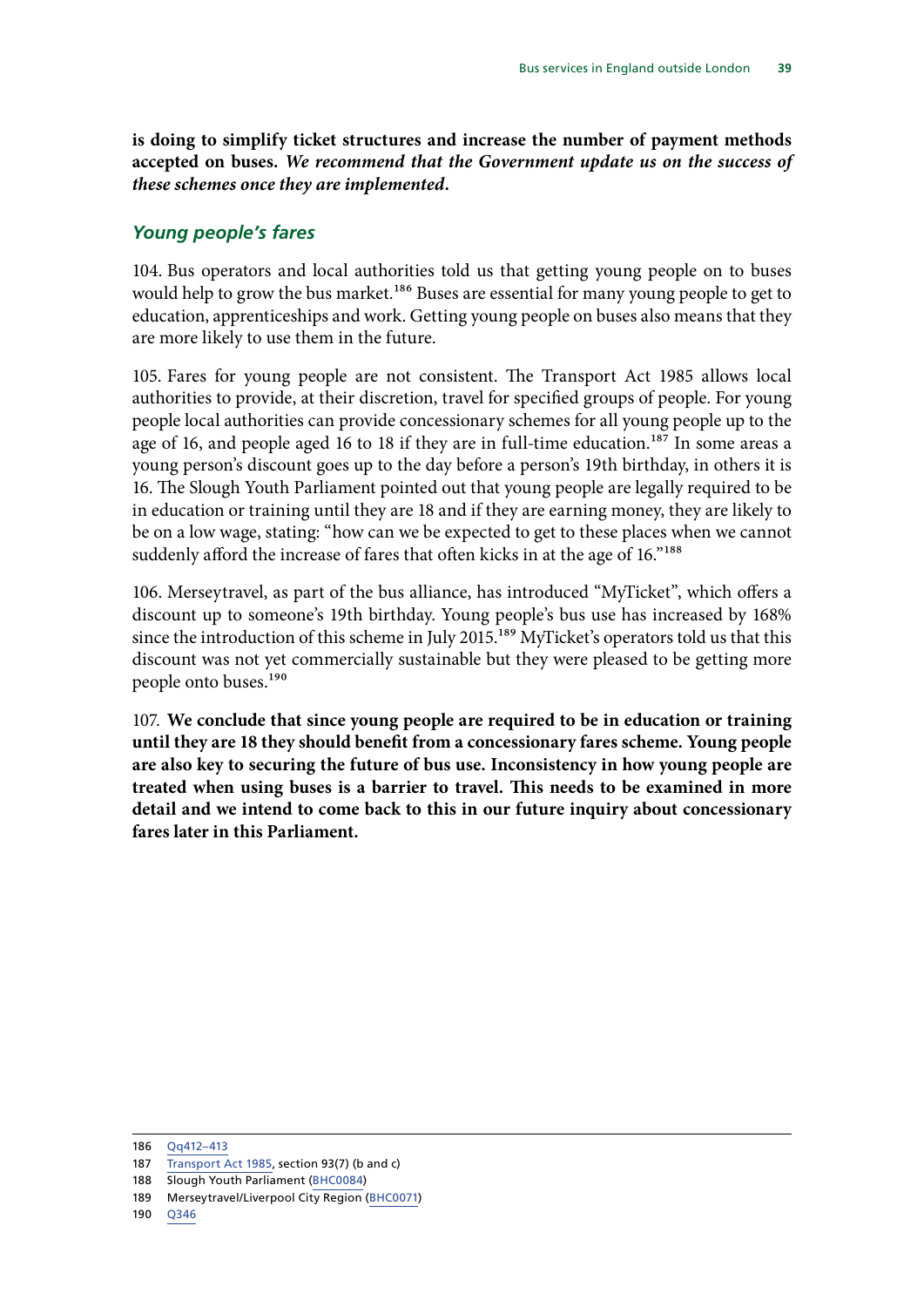**is doing to simplify ticket structures and increase the number of payment methods accepted on buses.** ***We recommend that the Government update us on the success of these schemes once they are implemented.***

### *Young people's fares*

104. Bus operators and local authorities told us that getting young people on to buses would help to grow the bus market.[186] Buses are essential for many young people to get to education, apprenticeships and work. Getting young people on buses also means that they are more likely to use them in the future.

105. Fares for young people are not consistent. The Transport Act 1985 allows local authorities to provide, at their discretion, travel for specified groups of people. For young people local authorities can provide concessionary schemes for all young people up to the age of 16, and people aged 16 to 18 if they are in full-time education.[187] In some areas a young person's discount goes up to the day before a person's 19th birthday, in others it is 16. The Slough Youth Parliament pointed out that young people are legally required to be in education or training until they are 18 and if they are earning money, they are likely to be on a low wage, stating: "how can we be expected to get to these places when we cannot suddenly afford the increase of fares that often kicks in at the age of 16."[188]

106. Merseytravel, as part of the bus alliance, has introduced "MyTicket", which offers a discount up to someone's 19th birthday. Young people's bus use has increased by 168% since the introduction of this scheme in July 2015.[189] MyTicket's operators told us that this discount was not yet commercially sustainable but they were pleased to be getting more people onto buses.[190]

107. **We conclude that since young people are required to be in education or training until they are 18 they should benefit from a concessionary fares scheme. Young people are also key to securing the future of bus use. Inconsistency in how young people are treated when using buses is a barrier to travel. This needs to be examined in more detail and we intend to come back to this in our future inquiry about concessionary fares later in this Parliament.**

---

186 Qq412–413

187 Transport Act 1985, section 93(7) (b and c)

188 Slough Youth Parliament (BHC0084)

189 Merseytravel/Liverpool City Region (BHC0071)

190 Q346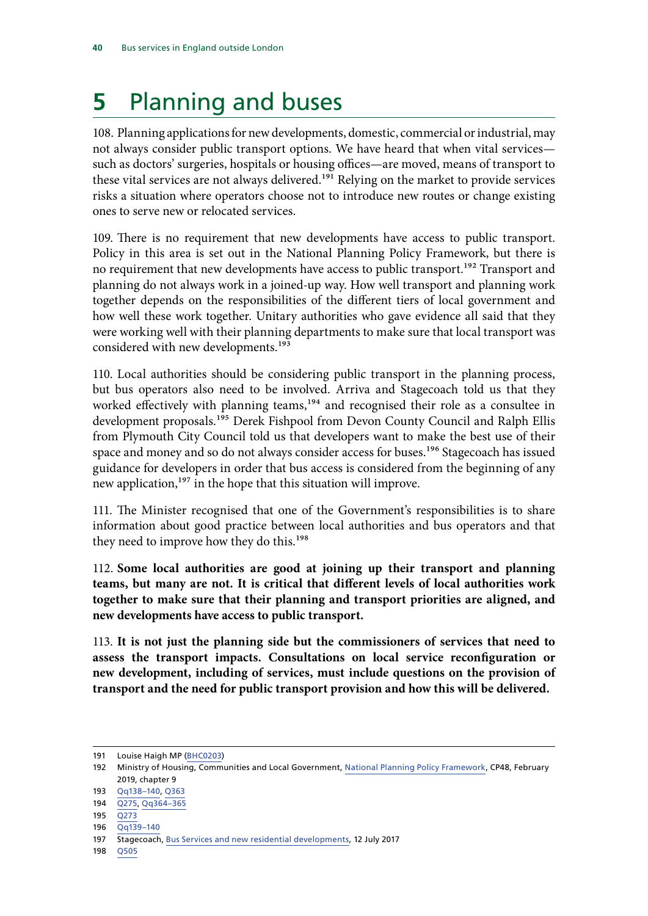# 5 Planning and buses

108. Planning applications for new developments, domestic, commercial or industrial, may not always consider public transport options. We have heard that when vital services—such as doctors' surgeries, hospitals or housing offices—are moved, means of transport to these vital services are not always delivered.[191] Relying on the market to provide services risks a situation where operators choose not to introduce new routes or change existing ones to serve new or relocated services.

109. There is no requirement that new developments have access to public transport. Policy in this area is set out in the National Planning Policy Framework, but there is no requirement that new developments have access to public transport.[192] Transport and planning do not always work in a joined-up way. How well transport and planning work together depends on the responsibilities of the different tiers of local government and how well these work together. Unitary authorities who gave evidence all said that they were working well with their planning departments to make sure that local transport was considered with new developments.[193]

110. Local authorities should be considering public transport in the planning process, but bus operators also need to be involved. Arriva and Stagecoach told us that they worked effectively with planning teams,[194] and recognised their role as a consultee in development proposals.[195] Derek Fishpool from Devon County Council and Ralph Ellis from Plymouth City Council told us that developers want to make the best use of their space and money and so do not always consider access for buses.[196] Stagecoach has issued guidance for developers in order that bus access is considered from the beginning of any new application,[197] in the hope that this situation will improve.

111. The Minister recognised that one of the Government's responsibilities is to share information about good practice between local authorities and bus operators and that they need to improve how they do this.[198]

112. **Some local authorities are good at joining up their transport and planning teams, but many are not. It is critical that different levels of local authorities work together to make sure that their planning and transport priorities are aligned, and new developments have access to public transport.**

113. **It is not just the planning side but the commissioners of services that need to assess the transport impacts. Consultations on local service reconfiguration or new development, including of services, must include questions on the provision of transport and the need for public transport provision and how this will be delivered.**

---

191 Louise Haigh MP (BHC0203)

192 Ministry of Housing, Communities and Local Government, National Planning Policy Framework, CP48, February 2019, chapter 9

193 Qq138–140, Q363

194 Q275, Qq364–365

195 Q273

196 Qq139–140

197 Stagecoach, Bus Services and new residential developments, 12 July 2017

198 Q505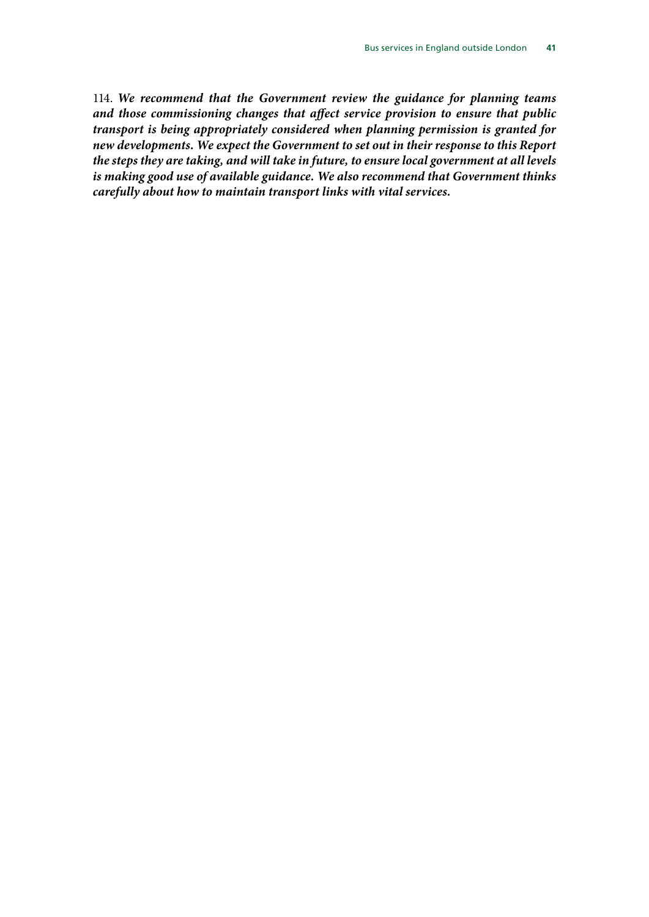114. ***We recommend that the Government review the guidance for planning teams and those commissioning changes that affect service provision to ensure that public transport is being appropriately considered when planning permission is granted for new developments. We expect the Government to set out in their response to this Report the steps they are taking, and will take in future, to ensure local government at all levels is making good use of available guidance. We also recommend that Government thinks carefully about how to maintain transport links with vital services.***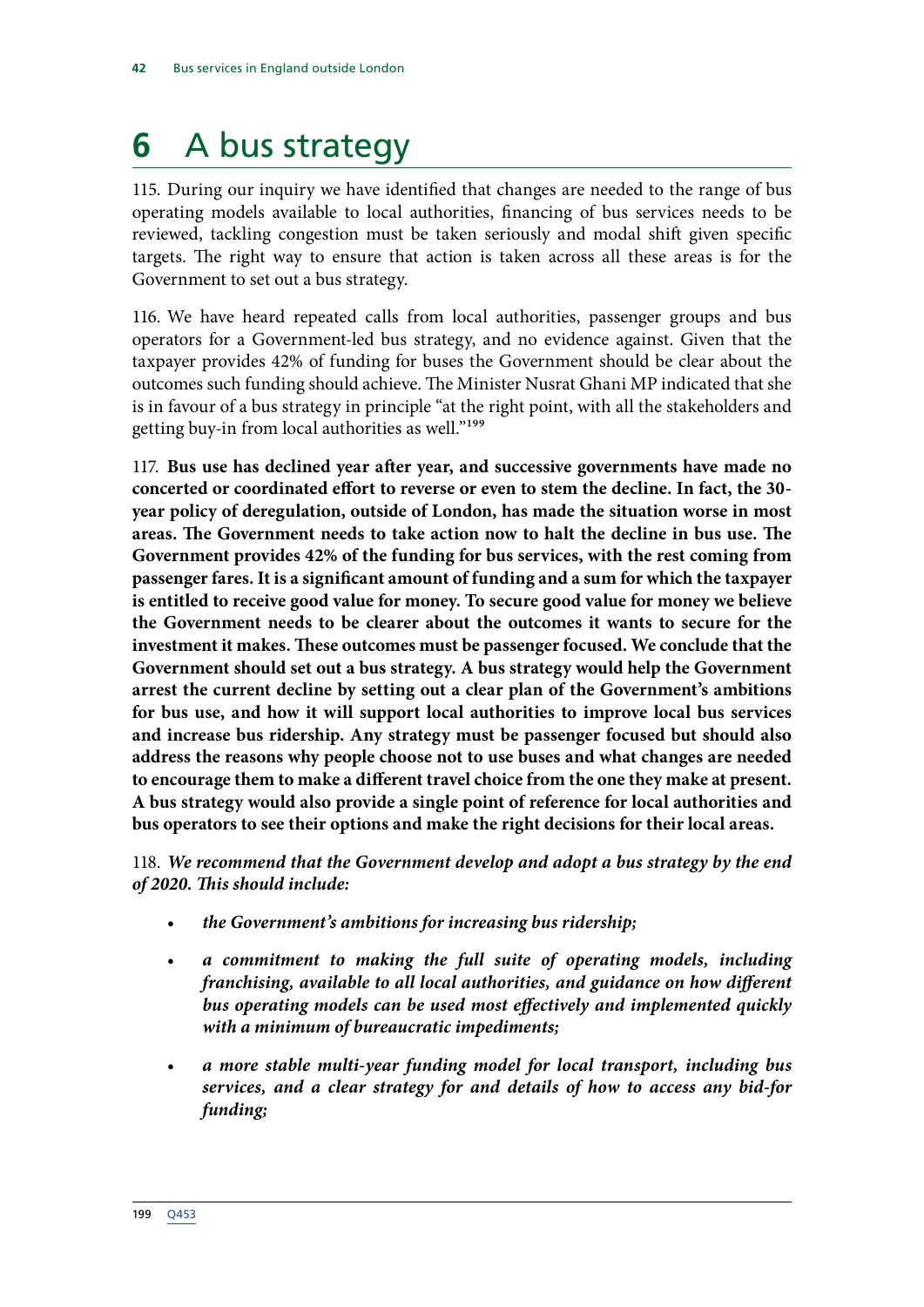# 6 A bus strategy

115. During our inquiry we have identified that changes are needed to the range of bus operating models available to local authorities, financing of bus services needs to be reviewed, tackling congestion must be taken seriously and modal shift given specific targets. The right way to ensure that action is taken across all these areas is for the Government to set out a bus strategy.

116. We have heard repeated calls from local authorities, passenger groups and bus operators for a Government-led bus strategy, and no evidence against. Given that the taxpayer provides 42% of funding for buses the Government should be clear about the outcomes such funding should achieve. The Minister Nusrat Ghani MP indicated that she is in favour of a bus strategy in principle "at the right point, with all the stakeholders and getting buy-in from local authorities as well."[199]

117. **Bus use has declined year after year, and successive governments have made no concerted or coordinated effort to reverse or even to stem the decline. In fact, the 30-year policy of deregulation, outside of London, has made the situation worse in most areas. The Government needs to take action now to halt the decline in bus use. The Government provides 42% of the funding for bus services, with the rest coming from passenger fares. It is a significant amount of funding and a sum for which the taxpayer is entitled to receive good value for money. To secure good value for money we believe the Government needs to be clearer about the outcomes it wants to secure for the investment it makes. These outcomes must be passenger focused. We conclude that the Government should set out a bus strategy. A bus strategy would help the Government arrest the current decline by setting out a clear plan of the Government's ambitions for bus use, and how it will support local authorities to improve local bus services and increase bus ridership. Any strategy must be passenger focused but should also address the reasons why people choose not to use buses and what changes are needed to encourage them to make a different travel choice from the one they make at present. A bus strategy would also provide a single point of reference for local authorities and bus operators to see their options and make the right decisions for their local areas.**

118. ***We recommend that the Government develop and adopt a bus strategy by the end of 2020. This should include:***

- ***the Government's ambitions for increasing bus ridership;***
- ***a commitment to making the full suite of operating models, including franchising, available to all local authorities, and guidance on how different bus operating models can be used most effectively and implemented quickly with a minimum of bureaucratic impediments;***
- ***a more stable multi-year funding model for local transport, including bus services, and a clear strategy for and details of how to access any bid-for funding;***

199 Q453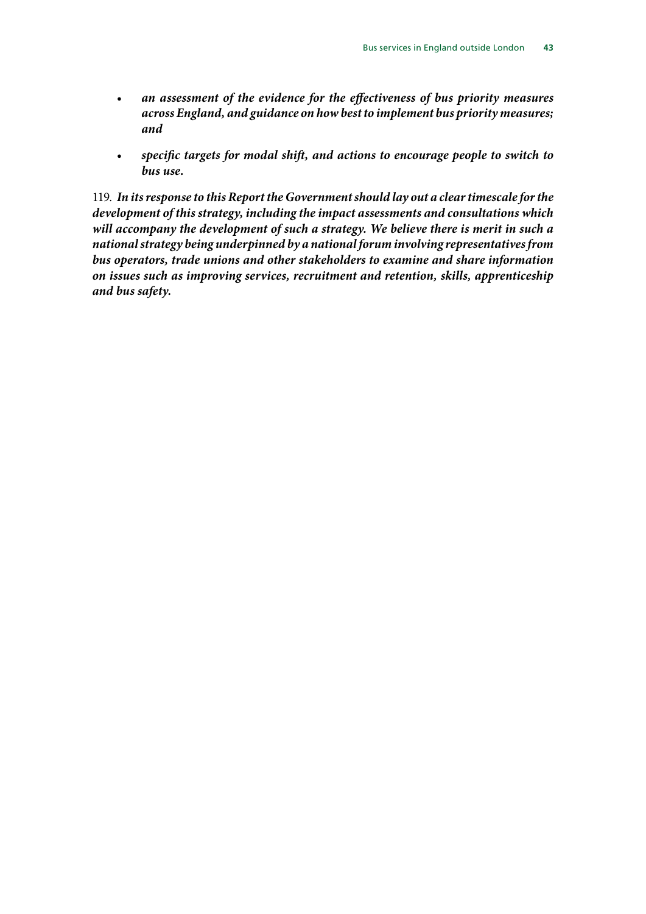- ***an assessment of the evidence for the effectiveness of bus priority measures across England, and guidance on how best to implement bus priority measures; and***

- ***specific targets for modal shift, and actions to encourage people to switch to bus use.***

119. ***In its response to this Report the Government should lay out a clear timescale for the development of this strategy, including the impact assessments and consultations which will accompany the development of such a strategy. We believe there is merit in such a national strategy being underpinned by a national forum involving representatives from bus operators, trade unions and other stakeholders to examine and share information on issues such as improving services, recruitment and retention, skills, apprenticeship and bus safety.***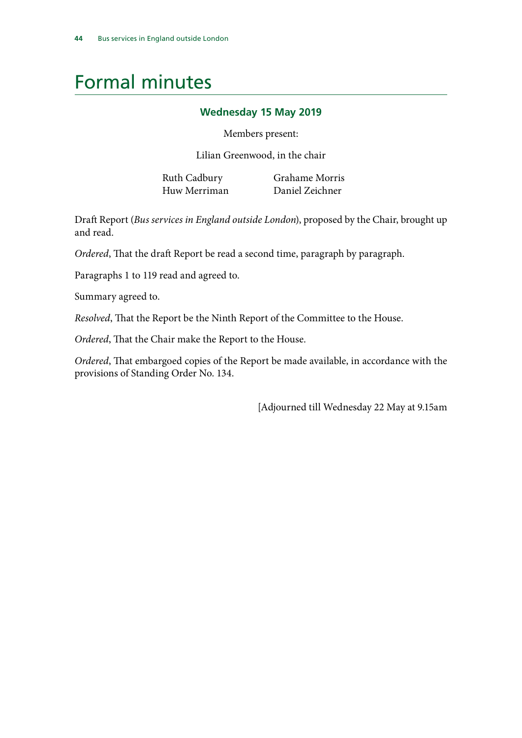# Formal minutes

### Wednesday 15 May 2019

Members present:

Lilian Greenwood, in the chair

Ruth Cadbury
Huw Merriman
Grahame Morris
Daniel Zeichner

Draft Report (*Bus services in England outside London*), proposed by the Chair, brought up and read.

*Ordered*, That the draft Report be read a second time, paragraph by paragraph.

Paragraphs 1 to 119 read and agreed to.

Summary agreed to.

*Resolved*, That the Report be the Ninth Report of the Committee to the House.

*Ordered*, That the Chair make the Report to the House.

*Ordered*, That embargoed copies of the Report be made available, in accordance with the provisions of Standing Order No. 134.

[Adjourned till Wednesday 22 May at 9.15am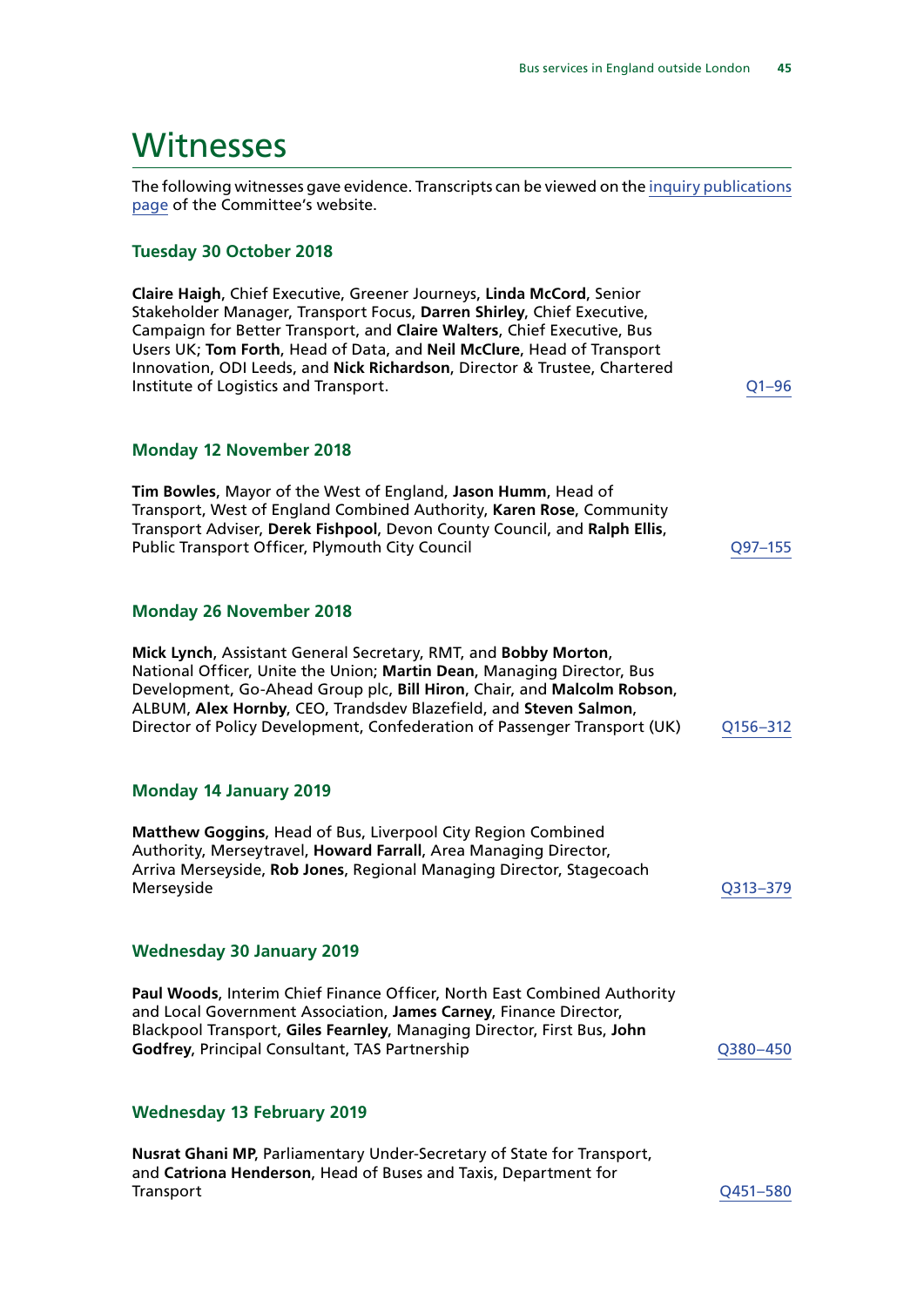# Witnesses

The following witnesses gave evidence. Transcripts can be viewed on the inquiry publications page of the Committee's website.

### Tuesday 30 October 2018

**Claire Haigh**, Chief Executive, Greener Journeys, **Linda McCord**, Senior Stakeholder Manager, Transport Focus, **Darren Shirley**, Chief Executive, Campaign for Better Transport, and **Claire Walters**, Chief Executive, Bus Users UK; **Tom Forth**, Head of Data, and **Neil McClure**, Head of Transport Innovation, ODI Leeds, and **Nick Richardson**, Director & Trustee, Chartered Institute of Logistics and Transport. Q1–96

### Monday 12 November 2018

**Tim Bowles**, Mayor of the West of England, **Jason Humm**, Head of Transport, West of England Combined Authority, **Karen Rose**, Community Transport Adviser, **Derek Fishpool**, Devon County Council, and **Ralph Ellis**, Public Transport Officer, Plymouth City Council Q97–155

### Monday 26 November 2018

**Mick Lynch**, Assistant General Secretary, RMT, and **Bobby Morton**, National Officer, Unite the Union; **Martin Dean**, Managing Director, Bus Development, Go-Ahead Group plc, **Bill Hiron**, Chair, and **Malcolm Robson**, ALBUM, **Alex Hornby**, CEO, Trandsdev Blazefield, and **Steven Salmon**, Director of Policy Development, Confederation of Passenger Transport (UK) Q156–312

### Monday 14 January 2019

**Matthew Goggins**, Head of Bus, Liverpool City Region Combined Authority, Merseytravel, **Howard Farrall**, Area Managing Director, Arriva Merseyside, **Rob Jones**, Regional Managing Director, Stagecoach Merseyside Q313–379

### Wednesday 30 January 2019

**Paul Woods**, Interim Chief Finance Officer, North East Combined Authority and Local Government Association, **James Carney**, Finance Director, Blackpool Transport, **Giles Fearnley**, Managing Director, First Bus, **John Godfrey**, Principal Consultant, TAS Partnership Q380–450

### Wednesday 13 February 2019

**Nusrat Ghani MP**, Parliamentary Under-Secretary of State for Transport, and **Catriona Henderson**, Head of Buses and Taxis, Department for Transport Q451–580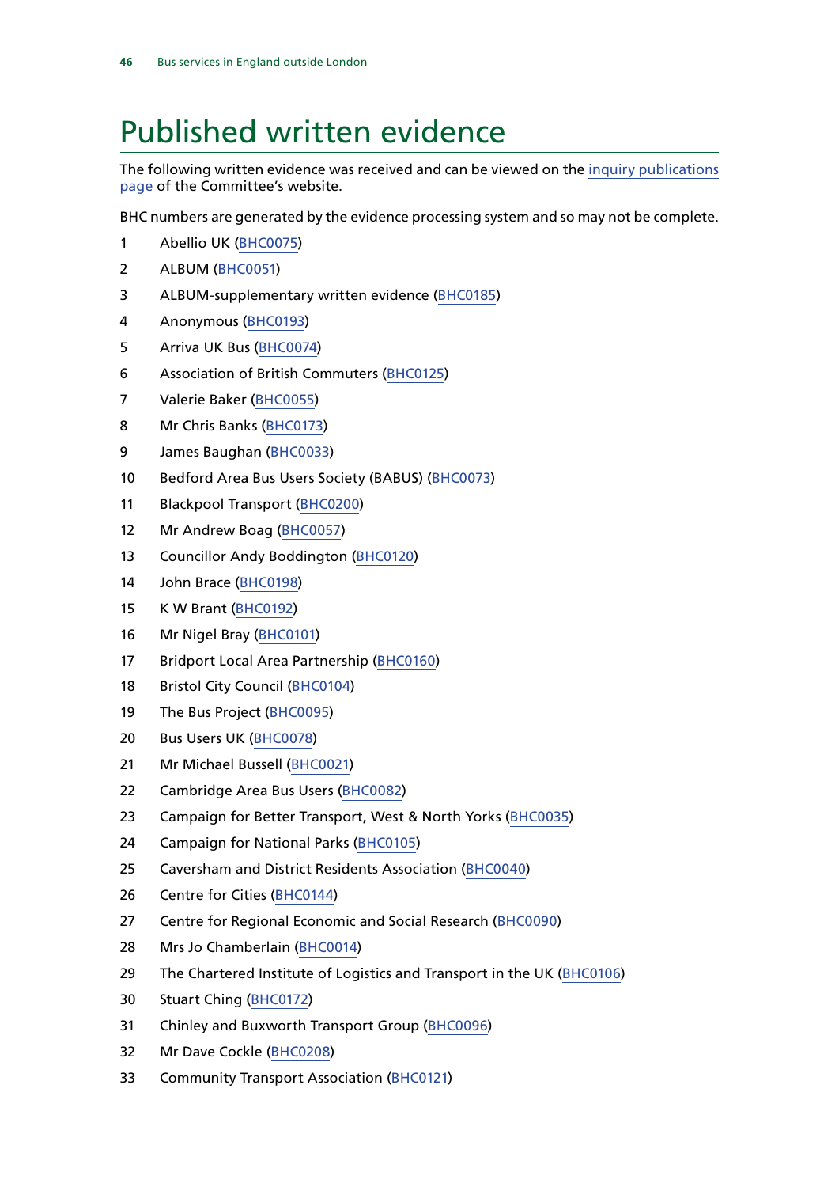# Published written evidence

The following written evidence was received and can be viewed on the inquiry publications page of the Committee's website.

BHC numbers are generated by the evidence processing system and so may not be complete.

1. Abellio UK (BHC0075)
2. ALBUM (BHC0051)
3. ALBUM-supplementary written evidence (BHC0185)
4. Anonymous (BHC0193)
5. Arriva UK Bus (BHC0074)
6. Association of British Commuters (BHC0125)
7. Valerie Baker (BHC0055)
8. Mr Chris Banks (BHC0173)
9. James Baughan (BHC0033)
10. Bedford Area Bus Users Society (BABUS) (BHC0073)
11. Blackpool Transport (BHC0200)
12. Mr Andrew Boag (BHC0057)
13. Councillor Andy Boddington (BHC0120)
14. John Brace (BHC0198)
15. K W Brant (BHC0192)
16. Mr Nigel Bray (BHC0101)
17. Bridport Local Area Partnership (BHC0160)
18. Bristol City Council (BHC0104)
19. The Bus Project (BHC0095)
20. Bus Users UK (BHC0078)
21. Mr Michael Bussell (BHC0021)
22. Cambridge Area Bus Users (BHC0082)
23. Campaign for Better Transport, West & North Yorks (BHC0035)
24. Campaign for National Parks (BHC0105)
25. Caversham and District Residents Association (BHC0040)
26. Centre for Cities (BHC0144)
27. Centre for Regional Economic and Social Research (BHC0090)
28. Mrs Jo Chamberlain (BHC0014)
29. The Chartered Institute of Logistics and Transport in the UK (BHC0106)
30. Stuart Ching (BHC0172)
31. Chinley and Buxworth Transport Group (BHC0096)
32. Mr Dave Cockle (BHC0208)
33. Community Transport Association (BHC0121)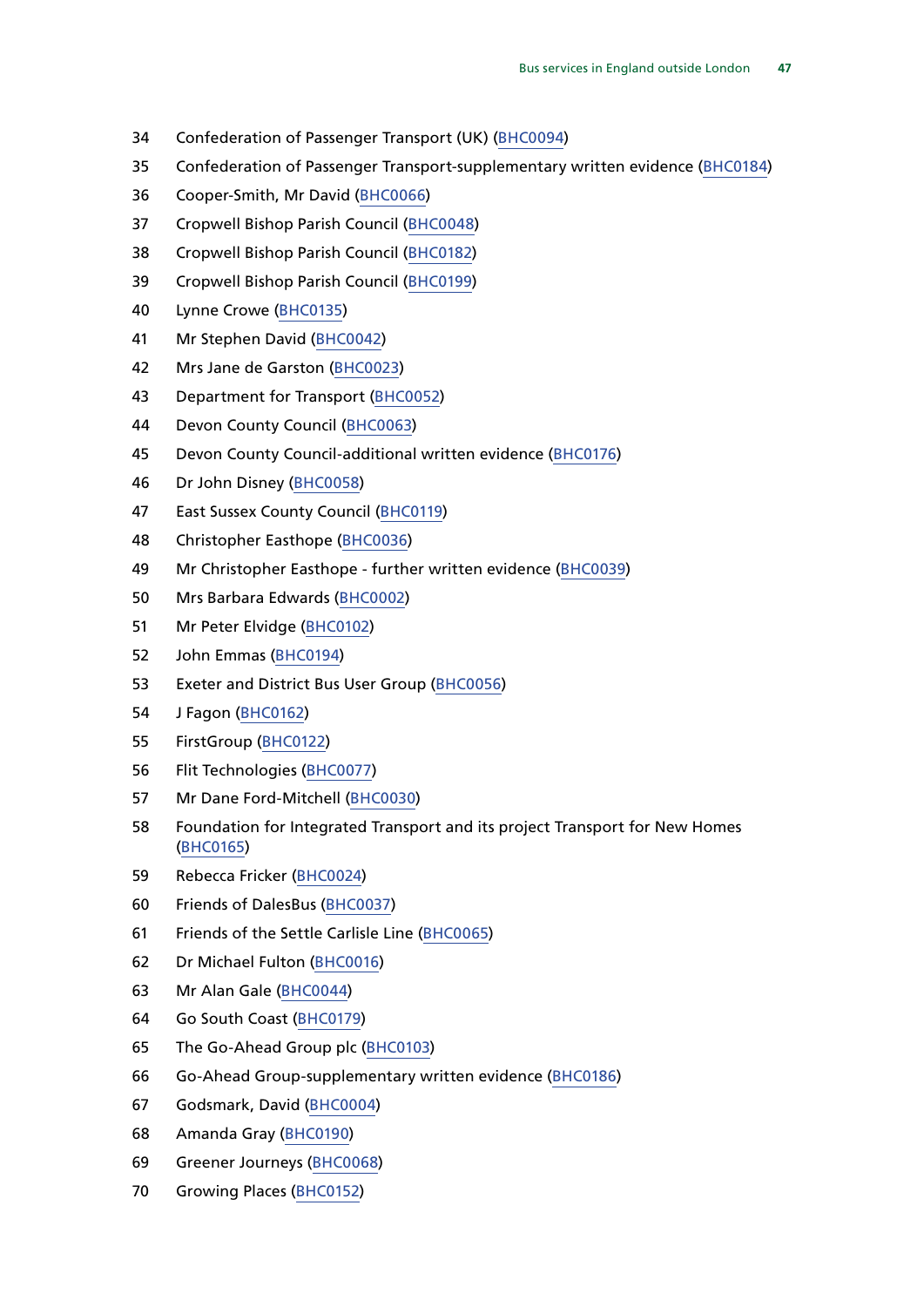34 Confederation of Passenger Transport (UK) (BHC0094)

35 Confederation of Passenger Transport-supplementary written evidence (BHC0184)

36 Cooper-Smith, Mr David (BHC0066)

37 Cropwell Bishop Parish Council (BHC0048)

38 Cropwell Bishop Parish Council (BHC0182)

39 Cropwell Bishop Parish Council (BHC0199)

40 Lynne Crowe (BHC0135)

41 Mr Stephen David (BHC0042)

42 Mrs Jane de Garston (BHC0023)

43 Department for Transport (BHC0052)

44 Devon County Council (BHC0063)

45 Devon County Council-additional written evidence (BHC0176)

46 Dr John Disney (BHC0058)

47 East Sussex County Council (BHC0119)

48 Christopher Easthope (BHC0036)

49 Mr Christopher Easthope - further written evidence (BHC0039)

50 Mrs Barbara Edwards (BHC0002)

51 Mr Peter Elvidge (BHC0102)

52 John Emmas (BHC0194)

53 Exeter and District Bus User Group (BHC0056)

54 J Fagon (BHC0162)

55 FirstGroup (BHC0122)

56 Flit Technologies (BHC0077)

57 Mr Dane Ford-Mitchell (BHC0030)

58 Foundation for Integrated Transport and its project Transport for New Homes (BHC0165)

59 Rebecca Fricker (BHC0024)

60 Friends of DalesBus (BHC0037)

61 Friends of the Settle Carlisle Line (BHC0065)

62 Dr Michael Fulton (BHC0016)

63 Mr Alan Gale (BHC0044)

64 Go South Coast (BHC0179)

65 The Go-Ahead Group plc (BHC0103)

66 Go-Ahead Group-supplementary written evidence (BHC0186)

67 Godsmark, David (BHC0004)

68 Amanda Gray (BHC0190)

69 Greener Journeys (BHC0068)

70 Growing Places (BHC0152)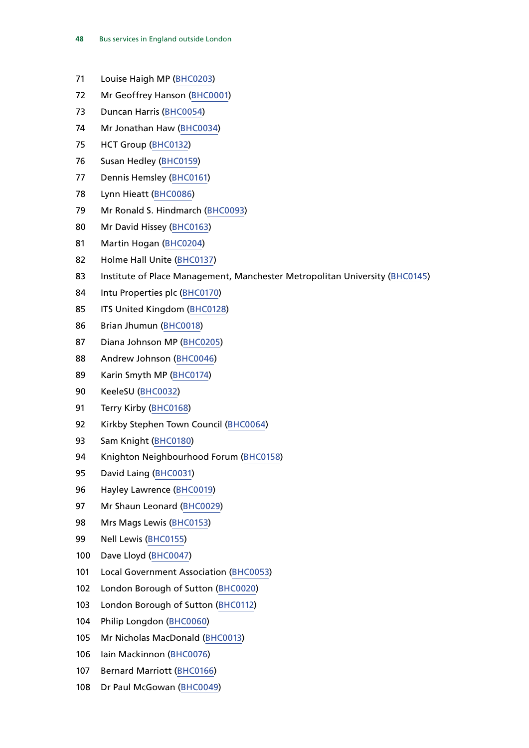71 Louise Haigh MP (BHC0203)

72 Mr Geoffrey Hanson (BHC0001)

73 Duncan Harris (BHC0054)

74 Mr Jonathan Haw (BHC0034)

75 HCT Group (BHC0132)

76 Susan Hedley (BHC0159)

77 Dennis Hemsley (BHC0161)

78 Lynn Hieatt (BHC0086)

79 Mr Ronald S. Hindmarch (BHC0093)

80 Mr David Hissey (BHC0163)

81 Martin Hogan (BHC0204)

82 Holme Hall Unite (BHC0137)

83 Institute of Place Management, Manchester Metropolitan University (BHC0145)

84 Intu Properties plc (BHC0170)

85 ITS United Kingdom (BHC0128)

86 Brian Jhumun (BHC0018)

87 Diana Johnson MP (BHC0205)

88 Andrew Johnson (BHC0046)

89 Karin Smyth MP (BHC0174)

90 KeeleSU (BHC0032)

91 Terry Kirby (BHC0168)

92 Kirkby Stephen Town Council (BHC0064)

93 Sam Knight (BHC0180)

94 Knighton Neighbourhood Forum (BHC0158)

95 David Laing (BHC0031)

96 Hayley Lawrence (BHC0019)

97 Mr Shaun Leonard (BHC0029)

98 Mrs Mags Lewis (BHC0153)

99 Nell Lewis (BHC0155)

100 Dave Lloyd (BHC0047)

101 Local Government Association (BHC0053)

102 London Borough of Sutton (BHC0020)

103 London Borough of Sutton (BHC0112)

104 Philip Longdon (BHC0060)

105 Mr Nicholas MacDonald (BHC0013)

106 Iain Mackinnon (BHC0076)

107 Bernard Marriott (BHC0166)

108 Dr Paul McGowan (BHC0049)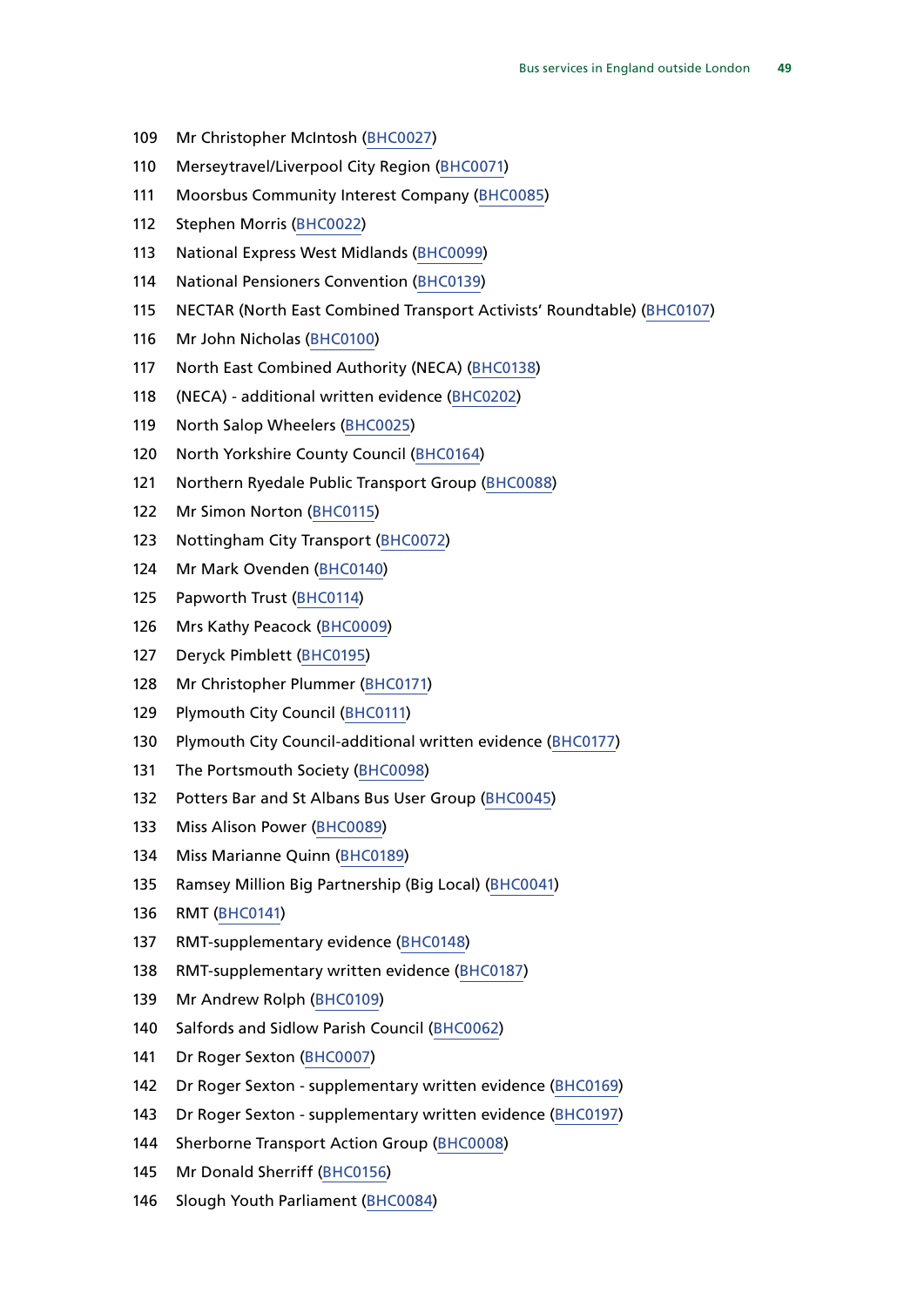109 Mr Christopher McIntosh (BHC0027)

110 Merseytravel/Liverpool City Region (BHC0071)

111 Moorsbus Community Interest Company (BHC0085)

112 Stephen Morris (BHC0022)

113 National Express West Midlands (BHC0099)

114 National Pensioners Convention (BHC0139)

115 NECTAR (North East Combined Transport Activists' Roundtable) (BHC0107)

116 Mr John Nicholas (BHC0100)

117 North East Combined Authority (NECA) (BHC0138)

118 (NECA) - additional written evidence (BHC0202)

119 North Salop Wheelers (BHC0025)

120 North Yorkshire County Council (BHC0164)

121 Northern Ryedale Public Transport Group (BHC0088)

122 Mr Simon Norton (BHC0115)

123 Nottingham City Transport (BHC0072)

124 Mr Mark Ovenden (BHC0140)

125 Papworth Trust (BHC0114)

126 Mrs Kathy Peacock (BHC0009)

127 Deryck Pimblett (BHC0195)

128 Mr Christopher Plummer (BHC0171)

129 Plymouth City Council (BHC0111)

130 Plymouth City Council-additional written evidence (BHC0177)

131 The Portsmouth Society (BHC0098)

132 Potters Bar and St Albans Bus User Group (BHC0045)

133 Miss Alison Power (BHC0089)

134 Miss Marianne Quinn (BHC0189)

135 Ramsey Million Big Partnership (Big Local) (BHC0041)

136 RMT (BHC0141)

137 RMT-supplementary evidence (BHC0148)

138 RMT-supplementary written evidence (BHC0187)

139 Mr Andrew Rolph (BHC0109)

140 Salfords and Sidlow Parish Council (BHC0062)

141 Dr Roger Sexton (BHC0007)

142 Dr Roger Sexton - supplementary written evidence (BHC0169)

143 Dr Roger Sexton - supplementary written evidence (BHC0197)

144 Sherborne Transport Action Group (BHC0008)

145 Mr Donald Sherriff (BHC0156)

146 Slough Youth Parliament (BHC0084)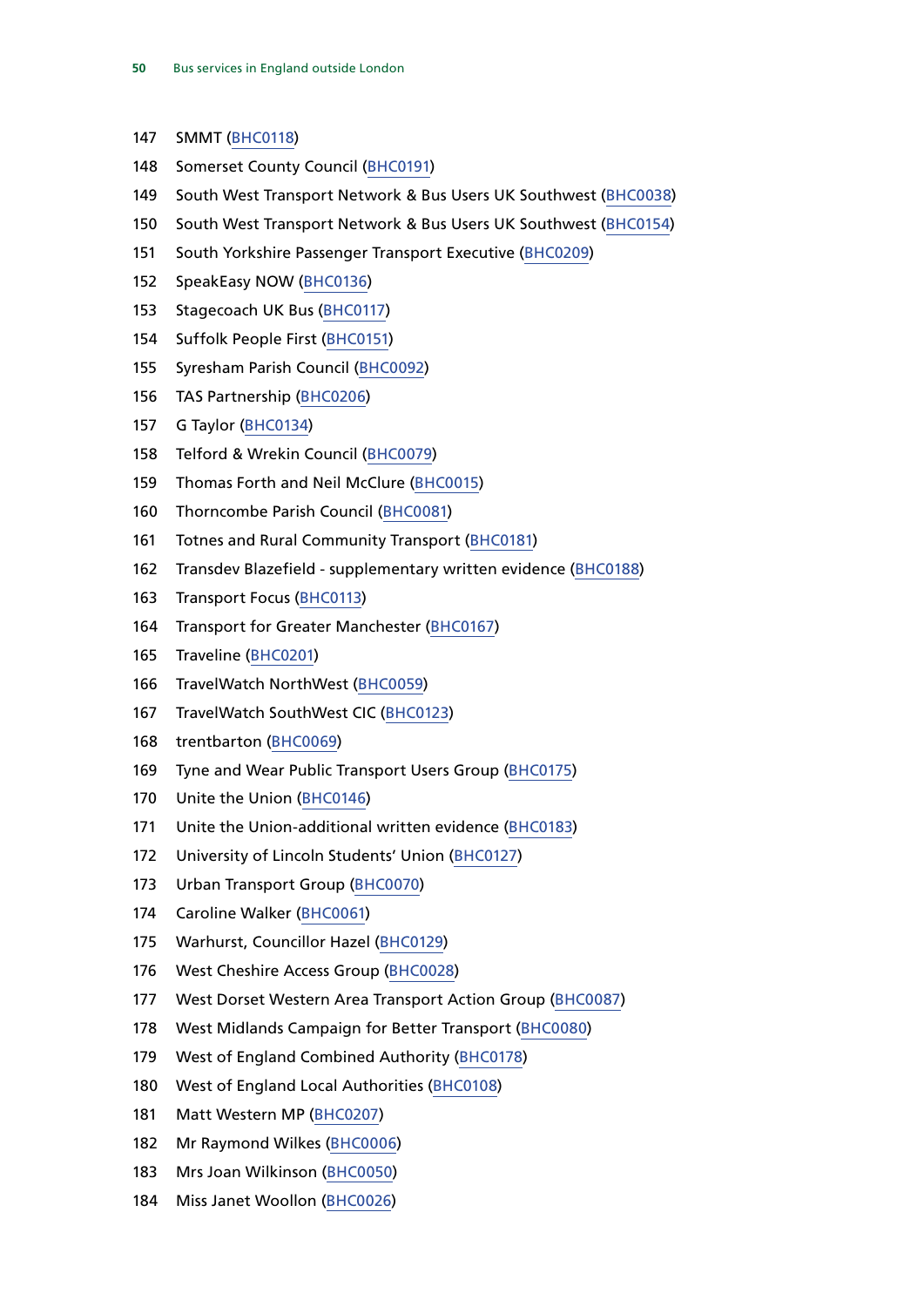147 SMMT (BHC0118)

148 Somerset County Council (BHC0191)

149 South West Transport Network & Bus Users UK Southwest (BHC0038)

150 South West Transport Network & Bus Users UK Southwest (BHC0154)

151 South Yorkshire Passenger Transport Executive (BHC0209)

152 SpeakEasy NOW (BHC0136)

153 Stagecoach UK Bus (BHC0117)

154 Suffolk People First (BHC0151)

155 Syresham Parish Council (BHC0092)

156 TAS Partnership (BHC0206)

157 G Taylor (BHC0134)

158 Telford & Wrekin Council (BHC0079)

159 Thomas Forth and Neil McClure (BHC0015)

160 Thorncombe Parish Council (BHC0081)

161 Totnes and Rural Community Transport (BHC0181)

162 Transdev Blazefield - supplementary written evidence (BHC0188)

163 Transport Focus (BHC0113)

164 Transport for Greater Manchester (BHC0167)

165 Traveline (BHC0201)

166 TravelWatch NorthWest (BHC0059)

167 TravelWatch SouthWest CIC (BHC0123)

168 trentbarton (BHC0069)

169 Tyne and Wear Public Transport Users Group (BHC0175)

170 Unite the Union (BHC0146)

171 Unite the Union-additional written evidence (BHC0183)

172 University of Lincoln Students' Union (BHC0127)

173 Urban Transport Group (BHC0070)

174 Caroline Walker (BHC0061)

175 Warhurst, Councillor Hazel (BHC0129)

176 West Cheshire Access Group (BHC0028)

177 West Dorset Western Area Transport Action Group (BHC0087)

178 West Midlands Campaign for Better Transport (BHC0080)

179 West of England Combined Authority (BHC0178)

180 West of England Local Authorities (BHC0108)

181 Matt Western MP (BHC0207)

182 Mr Raymond Wilkes (BHC0006)

183 Mrs Joan Wilkinson (BHC0050)

184 Miss Janet Woollon (BHC0026)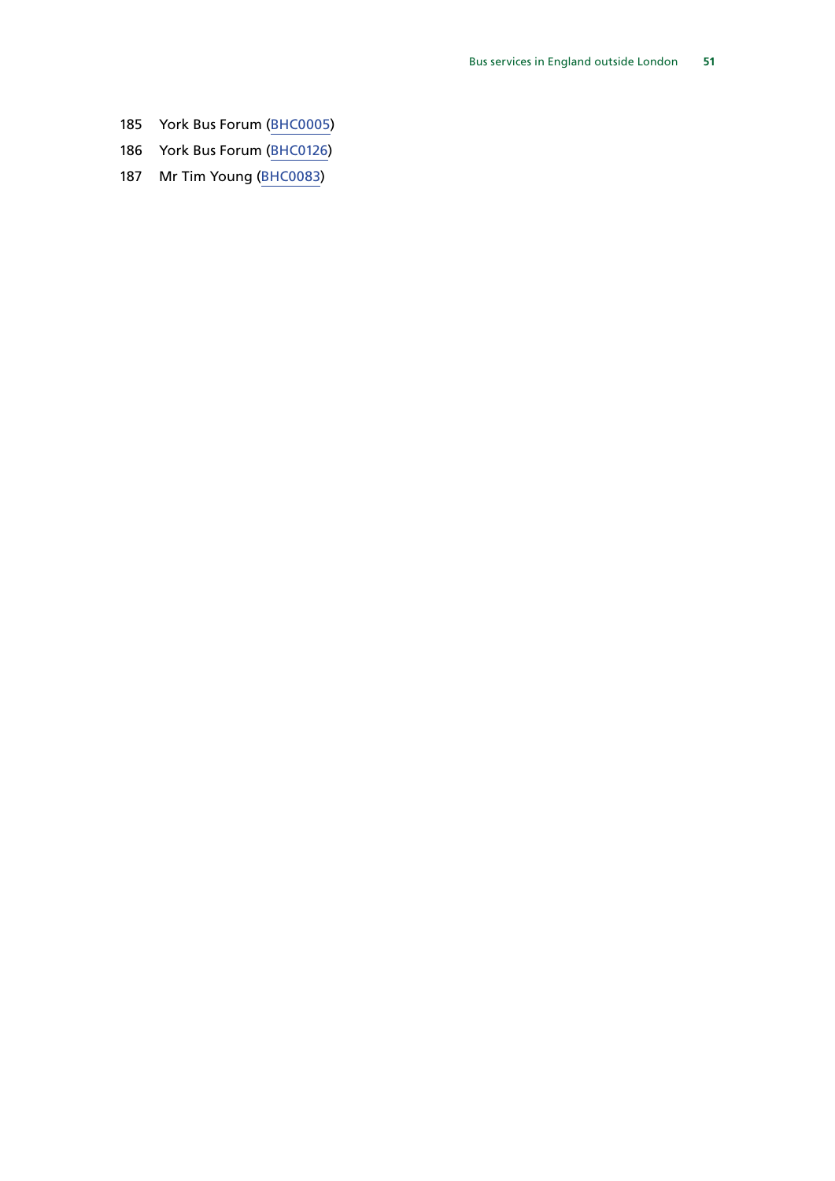185 York Bus Forum (BHC0005)

186 York Bus Forum (BHC0126)

187 Mr Tim Young (BHC0083)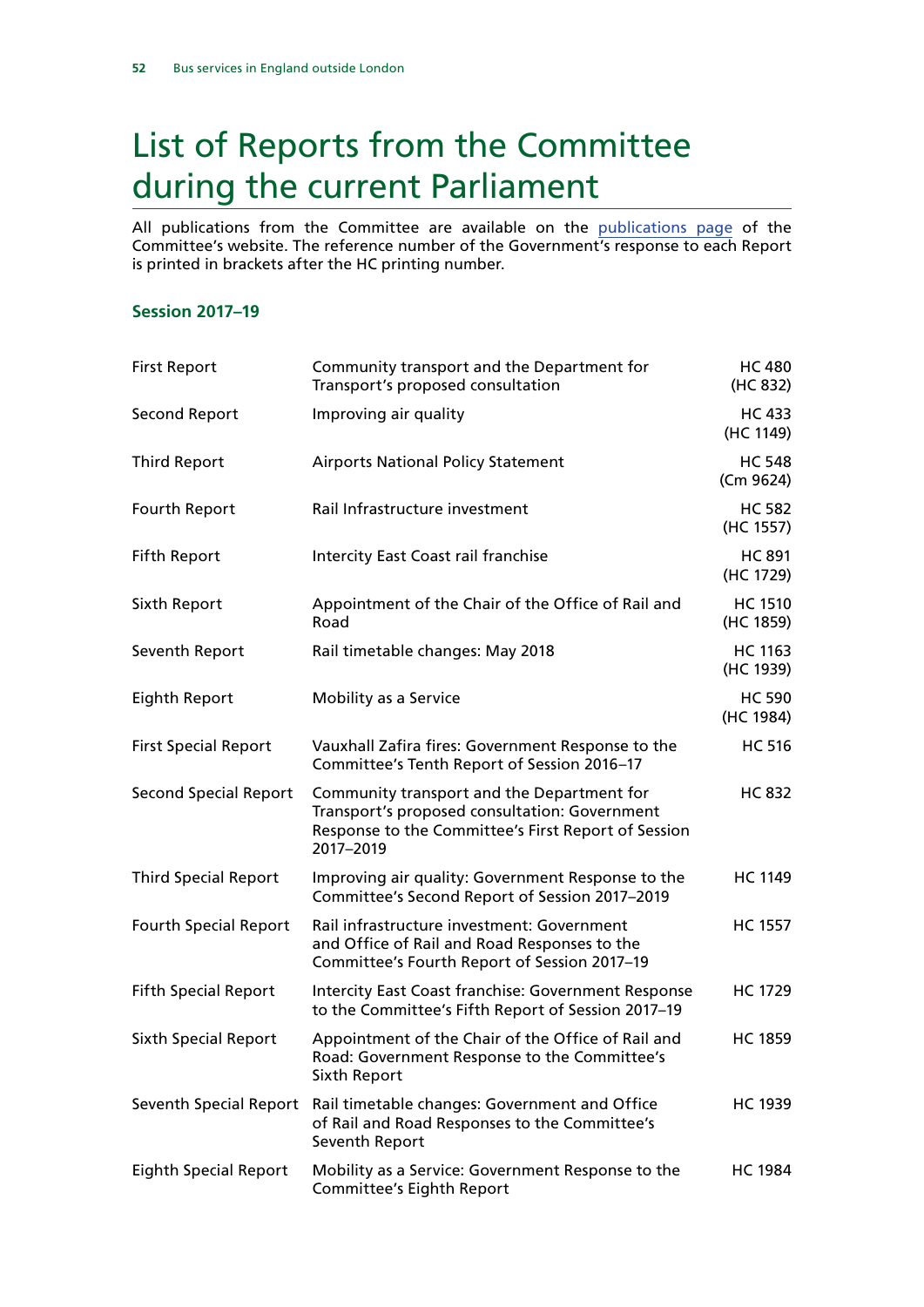# List of Reports from the Committee during the current Parliament

All publications from the Committee are available on the publications page of the Committee's website. The reference number of the Government's response to each Report is printed in brackets after the HC printing number.

### Session 2017–19

| | | |
|---|---|---|
| First Report | Community transport and the Department for Transport's proposed consultation | HC 480 (HC 832) |
| Second Report | Improving air quality | HC 433 (HC 1149) |
| Third Report | Airports National Policy Statement | HC 548 (Cm 9624) |
| Fourth Report | Rail Infrastructure investment | HC 582 (HC 1557) |
| Fifth Report | Intercity East Coast rail franchise | HC 891 (HC 1729) |
| Sixth Report | Appointment of the Chair of the Office of Rail and Road | HC 1510 (HC 1859) |
| Seventh Report | Rail timetable changes: May 2018 | HC 1163 (HC 1939) |
| Eighth Report | Mobility as a Service | HC 590 (HC 1984) |
| First Special Report | Vauxhall Zafira fires: Government Response to the Committee's Tenth Report of Session 2016–17 | HC 516 |
| Second Special Report | Community transport and the Department for Transport's proposed consultation: Government Response to the Committee's First Report of Session 2017–2019 | HC 832 |
| Third Special Report | Improving air quality: Government Response to the Committee's Second Report of Session 2017–2019 | HC 1149 |
| Fourth Special Report | Rail infrastructure investment: Government and Office of Rail and Road Responses to the Committee's Fourth Report of Session 2017–19 | HC 1557 |
| Fifth Special Report | Intercity East Coast franchise: Government Response to the Committee's Fifth Report of Session 2017–19 | HC 1729 |
| Sixth Special Report | Appointment of the Chair of the Office of Rail and Road: Government Response to the Committee's Sixth Report | HC 1859 |
| Seventh Special Report | Rail timetable changes: Government and Office of Rail and Road Responses to the Committee's Seventh Report | HC 1939 |
| Eighth Special Report | Mobility as a Service: Government Response to the Committee's Eighth Report | HC 1984 |